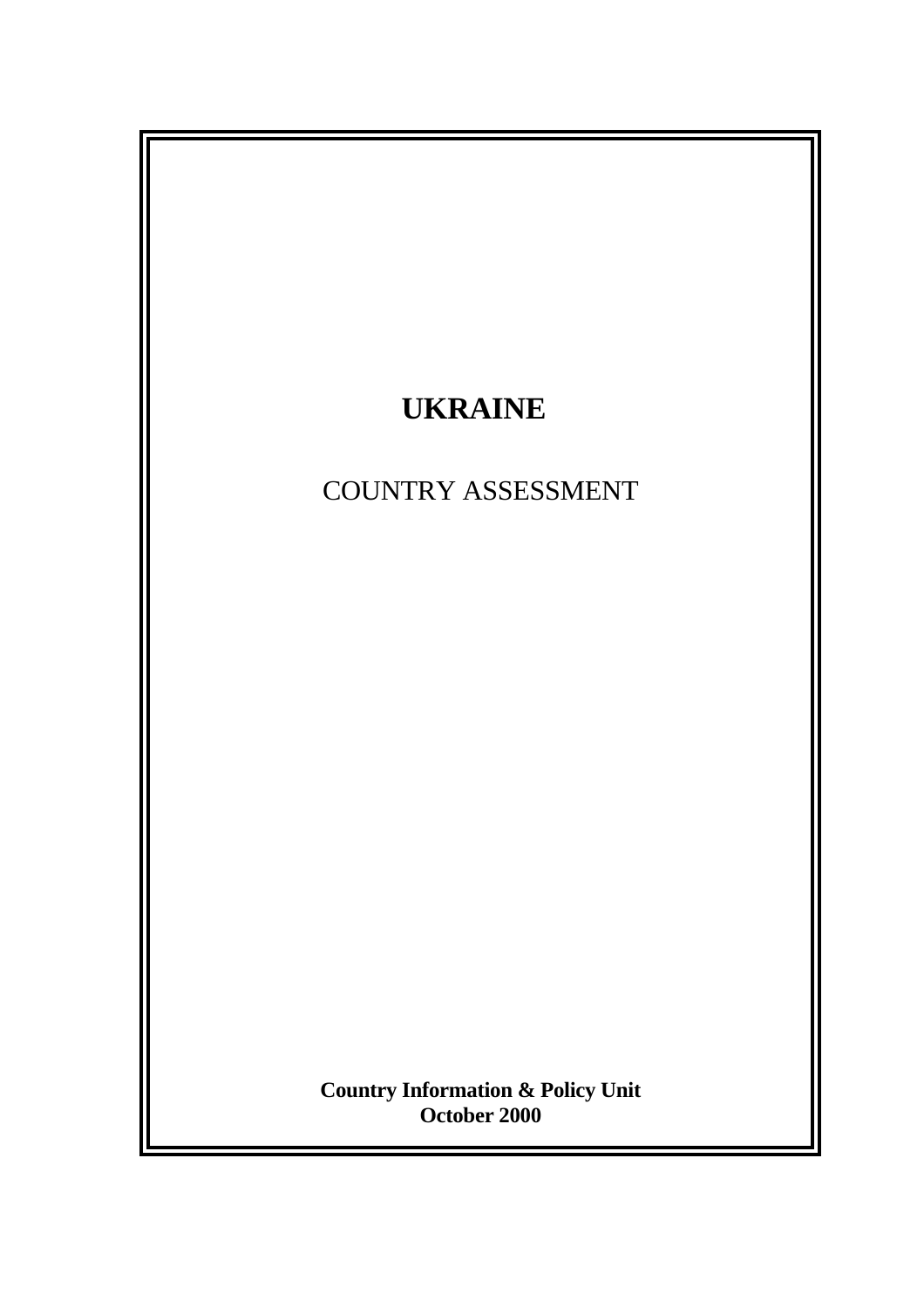# UKRAINE

COUNTRY ASSESSMENT

**Country Information & Policy Unit**
**October 2000**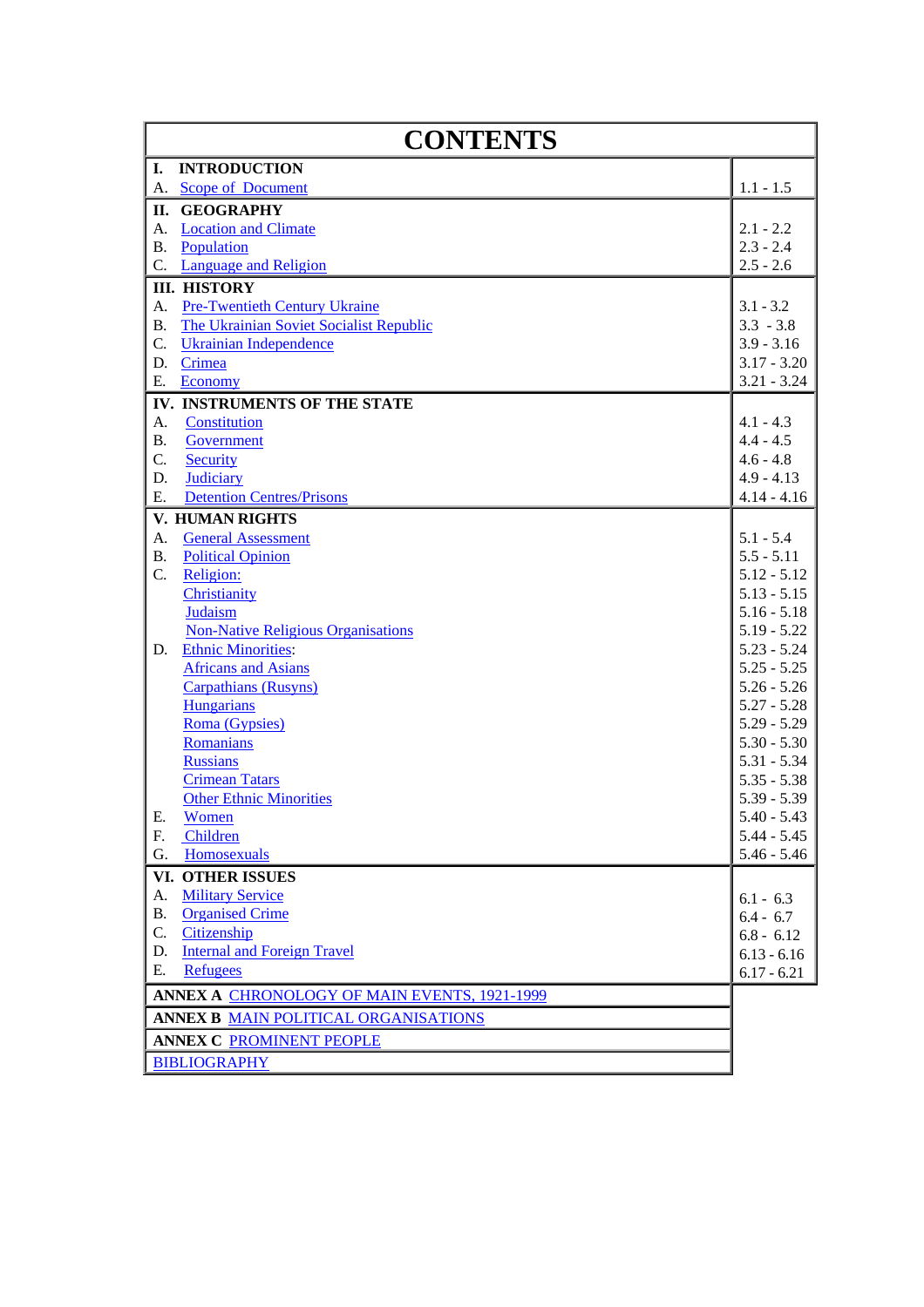# CONTENTS

| | |
|---|---|
| **I. INTRODUCTION** | |
| A. Scope of Document | 1.1 - 1.5 |
| **II. GEOGRAPHY** | |
| A. Location and Climate | 2.1 - 2.2 |
| B. Population | 2.3 - 2.4 |
| C. Language and Religion | 2.5 - 2.6 |
| **III. HISTORY** | |
| A. Pre-Twentieth Century Ukraine | 3.1 - 3.2 |
| B. The Ukrainian Soviet Socialist Republic | 3.3 - 3.8 |
| C. Ukrainian Independence | 3.9 - 3.16 |
| D. Crimea | 3.17 - 3.20 |
| E. Economy | 3.21 - 3.24 |
| **IV. INSTRUMENTS OF THE STATE** | |
| A. Constitution | 4.1 - 4.3 |
| B. Government | 4.4 - 4.5 |
| C. Security | 4.6 - 4.8 |
| D. Judiciary | 4.9 - 4.13 |
| E. Detention Centres/Prisons | 4.14 - 4.16 |
| **V. HUMAN RIGHTS** | |
| A. General Assessment | 5.1 - 5.4 |
| B. Political Opinion | 5.5 - 5.11 |
| C. Religion: | 5.12 - 5.12 |
| Christianity | 5.13 - 5.15 |
| Judaism | 5.16 - 5.18 |
| Non-Native Religious Organisations | 5.19 - 5.22 |
| D. Ethnic Minorities: | 5.23 - 5.24 |
| Africans and Asians | 5.25 - 5.25 |
| Carpathians (Rusyns) | 5.26 - 5.26 |
| Hungarians | 5.27 - 5.28 |
| Roma (Gypsies) | 5.29 - 5.29 |
| Romanians | 5.30 - 5.30 |
| Russians | 5.31 - 5.34 |
| Crimean Tatars | 5.35 - 5.38 |
| Other Ethnic Minorities | 5.39 - 5.39 |
| E. Women | 5.40 - 5.43 |
| F. Children | 5.44 - 5.45 |
| G. Homosexuals | 5.46 - 5.46 |
| **VI. OTHER ISSUES** | |
| A. Military Service | 6.1 - 6.3 |
| B. Organised Crime | 6.4 - 6.7 |
| C. Citizenship | 6.8 - 6.12 |
| D. Internal and Foreign Travel | 6.13 - 6.16 |
| E. Refugees | 6.17 - 6.21 |
| **ANNEX A** CHRONOLOGY OF MAIN EVENTS, 1921-1999 | |
| **ANNEX B** MAIN POLITICAL ORGANISATIONS | |
| **ANNEX C** PROMINENT PEOPLE | |
| BIBLIOGRAPHY | |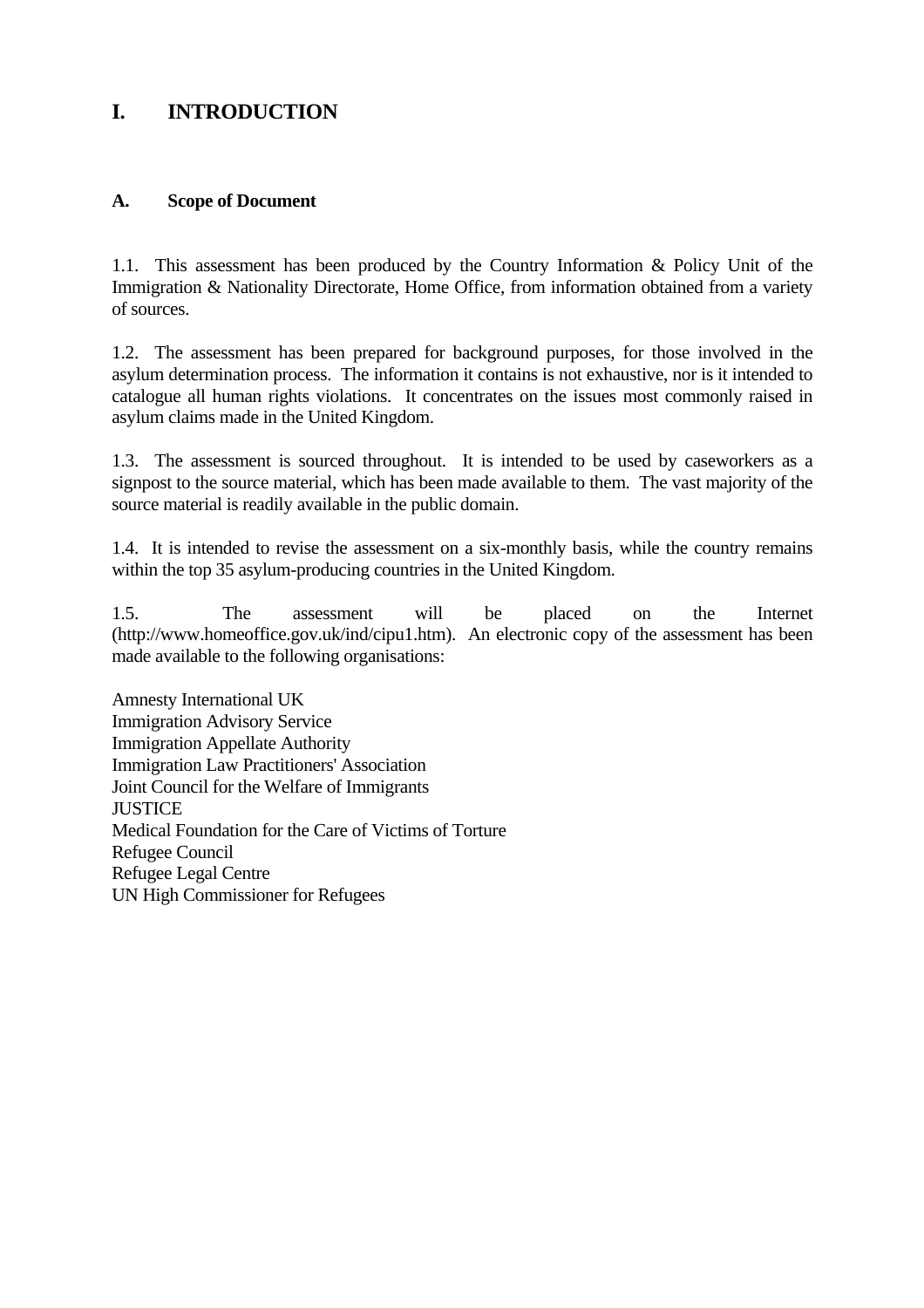# I. INTRODUCTION

## A. Scope of Document

1.1. This assessment has been produced by the Country Information & Policy Unit of the Immigration & Nationality Directorate, Home Office, from information obtained from a variety of sources.

1.2. The assessment has been prepared for background purposes, for those involved in the asylum determination process. The information it contains is not exhaustive, nor is it intended to catalogue all human rights violations. It concentrates on the issues most commonly raised in asylum claims made in the United Kingdom.

1.3. The assessment is sourced throughout. It is intended to be used by caseworkers as a signpost to the source material, which has been made available to them. The vast majority of the source material is readily available in the public domain.

1.4. It is intended to revise the assessment on a six-monthly basis, while the country remains within the top 35 asylum-producing countries in the United Kingdom.

1.5. The assessment will be placed on the Internet (http://www.homeoffice.gov.uk/ind/cipu1.htm). An electronic copy of the assessment has been made available to the following organisations:

Amnesty International UK
Immigration Advisory Service
Immigration Appellate Authority
Immigration Law Practitioners' Association
Joint Council for the Welfare of Immigrants
JUSTICE
Medical Foundation for the Care of Victims of Torture
Refugee Council
Refugee Legal Centre
UN High Commissioner for Refugees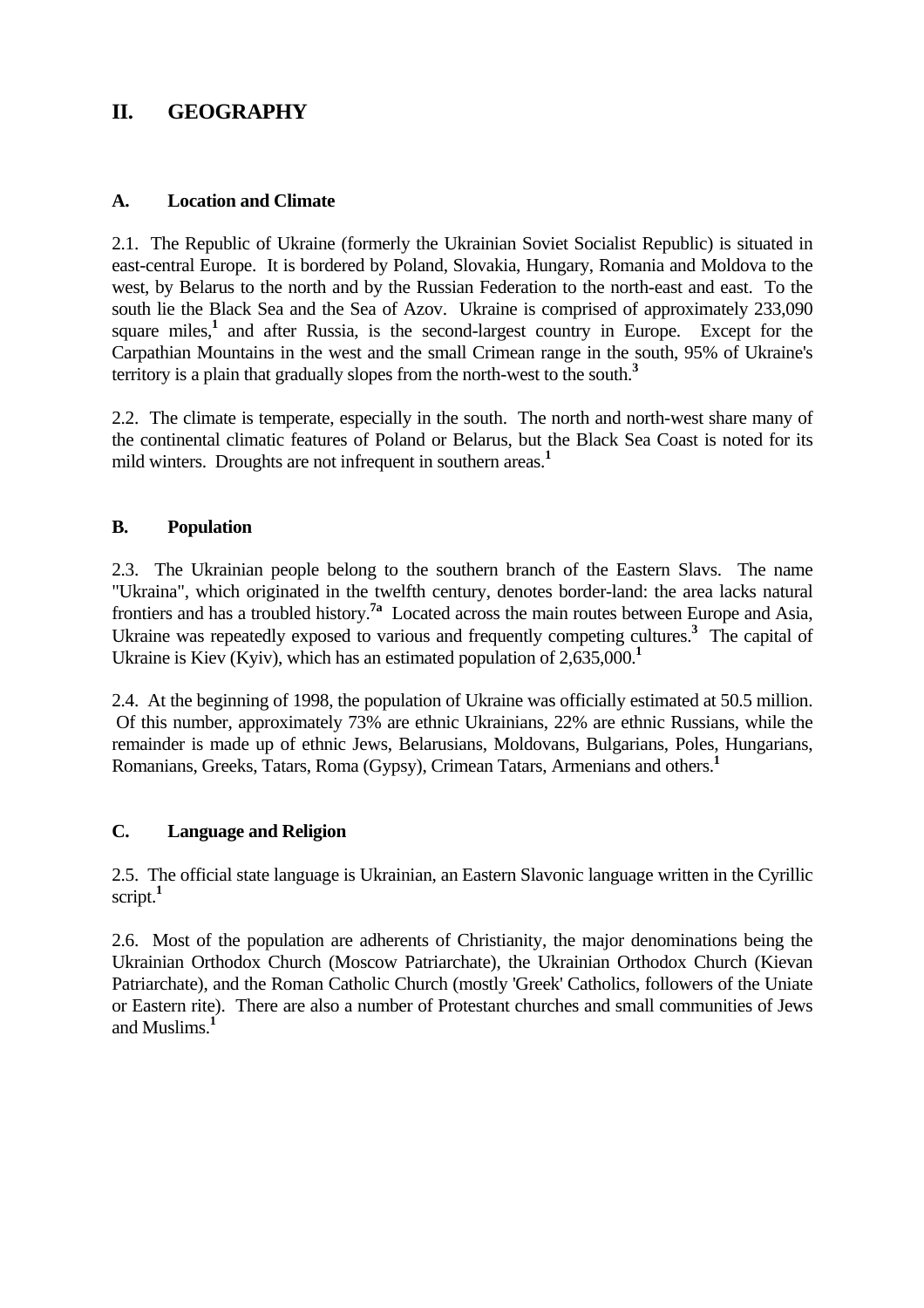## II. GEOGRAPHY

### A. Location and Climate

2.1. The Republic of Ukraine (formerly the Ukrainian Soviet Socialist Republic) is situated in east-central Europe. It is bordered by Poland, Slovakia, Hungary, Romania and Moldova to the west, by Belarus to the north and by the Russian Federation to the north-east and east. To the south lie the Black Sea and the Sea of Azov. Ukraine is comprised of approximately 233,090 square miles,[1] and after Russia, is the second-largest country in Europe. Except for the Carpathian Mountains in the west and the small Crimean range in the south, 95% of Ukraine's territory is a plain that gradually slopes from the north-west to the south.[3]

2.2. The climate is temperate, especially in the south. The north and north-west share many of the continental climatic features of Poland or Belarus, but the Black Sea Coast is noted for its mild winters. Droughts are not infrequent in southern areas.[1]

### B. Population

2.3. The Ukrainian people belong to the southern branch of the Eastern Slavs. The name "Ukraina", which originated in the twelfth century, denotes border-land: the area lacks natural frontiers and has a troubled history.[7a] Located across the main routes between Europe and Asia, Ukraine was repeatedly exposed to various and frequently competing cultures.[3] The capital of Ukraine is Kiev (Kyiv), which has an estimated population of 2,635,000.[1]

2.4. At the beginning of 1998, the population of Ukraine was officially estimated at 50.5 million. Of this number, approximately 73% are ethnic Ukrainians, 22% are ethnic Russians, while the remainder is made up of ethnic Jews, Belarusians, Moldovans, Bulgarians, Poles, Hungarians, Romanians, Greeks, Tatars, Roma (Gypsy), Crimean Tatars, Armenians and others.[1]

### C. Language and Religion

2.5. The official state language is Ukrainian, an Eastern Slavonic language written in the Cyrillic script.[1]

2.6. Most of the population are adherents of Christianity, the major denominations being the Ukrainian Orthodox Church (Moscow Patriarchate), the Ukrainian Orthodox Church (Kievan Patriarchate), and the Roman Catholic Church (mostly 'Greek' Catholics, followers of the Uniate or Eastern rite). There are also a number of Protestant churches and small communities of Jews and Muslims.[1]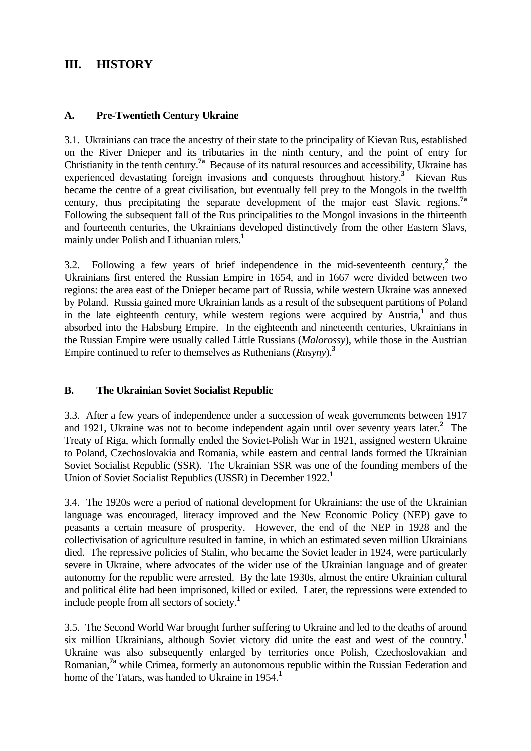# III. HISTORY

## A. Pre-Twentieth Century Ukraine

3.1. Ukrainians can trace the ancestry of their state to the principality of Kievan Rus, established on the River Dnieper and its tributaries in the ninth century, and the point of entry for Christianity in the tenth century.[7a] Because of its natural resources and accessibility, Ukraine has experienced devastating foreign invasions and conquests throughout history.[3] Kievan Rus became the centre of a great civilisation, but eventually fell prey to the Mongols in the twelfth century, thus precipitating the separate development of the major east Slavic regions.[7a] Following the subsequent fall of the Rus principalities to the Mongol invasions in the thirteenth and fourteenth centuries, the Ukrainians developed distinctively from the other Eastern Slavs, mainly under Polish and Lithuanian rulers.[1]

3.2. Following a few years of brief independence in the mid-seventeenth century,[2] the Ukrainians first entered the Russian Empire in 1654, and in 1667 were divided between two regions: the area east of the Dnieper became part of Russia, while western Ukraine was annexed by Poland. Russia gained more Ukrainian lands as a result of the subsequent partitions of Poland in the late eighteenth century, while western regions were acquired by Austria,[1] and thus absorbed into the Habsburg Empire. In the eighteenth and nineteenth centuries, Ukrainians in the Russian Empire were usually called Little Russians (*Malorossy*), while those in the Austrian Empire continued to refer to themselves as Ruthenians (*Rusyny*).[3]

## B. The Ukrainian Soviet Socialist Republic

3.3. After a few years of independence under a succession of weak governments between 1917 and 1921, Ukraine was not to become independent again until over seventy years later.[2] The Treaty of Riga, which formally ended the Soviet-Polish War in 1921, assigned western Ukraine to Poland, Czechoslovakia and Romania, while eastern and central lands formed the Ukrainian Soviet Socialist Republic (SSR). The Ukrainian SSR was one of the founding members of the Union of Soviet Socialist Republics (USSR) in December 1922.[1]

3.4. The 1920s were a period of national development for Ukrainians: the use of the Ukrainian language was encouraged, literacy improved and the New Economic Policy (NEP) gave to peasants a certain measure of prosperity. However, the end of the NEP in 1928 and the collectivisation of agriculture resulted in famine, in which an estimated seven million Ukrainians died. The repressive policies of Stalin, who became the Soviet leader in 1924, were particularly severe in Ukraine, where advocates of the wider use of the Ukrainian language and of greater autonomy for the republic were arrested. By the late 1930s, almost the entire Ukrainian cultural and political élite had been imprisoned, killed or exiled. Later, the repressions were extended to include people from all sectors of society.[1]

3.5. The Second World War brought further suffering to Ukraine and led to the deaths of around six million Ukrainians, although Soviet victory did unite the east and west of the country.[1] Ukraine was also subsequently enlarged by territories once Polish, Czechoslovakian and Romanian,[7a] while Crimea, formerly an autonomous republic within the Russian Federation and home of the Tatars, was handed to Ukraine in 1954.[1]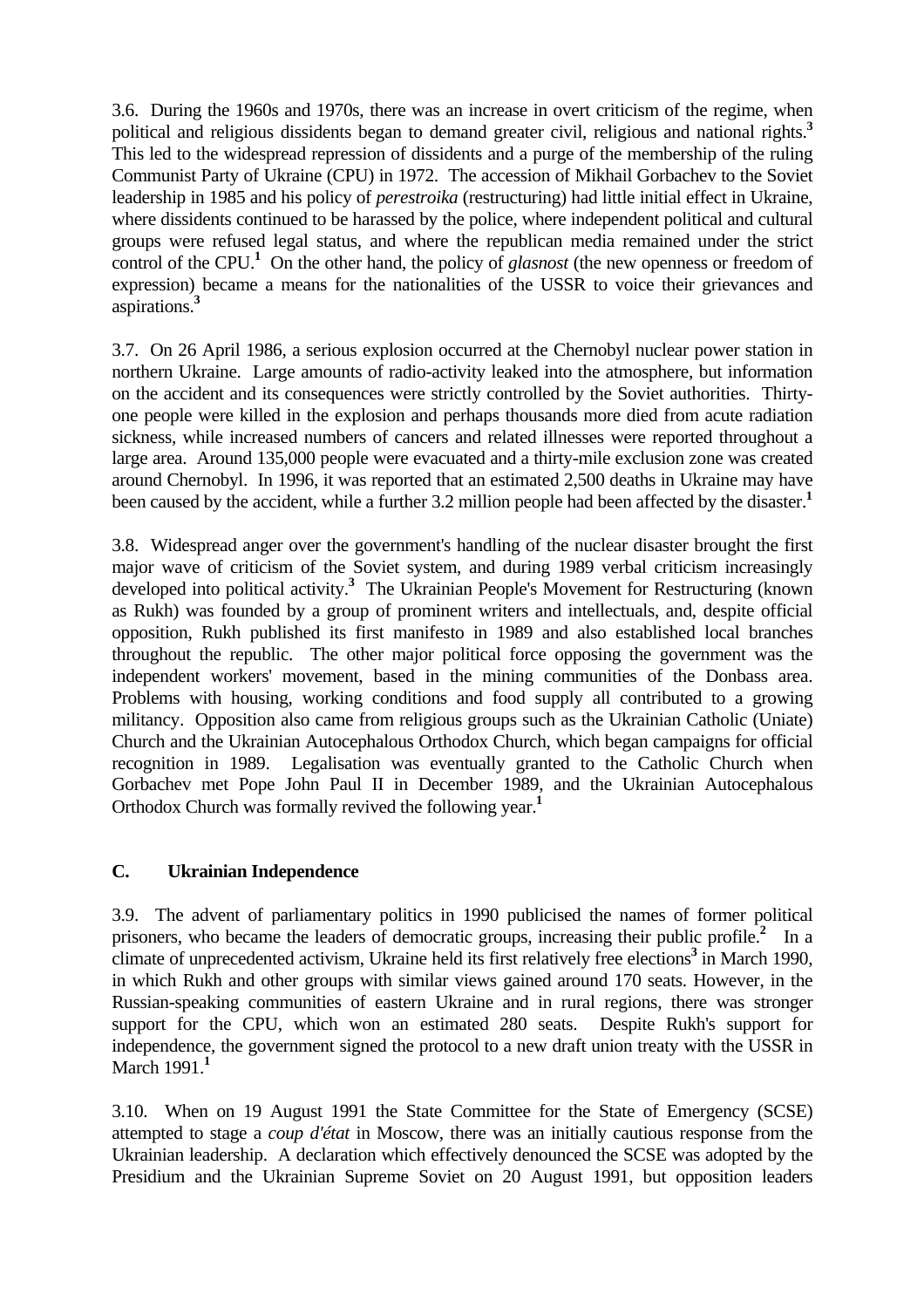3.6. During the 1960s and 1970s, there was an increase in overt criticism of the regime, when political and religious dissidents began to demand greater civil, religious and national rights.[3] This led to the widespread repression of dissidents and a purge of the membership of the ruling Communist Party of Ukraine (CPU) in 1972. The accession of Mikhail Gorbachev to the Soviet leadership in 1985 and his policy of *perestroika* (restructuring) had little initial effect in Ukraine, where dissidents continued to be harassed by the police, where independent political and cultural groups were refused legal status, and where the republican media remained under the strict control of the CPU.[1] On the other hand, the policy of *glasnost* (the new openness or freedom of expression) became a means for the nationalities of the USSR to voice their grievances and aspirations.[3]

3.7. On 26 April 1986, a serious explosion occurred at the Chernobyl nuclear power station in northern Ukraine. Large amounts of radio-activity leaked into the atmosphere, but information on the accident and its consequences were strictly controlled by the Soviet authorities. Thirty-one people were killed in the explosion and perhaps thousands more died from acute radiation sickness, while increased numbers of cancers and related illnesses were reported throughout a large area. Around 135,000 people were evacuated and a thirty-mile exclusion zone was created around Chernobyl. In 1996, it was reported that an estimated 2,500 deaths in Ukraine may have been caused by the accident, while a further 3.2 million people had been affected by the disaster.[1]

3.8. Widespread anger over the government's handling of the nuclear disaster brought the first major wave of criticism of the Soviet system, and during 1989 verbal criticism increasingly developed into political activity.[3] The Ukrainian People's Movement for Restructuring (known as Rukh) was founded by a group of prominent writers and intellectuals, and, despite official opposition, Rukh published its first manifesto in 1989 and also established local branches throughout the republic. The other major political force opposing the government was the independent workers' movement, based in the mining communities of the Donbass area. Problems with housing, working conditions and food supply all contributed to a growing militancy. Opposition also came from religious groups such as the Ukrainian Catholic (Uniate) Church and the Ukrainian Autocephalous Orthodox Church, which began campaigns for official recognition in 1989. Legalisation was eventually granted to the Catholic Church when Gorbachev met Pope John Paul II in December 1989, and the Ukrainian Autocephalous Orthodox Church was formally revived the following year.[1]

### C. Ukrainian Independence

3.9. The advent of parliamentary politics in 1990 publicised the names of former political prisoners, who became the leaders of democratic groups, increasing their public profile.[2] In a climate of unprecedented activism, Ukraine held its first relatively free elections[3] in March 1990, in which Rukh and other groups with similar views gained around 170 seats. However, in the Russian-speaking communities of eastern Ukraine and in rural regions, there was stronger support for the CPU, which won an estimated 280 seats. Despite Rukh's support for independence, the government signed the protocol to a new draft union treaty with the USSR in March 1991.[1]

3.10. When on 19 August 1991 the State Committee for the State of Emergency (SCSE) attempted to stage a *coup d'état* in Moscow, there was an initially cautious response from the Ukrainian leadership. A declaration which effectively denounced the SCSE was adopted by the Presidium and the Ukrainian Supreme Soviet on 20 August 1991, but opposition leaders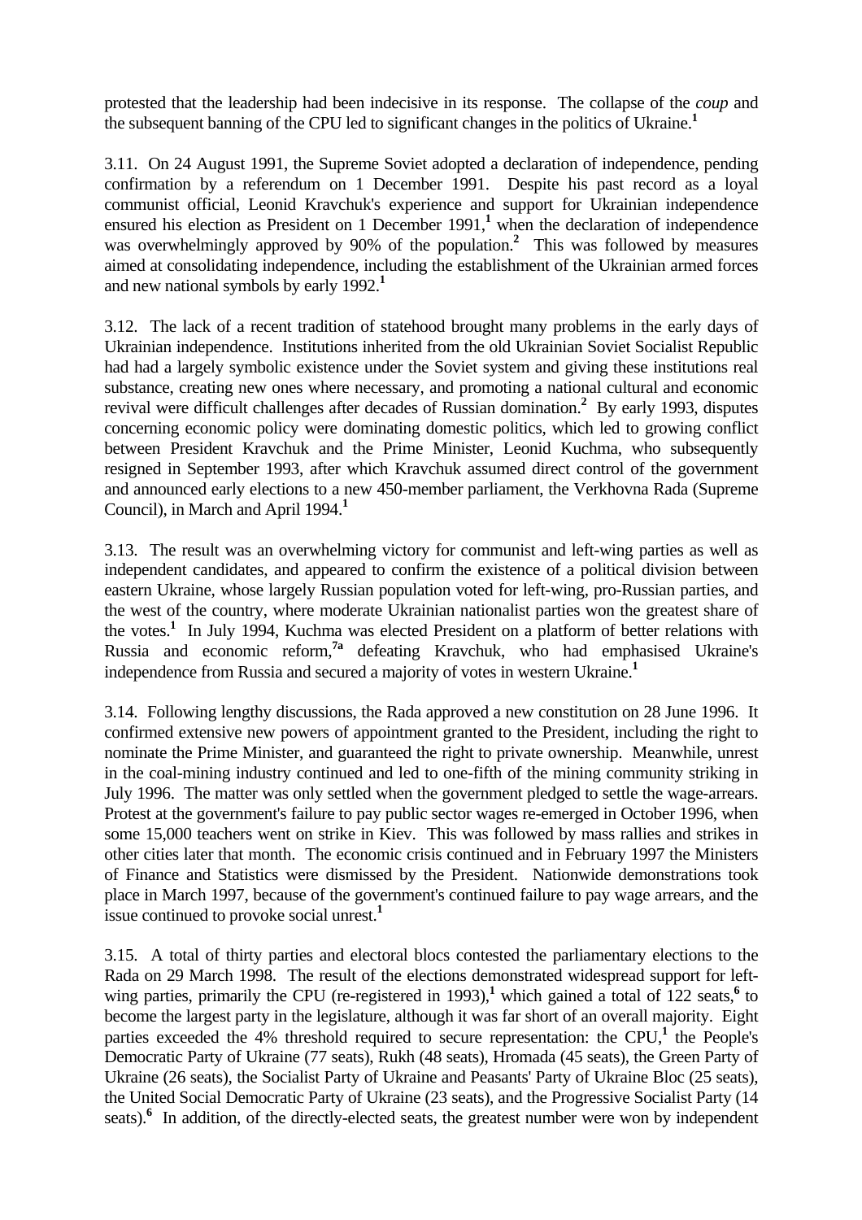protested that the leadership had been indecisive in its response. The collapse of the *coup* and the subsequent banning of the CPU led to significant changes in the politics of Ukraine.[1]

3.11. On 24 August 1991, the Supreme Soviet adopted a declaration of independence, pending confirmation by a referendum on 1 December 1991. Despite his past record as a loyal communist official, Leonid Kravchuk's experience and support for Ukrainian independence ensured his election as President on 1 December 1991,[1] when the declaration of independence was overwhelmingly approved by 90% of the population.[2] This was followed by measures aimed at consolidating independence, including the establishment of the Ukrainian armed forces and new national symbols by early 1992.[1]

3.12. The lack of a recent tradition of statehood brought many problems in the early days of Ukrainian independence. Institutions inherited from the old Ukrainian Soviet Socialist Republic had had a largely symbolic existence under the Soviet system and giving these institutions real substance, creating new ones where necessary, and promoting a national cultural and economic revival were difficult challenges after decades of Russian domination.[2] By early 1993, disputes concerning economic policy were dominating domestic politics, which led to growing conflict between President Kravchuk and the Prime Minister, Leonid Kuchma, who subsequently resigned in September 1993, after which Kravchuk assumed direct control of the government and announced early elections to a new 450-member parliament, the Verkhovna Rada (Supreme Council), in March and April 1994.[1]

3.13. The result was an overwhelming victory for communist and left-wing parties as well as independent candidates, and appeared to confirm the existence of a political division between eastern Ukraine, whose largely Russian population voted for left-wing, pro-Russian parties, and the west of the country, where moderate Ukrainian nationalist parties won the greatest share of the votes.[1] In July 1994, Kuchma was elected President on a platform of better relations with Russia and economic reform,[7a] defeating Kravchuk, who had emphasised Ukraine's independence from Russia and secured a majority of votes in western Ukraine.[1]

3.14. Following lengthy discussions, the Rada approved a new constitution on 28 June 1996. It confirmed extensive new powers of appointment granted to the President, including the right to nominate the Prime Minister, and guaranteed the right to private ownership. Meanwhile, unrest in the coal-mining industry continued and led to one-fifth of the mining community striking in July 1996. The matter was only settled when the government pledged to settle the wage-arrears. Protest at the government's failure to pay public sector wages re-emerged in October 1996, when some 15,000 teachers went on strike in Kiev. This was followed by mass rallies and strikes in other cities later that month. The economic crisis continued and in February 1997 the Ministers of Finance and Statistics were dismissed by the President. Nationwide demonstrations took place in March 1997, because of the government's continued failure to pay wage arrears, and the issue continued to provoke social unrest.[1]

3.15. A total of thirty parties and electoral blocs contested the parliamentary elections to the Rada on 29 March 1998. The result of the elections demonstrated widespread support for left-wing parties, primarily the CPU (re-registered in 1993),[1] which gained a total of 122 seats,[6] to become the largest party in the legislature, although it was far short of an overall majority. Eight parties exceeded the 4% threshold required to secure representation: the CPU,[1] the People's Democratic Party of Ukraine (77 seats), Rukh (48 seats), Hromada (45 seats), the Green Party of Ukraine (26 seats), the Socialist Party of Ukraine and Peasants' Party of Ukraine Bloc (25 seats), the United Social Democratic Party of Ukraine (23 seats), and the Progressive Socialist Party (14 seats).[6] In addition, of the directly-elected seats, the greatest number were won by independent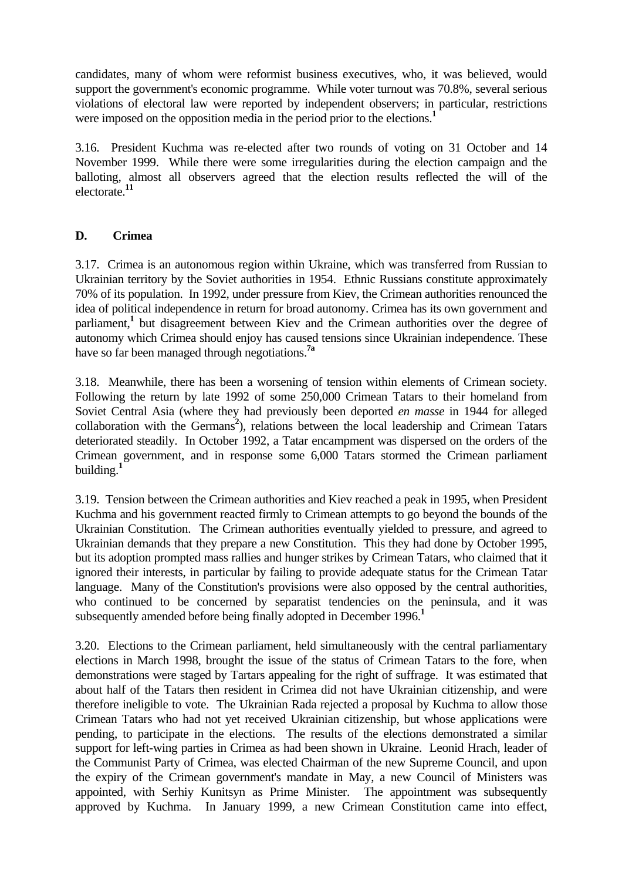candidates, many of whom were reformist business executives, who, it was believed, would support the government's economic programme. While voter turnout was 70.8%, several serious violations of electoral law were reported by independent observers; in particular, restrictions were imposed on the opposition media in the period prior to the elections.[1]

3.16. President Kuchma was re-elected after two rounds of voting on 31 October and 14 November 1999. While there were some irregularities during the election campaign and the balloting, almost all observers agreed that the election results reflected the will of the electorate.[11]

## D. Crimea

3.17. Crimea is an autonomous region within Ukraine, which was transferred from Russian to Ukrainian territory by the Soviet authorities in 1954. Ethnic Russians constitute approximately 70% of its population. In 1992, under pressure from Kiev, the Crimean authorities renounced the idea of political independence in return for broad autonomy. Crimea has its own government and parliament,[1] but disagreement between Kiev and the Crimean authorities over the degree of autonomy which Crimea should enjoy has caused tensions since Ukrainian independence. These have so far been managed through negotiations.[7a]

3.18. Meanwhile, there has been a worsening of tension within elements of Crimean society. Following the return by late 1992 of some 250,000 Crimean Tatars to their homeland from Soviet Central Asia (where they had previously been deported *en masse* in 1944 for alleged collaboration with the Germans[2]), relations between the local leadership and Crimean Tatars deteriorated steadily. In October 1992, a Tatar encampment was dispersed on the orders of the Crimean government, and in response some 6,000 Tatars stormed the Crimean parliament building.[1]

3.19. Tension between the Crimean authorities and Kiev reached a peak in 1995, when President Kuchma and his government reacted firmly to Crimean attempts to go beyond the bounds of the Ukrainian Constitution. The Crimean authorities eventually yielded to pressure, and agreed to Ukrainian demands that they prepare a new Constitution. This they had done by October 1995, but its adoption prompted mass rallies and hunger strikes by Crimean Tatars, who claimed that it ignored their interests, in particular by failing to provide adequate status for the Crimean Tatar language. Many of the Constitution's provisions were also opposed by the central authorities, who continued to be concerned by separatist tendencies on the peninsula, and it was subsequently amended before being finally adopted in December 1996.[1]

3.20. Elections to the Crimean parliament, held simultaneously with the central parliamentary elections in March 1998, brought the issue of the status of Crimean Tatars to the fore, when demonstrations were staged by Tartars appealing for the right of suffrage. It was estimated that about half of the Tatars then resident in Crimea did not have Ukrainian citizenship, and were therefore ineligible to vote. The Ukrainian Rada rejected a proposal by Kuchma to allow those Crimean Tatars who had not yet received Ukrainian citizenship, but whose applications were pending, to participate in the elections. The results of the elections demonstrated a similar support for left-wing parties in Crimea as had been shown in Ukraine. Leonid Hrach, leader of the Communist Party of Crimea, was elected Chairman of the new Supreme Council, and upon the expiry of the Crimean government's mandate in May, a new Council of Ministers was appointed, with Serhiy Kunitsyn as Prime Minister. The appointment was subsequently approved by Kuchma. In January 1999, a new Crimean Constitution came into effect,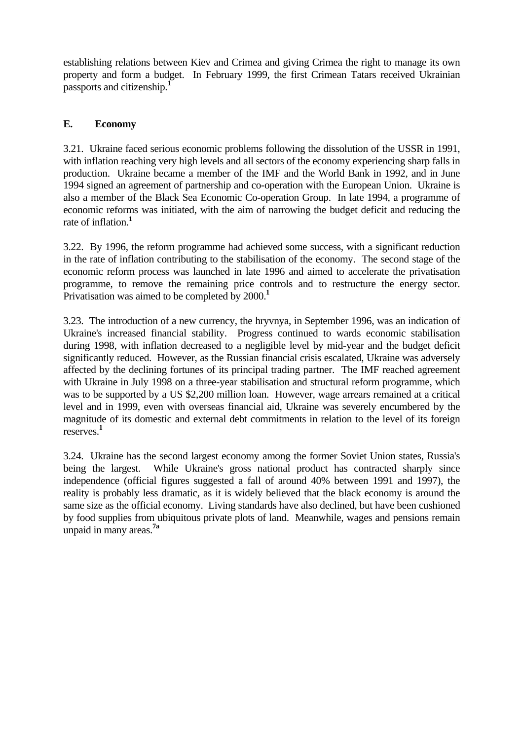establishing relations between Kiev and Crimea and giving Crimea the right to manage its own property and form a budget. In February 1999, the first Crimean Tatars received Ukrainian passports and citizenship.[1]

### E. Economy

3.21. Ukraine faced serious economic problems following the dissolution of the USSR in 1991, with inflation reaching very high levels and all sectors of the economy experiencing sharp falls in production. Ukraine became a member of the IMF and the World Bank in 1992, and in June 1994 signed an agreement of partnership and co-operation with the European Union. Ukraine is also a member of the Black Sea Economic Co-operation Group. In late 1994, a programme of economic reforms was initiated, with the aim of narrowing the budget deficit and reducing the rate of inflation.[1]

3.22. By 1996, the reform programme had achieved some success, with a significant reduction in the rate of inflation contributing to the stabilisation of the economy. The second stage of the economic reform process was launched in late 1996 and aimed to accelerate the privatisation programme, to remove the remaining price controls and to restructure the energy sector. Privatisation was aimed to be completed by 2000.[1]

3.23. The introduction of a new currency, the hryvnya, in September 1996, was an indication of Ukraine's increased financial stability. Progress continued to wards economic stabilisation during 1998, with inflation decreased to a negligible level by mid-year and the budget deficit significantly reduced. However, as the Russian financial crisis escalated, Ukraine was adversely affected by the declining fortunes of its principal trading partner. The IMF reached agreement with Ukraine in July 1998 on a three-year stabilisation and structural reform programme, which was to be supported by a US $2,200 million loan. However, wage arrears remained at a critical level and in 1999, even with overseas financial aid, Ukraine was severely encumbered by the magnitude of its domestic and external debt commitments in relation to the level of its foreign reserves.[1]

3.24. Ukraine has the second largest economy among the former Soviet Union states, Russia's being the largest. While Ukraine's gross national product has contracted sharply since independence (official figures suggested a fall of around 40% between 1991 and 1997), the reality is probably less dramatic, as it is widely believed that the black economy is around the same size as the official economy. Living standards have also declined, but have been cushioned by food supplies from ubiquitous private plots of land. Meanwhile, wages and pensions remain unpaid in many areas.[7a]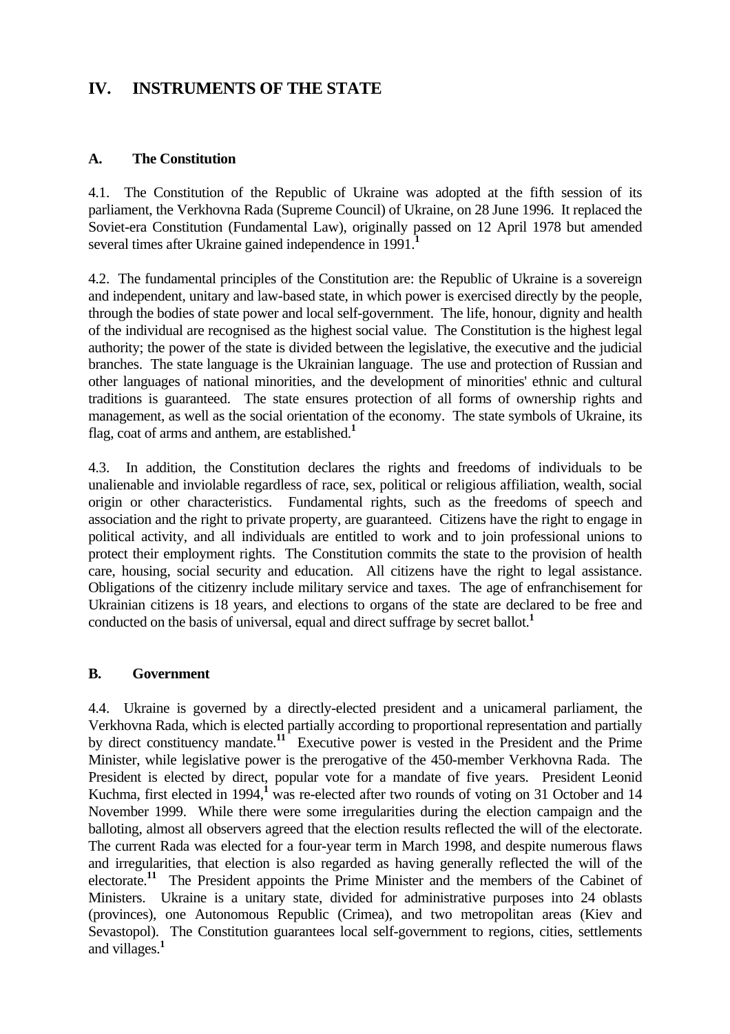# IV. INSTRUMENTS OF THE STATE

## A. The Constitution

4.1. The Constitution of the Republic of Ukraine was adopted at the fifth session of its parliament, the Verkhovna Rada (Supreme Council) of Ukraine, on 28 June 1996. It replaced the Soviet-era Constitution (Fundamental Law), originally passed on 12 April 1978 but amended several times after Ukraine gained independence in 1991.[1]

4.2. The fundamental principles of the Constitution are: the Republic of Ukraine is a sovereign and independent, unitary and law-based state, in which power is exercised directly by the people, through the bodies of state power and local self-government. The life, honour, dignity and health of the individual are recognised as the highest social value. The Constitution is the highest legal authority; the power of the state is divided between the legislative, the executive and the judicial branches. The state language is the Ukrainian language. The use and protection of Russian and other languages of national minorities, and the development of minorities' ethnic and cultural traditions is guaranteed. The state ensures protection of all forms of ownership rights and management, as well as the social orientation of the economy. The state symbols of Ukraine, its flag, coat of arms and anthem, are established.[1]

4.3. In addition, the Constitution declares the rights and freedoms of individuals to be unalienable and inviolable regardless of race, sex, political or religious affiliation, wealth, social origin or other characteristics. Fundamental rights, such as the freedoms of speech and association and the right to private property, are guaranteed. Citizens have the right to engage in political activity, and all individuals are entitled to work and to join professional unions to protect their employment rights. The Constitution commits the state to the provision of health care, housing, social security and education. All citizens have the right to legal assistance. Obligations of the citizenry include military service and taxes. The age of enfranchisement for Ukrainian citizens is 18 years, and elections to organs of the state are declared to be free and conducted on the basis of universal, equal and direct suffrage by secret ballot.[1]

## B. Government

4.4. Ukraine is governed by a directly-elected president and a unicameral parliament, the Verkhovna Rada, which is elected partially according to proportional representation and partially by direct constituency mandate.[11] Executive power is vested in the President and the Prime Minister, while legislative power is the prerogative of the 450-member Verkhovna Rada. The President is elected by direct, popular vote for a mandate of five years. President Leonid Kuchma, first elected in 1994,[1] was re-elected after two rounds of voting on 31 October and 14 November 1999. While there were some irregularities during the election campaign and the balloting, almost all observers agreed that the election results reflected the will of the electorate. The current Rada was elected for a four-year term in March 1998, and despite numerous flaws and irregularities, that election is also regarded as having generally reflected the will of the electorate.[11] The President appoints the Prime Minister and the members of the Cabinet of Ministers. Ukraine is a unitary state, divided for administrative purposes into 24 oblasts (provinces), one Autonomous Republic (Crimea), and two metropolitan areas (Kiev and Sevastopol). The Constitution guarantees local self-government to regions, cities, settlements and villages.[1]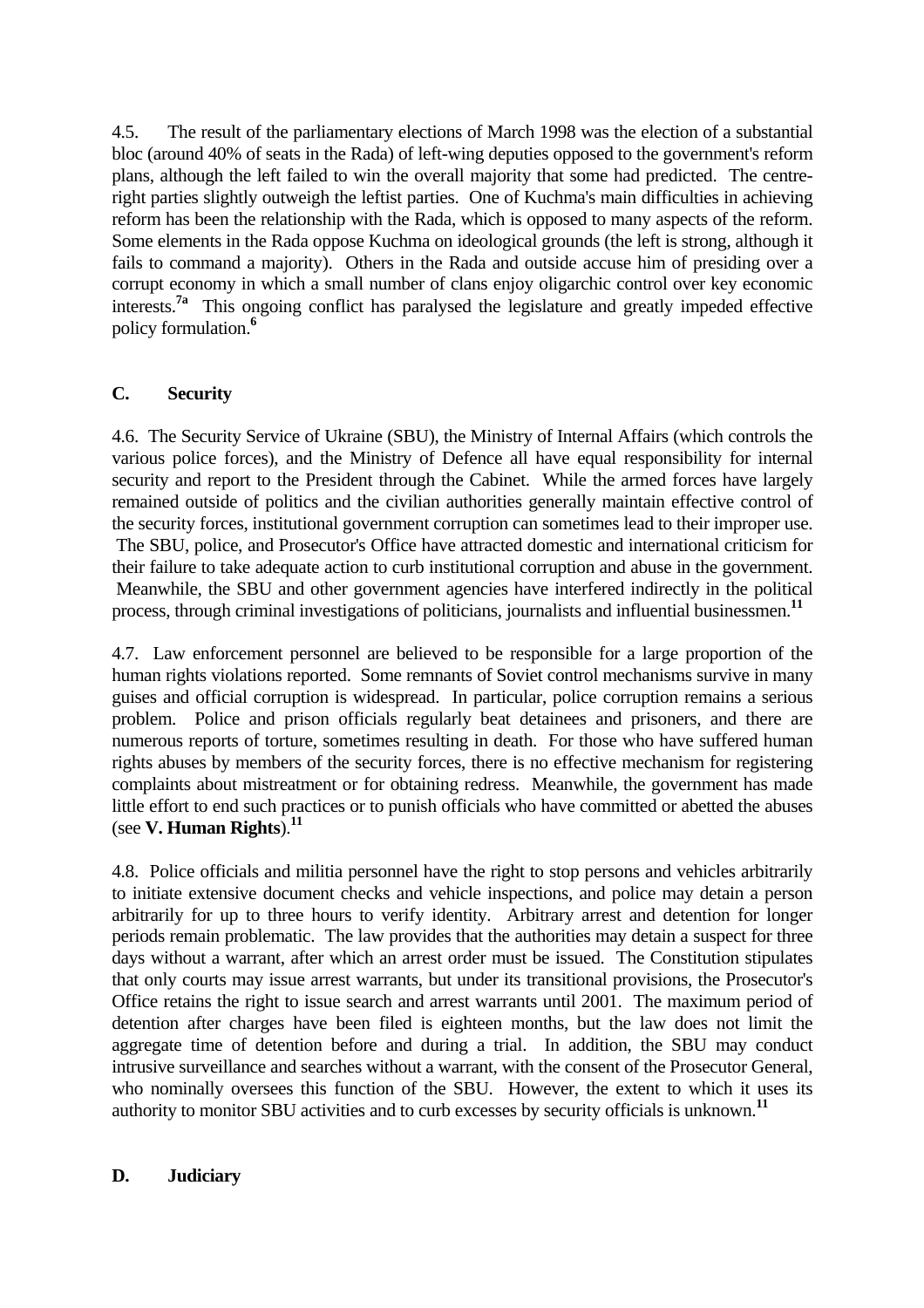4.5. The result of the parliamentary elections of March 1998 was the election of a substantial bloc (around 40% of seats in the Rada) of left-wing deputies opposed to the government's reform plans, although the left failed to win the overall majority that some had predicted. The centre-right parties slightly outweigh the leftist parties. One of Kuchma's main difficulties in achieving reform has been the relationship with the Rada, which is opposed to many aspects of the reform. Some elements in the Rada oppose Kuchma on ideological grounds (the left is strong, although it fails to command a majority). Others in the Rada and outside accuse him of presiding over a corrupt economy in which a small number of clans enjoy oligarchic control over key economic interests.[7a] This ongoing conflict has paralysed the legislature and greatly impeded effective policy formulation.[6]

## C. Security

4.6. The Security Service of Ukraine (SBU), the Ministry of Internal Affairs (which controls the various police forces), and the Ministry of Defence all have equal responsibility for internal security and report to the President through the Cabinet. While the armed forces have largely remained outside of politics and the civilian authorities generally maintain effective control of the security forces, institutional government corruption can sometimes lead to their improper use. The SBU, police, and Prosecutor's Office have attracted domestic and international criticism for their failure to take adequate action to curb institutional corruption and abuse in the government. Meanwhile, the SBU and other government agencies have interfered indirectly in the political process, through criminal investigations of politicians, journalists and influential businessmen.[11]

4.7. Law enforcement personnel are believed to be responsible for a large proportion of the human rights violations reported. Some remnants of Soviet control mechanisms survive in many guises and official corruption is widespread. In particular, police corruption remains a serious problem. Police and prison officials regularly beat detainees and prisoners, and there are numerous reports of torture, sometimes resulting in death. For those who have suffered human rights abuses by members of the security forces, there is no effective mechanism for registering complaints about mistreatment or for obtaining redress. Meanwhile, the government has made little effort to end such practices or to punish officials who have committed or abetted the abuses (see **V. Human Rights**).[11]

4.8. Police officials and militia personnel have the right to stop persons and vehicles arbitrarily to initiate extensive document checks and vehicle inspections, and police may detain a person arbitrarily for up to three hours to verify identity. Arbitrary arrest and detention for longer periods remain problematic. The law provides that the authorities may detain a suspect for three days without a warrant, after which an arrest order must be issued. The Constitution stipulates that only courts may issue arrest warrants, but under its transitional provisions, the Prosecutor's Office retains the right to issue search and arrest warrants until 2001. The maximum period of detention after charges have been filed is eighteen months, but the law does not limit the aggregate time of detention before and during a trial. In addition, the SBU may conduct intrusive surveillance and searches without a warrant, with the consent of the Prosecutor General, who nominally oversees this function of the SBU. However, the extent to which it uses its authority to monitor SBU activities and to curb excesses by security officials is unknown.[11]

## D. Judiciary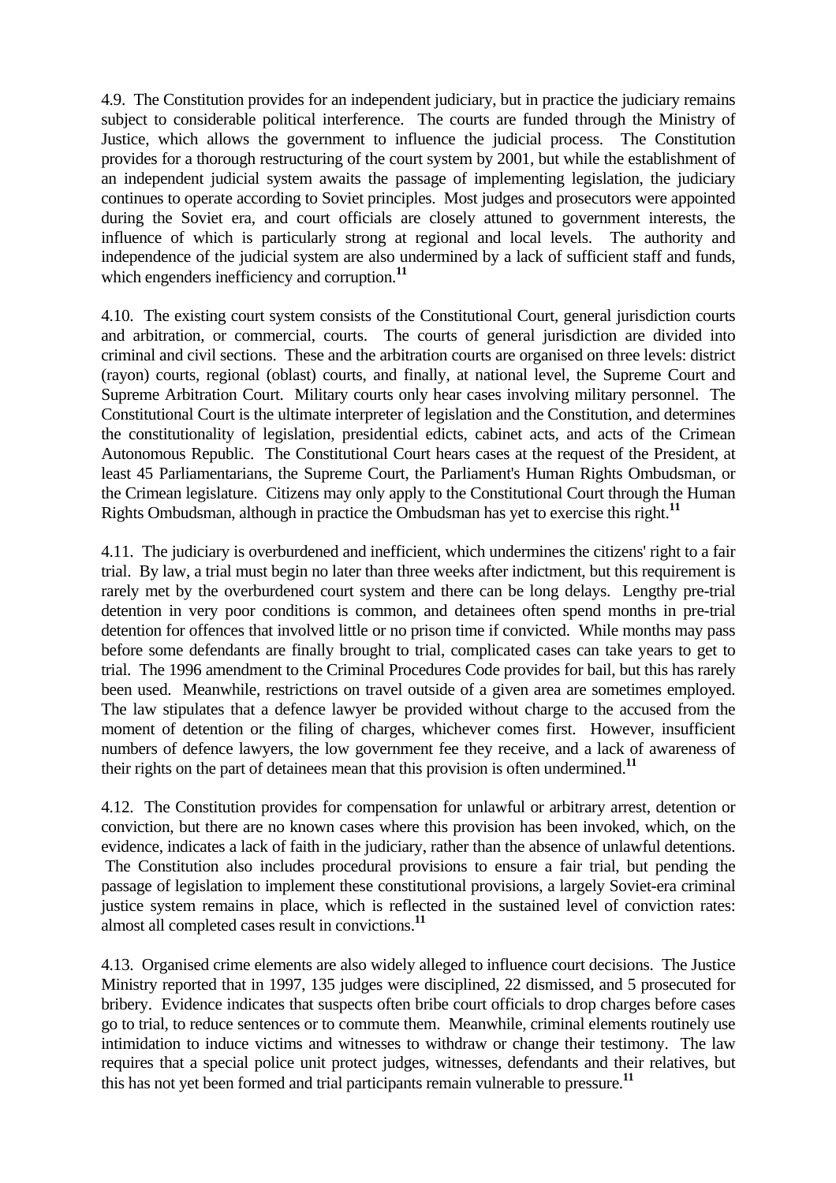4.9. The Constitution provides for an independent judiciary, but in practice the judiciary remains subject to considerable political interference. The courts are funded through the Ministry of Justice, which allows the government to influence the judicial process. The Constitution provides for a thorough restructuring of the court system by 2001, but while the establishment of an independent judicial system awaits the passage of implementing legislation, the judiciary continues to operate according to Soviet principles. Most judges and prosecutors were appointed during the Soviet era, and court officials are closely attuned to government interests, the influence of which is particularly strong at regional and local levels. The authority and independence of the judicial system are also undermined by a lack of sufficient staff and funds, which engenders inefficiency and corruption.[11]

4.10. The existing court system consists of the Constitutional Court, general jurisdiction courts and arbitration, or commercial, courts. The courts of general jurisdiction are divided into criminal and civil sections. These and the arbitration courts are organised on three levels: district (rayon) courts, regional (oblast) courts, and finally, at national level, the Supreme Court and Supreme Arbitration Court. Military courts only hear cases involving military personnel. The Constitutional Court is the ultimate interpreter of legislation and the Constitution, and determines the constitutionality of legislation, presidential edicts, cabinet acts, and acts of the Crimean Autonomous Republic. The Constitutional Court hears cases at the request of the President, at least 45 Parliamentarians, the Supreme Court, the Parliament's Human Rights Ombudsman, or the Crimean legislature. Citizens may only apply to the Constitutional Court through the Human Rights Ombudsman, although in practice the Ombudsman has yet to exercise this right.[11]

4.11. The judiciary is overburdened and inefficient, which undermines the citizens' right to a fair trial. By law, a trial must begin no later than three weeks after indictment, but this requirement is rarely met by the overburdened court system and there can be long delays. Lengthy pre-trial detention in very poor conditions is common, and detainees often spend months in pre-trial detention for offences that involved little or no prison time if convicted. While months may pass before some defendants are finally brought to trial, complicated cases can take years to get to trial. The 1996 amendment to the Criminal Procedures Code provides for bail, but this has rarely been used. Meanwhile, restrictions on travel outside of a given area are sometimes employed. The law stipulates that a defence lawyer be provided without charge to the accused from the moment of detention or the filing of charges, whichever comes first. However, insufficient numbers of defence lawyers, the low government fee they receive, and a lack of awareness of their rights on the part of detainees mean that this provision is often undermined.[11]

4.12. The Constitution provides for compensation for unlawful or arbitrary arrest, detention or conviction, but there are no known cases where this provision has been invoked, which, on the evidence, indicates a lack of faith in the judiciary, rather than the absence of unlawful detentions. The Constitution also includes procedural provisions to ensure a fair trial, but pending the passage of legislation to implement these constitutional provisions, a largely Soviet-era criminal justice system remains in place, which is reflected in the sustained level of conviction rates: almost all completed cases result in convictions.[11]

4.13. Organised crime elements are also widely alleged to influence court decisions. The Justice Ministry reported that in 1997, 135 judges were disciplined, 22 dismissed, and 5 prosecuted for bribery. Evidence indicates that suspects often bribe court officials to drop charges before cases go to trial, to reduce sentences or to commute them. Meanwhile, criminal elements routinely use intimidation to induce victims and witnesses to withdraw or change their testimony. The law requires that a special police unit protect judges, witnesses, defendants and their relatives, but this has not yet been formed and trial participants remain vulnerable to pressure.[11]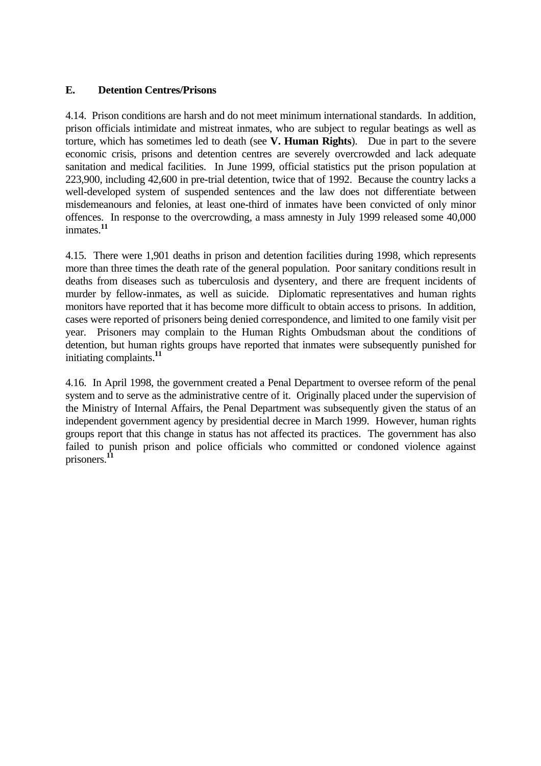## E. Detention Centres/Prisons

4.14. Prison conditions are harsh and do not meet minimum international standards. In addition, prison officials intimidate and mistreat inmates, who are subject to regular beatings as well as torture, which has sometimes led to death (see **V. Human Rights**). Due in part to the severe economic crisis, prisons and detention centres are severely overcrowded and lack adequate sanitation and medical facilities. In June 1999, official statistics put the prison population at 223,900, including 42,600 in pre-trial detention, twice that of 1992. Because the country lacks a well-developed system of suspended sentences and the law does not differentiate between misdemeanours and felonies, at least one-third of inmates have been convicted of only minor offences. In response to the overcrowding, a mass amnesty in July 1999 released some 40,000 inmates.[11]

4.15. There were 1,901 deaths in prison and detention facilities during 1998, which represents more than three times the death rate of the general population. Poor sanitary conditions result in deaths from diseases such as tuberculosis and dysentery, and there are frequent incidents of murder by fellow-inmates, as well as suicide. Diplomatic representatives and human rights monitors have reported that it has become more difficult to obtain access to prisons. In addition, cases were reported of prisoners being denied correspondence, and limited to one family visit per year. Prisoners may complain to the Human Rights Ombudsman about the conditions of detention, but human rights groups have reported that inmates were subsequently punished for initiating complaints.[11]

4.16. In April 1998, the government created a Penal Department to oversee reform of the penal system and to serve as the administrative centre of it. Originally placed under the supervision of the Ministry of Internal Affairs, the Penal Department was subsequently given the status of an independent government agency by presidential decree in March 1999. However, human rights groups report that this change in status has not affected its practices. The government has also failed to punish prison and police officials who committed or condoned violence against prisoners.[11]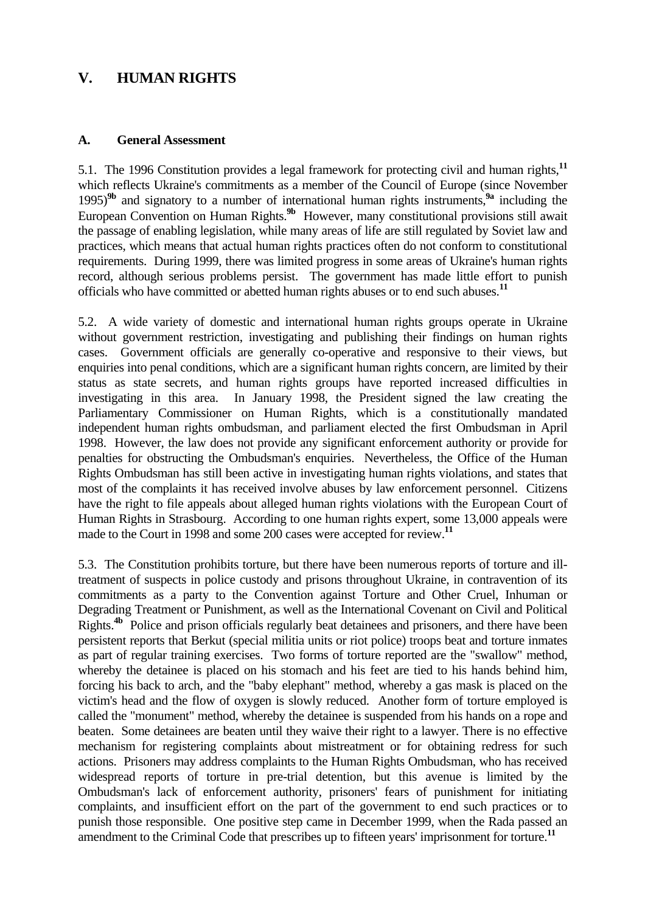## V. HUMAN RIGHTS

### A. General Assessment

5.1. The 1996 Constitution provides a legal framework for protecting civil and human rights,[11] which reflects Ukraine's commitments as a member of the Council of Europe (since November 1995)[9b] and signatory to a number of international human rights instruments,[9a] including the European Convention on Human Rights.[9b] However, many constitutional provisions still await the passage of enabling legislation, while many areas of life are still regulated by Soviet law and practices, which means that actual human rights practices often do not conform to constitutional requirements. During 1999, there was limited progress in some areas of Ukraine's human rights record, although serious problems persist. The government has made little effort to punish officials who have committed or abetted human rights abuses or to end such abuses.[11]

5.2. A wide variety of domestic and international human rights groups operate in Ukraine without government restriction, investigating and publishing their findings on human rights cases. Government officials are generally co-operative and responsive to their views, but enquiries into penal conditions, which are a significant human rights concern, are limited by their status as state secrets, and human rights groups have reported increased difficulties in investigating in this area. In January 1998, the President signed the law creating the Parliamentary Commissioner on Human Rights, which is a constitutionally mandated independent human rights ombudsman, and parliament elected the first Ombudsman in April 1998. However, the law does not provide any significant enforcement authority or provide for penalties for obstructing the Ombudsman's enquiries. Nevertheless, the Office of the Human Rights Ombudsman has still been active in investigating human rights violations, and states that most of the complaints it has received involve abuses by law enforcement personnel. Citizens have the right to file appeals about alleged human rights violations with the European Court of Human Rights in Strasbourg. According to one human rights expert, some 13,000 appeals were made to the Court in 1998 and some 200 cases were accepted for review.[11]

5.3. The Constitution prohibits torture, but there have been numerous reports of torture and ill-treatment of suspects in police custody and prisons throughout Ukraine, in contravention of its commitments as a party to the Convention against Torture and Other Cruel, Inhuman or Degrading Treatment or Punishment, as well as the International Covenant on Civil and Political Rights.[4b] Police and prison officials regularly beat detainees and prisoners, and there have been persistent reports that Berkut (special militia units or riot police) troops beat and torture inmates as part of regular training exercises. Two forms of torture reported are the "swallow" method, whereby the detainee is placed on his stomach and his feet are tied to his hands behind him, forcing his back to arch, and the "baby elephant" method, whereby a gas mask is placed on the victim's head and the flow of oxygen is slowly reduced. Another form of torture employed is called the "monument" method, whereby the detainee is suspended from his hands on a rope and beaten. Some detainees are beaten until they waive their right to a lawyer. There is no effective mechanism for registering complaints about mistreatment or for obtaining redress for such actions. Prisoners may address complaints to the Human Rights Ombudsman, who has received widespread reports of torture in pre-trial detention, but this avenue is limited by the Ombudsman's lack of enforcement authority, prisoners' fears of punishment for initiating complaints, and insufficient effort on the part of the government to end such practices or to punish those responsible. One positive step came in December 1999, when the Rada passed an amendment to the Criminal Code that prescribes up to fifteen years' imprisonment for torture.[11]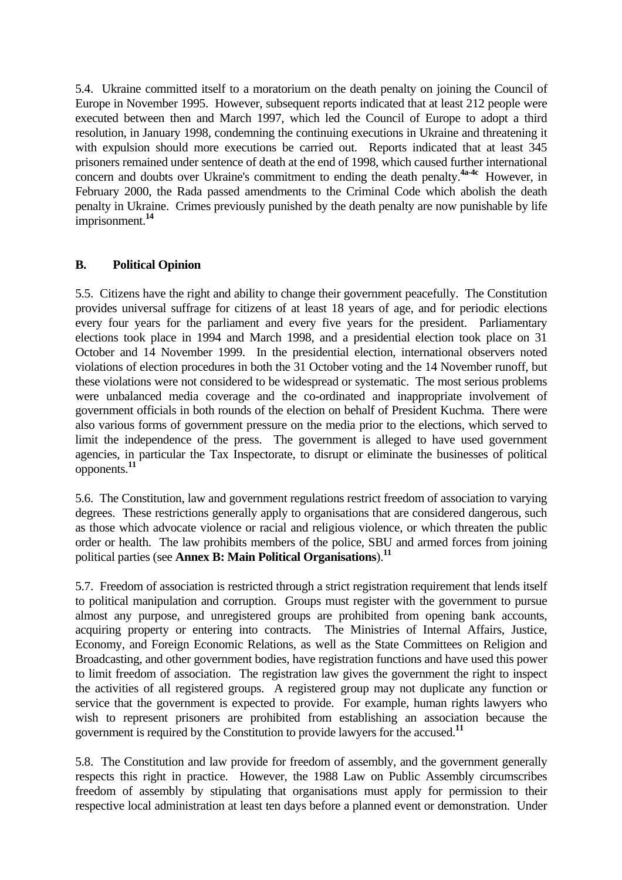5.4. Ukraine committed itself to a moratorium on the death penalty on joining the Council of Europe in November 1995. However, subsequent reports indicated that at least 212 people were executed between then and March 1997, which led the Council of Europe to adopt a third resolution, in January 1998, condemning the continuing executions in Ukraine and threatening it with expulsion should more executions be carried out. Reports indicated that at least 345 prisoners remained under sentence of death at the end of 1998, which caused further international concern and doubts over Ukraine's commitment to ending the death penalty.[4a-4c] However, in February 2000, the Rada passed amendments to the Criminal Code which abolish the death penalty in Ukraine. Crimes previously punished by the death penalty are now punishable by life imprisonment.[14]

### B. Political Opinion

5.5. Citizens have the right and ability to change their government peacefully. The Constitution provides universal suffrage for citizens of at least 18 years of age, and for periodic elections every four years for the parliament and every five years for the president. Parliamentary elections took place in 1994 and March 1998, and a presidential election took place on 31 October and 14 November 1999. In the presidential election, international observers noted violations of election procedures in both the 31 October voting and the 14 November runoff, but these violations were not considered to be widespread or systematic. The most serious problems were unbalanced media coverage and the co-ordinated and inappropriate involvement of government officials in both rounds of the election on behalf of President Kuchma. There were also various forms of government pressure on the media prior to the elections, which served to limit the independence of the press. The government is alleged to have used government agencies, in particular the Tax Inspectorate, to disrupt or eliminate the businesses of political opponents.[11]

5.6. The Constitution, law and government regulations restrict freedom of association to varying degrees. These restrictions generally apply to organisations that are considered dangerous, such as those which advocate violence or racial and religious violence, or which threaten the public order or health. The law prohibits members of the police, SBU and armed forces from joining political parties (see **Annex B: Main Political Organisations**).[11]

5.7. Freedom of association is restricted through a strict registration requirement that lends itself to political manipulation and corruption. Groups must register with the government to pursue almost any purpose, and unregistered groups are prohibited from opening bank accounts, acquiring property or entering into contracts. The Ministries of Internal Affairs, Justice, Economy, and Foreign Economic Relations, as well as the State Committees on Religion and Broadcasting, and other government bodies, have registration functions and have used this power to limit freedom of association. The registration law gives the government the right to inspect the activities of all registered groups. A registered group may not duplicate any function or service that the government is expected to provide. For example, human rights lawyers who wish to represent prisoners are prohibited from establishing an association because the government is required by the Constitution to provide lawyers for the accused.[11]

5.8. The Constitution and law provide for freedom of assembly, and the government generally respects this right in practice. However, the 1988 Law on Public Assembly circumscribes freedom of assembly by stipulating that organisations must apply for permission to their respective local administration at least ten days before a planned event or demonstration. Under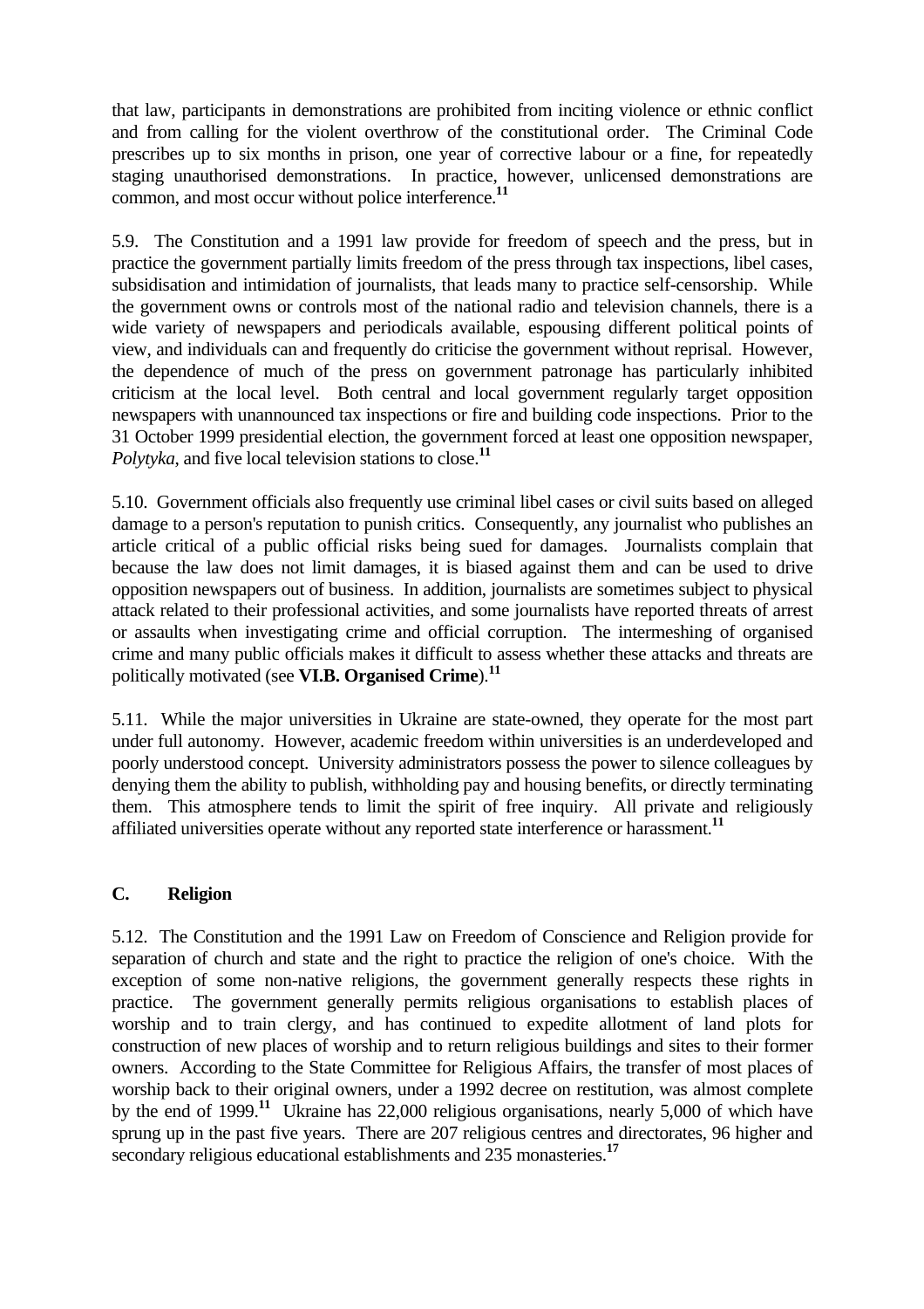that law, participants in demonstrations are prohibited from inciting violence or ethnic conflict and from calling for the violent overthrow of the constitutional order. The Criminal Code prescribes up to six months in prison, one year of corrective labour or a fine, for repeatedly staging unauthorised demonstrations. In practice, however, unlicensed demonstrations are common, and most occur without police interference.[11]

5.9. The Constitution and a 1991 law provide for freedom of speech and the press, but in practice the government partially limits freedom of the press through tax inspections, libel cases, subsidisation and intimidation of journalists, that leads many to practice self-censorship. While the government owns or controls most of the national radio and television channels, there is a wide variety of newspapers and periodicals available, espousing different political points of view, and individuals can and frequently do criticise the government without reprisal. However, the dependence of much of the press on government patronage has particularly inhibited criticism at the local level. Both central and local government regularly target opposition newspapers with unannounced tax inspections or fire and building code inspections. Prior to the 31 October 1999 presidential election, the government forced at least one opposition newspaper, *Polytyka*, and five local television stations to close.[11]

5.10. Government officials also frequently use criminal libel cases or civil suits based on alleged damage to a person's reputation to punish critics. Consequently, any journalist who publishes an article critical of a public official risks being sued for damages. Journalists complain that because the law does not limit damages, it is biased against them and can be used to drive opposition newspapers out of business. In addition, journalists are sometimes subject to physical attack related to their professional activities, and some journalists have reported threats of arrest or assaults when investigating crime and official corruption. The intermeshing of organised crime and many public officials makes it difficult to assess whether these attacks and threats are politically motivated (see **VI.B. Organised Crime**).[11]

5.11. While the major universities in Ukraine are state-owned, they operate for the most part under full autonomy. However, academic freedom within universities is an underdeveloped and poorly understood concept. University administrators possess the power to silence colleagues by denying them the ability to publish, withholding pay and housing benefits, or directly terminating them. This atmosphere tends to limit the spirit of free inquiry. All private and religiously affiliated universities operate without any reported state interference or harassment.[11]

### C. Religion

5.12. The Constitution and the 1991 Law on Freedom of Conscience and Religion provide for separation of church and state and the right to practice the religion of one's choice. With the exception of some non-native religions, the government generally respects these rights in practice. The government generally permits religious organisations to establish places of worship and to train clergy, and has continued to expedite allotment of land plots for construction of new places of worship and to return religious buildings and sites to their former owners. According to the State Committee for Religious Affairs, the transfer of most places of worship back to their original owners, under a 1992 decree on restitution, was almost complete by the end of 1999.[11] Ukraine has 22,000 religious organisations, nearly 5,000 of which have sprung up in the past five years. There are 207 religious centres and directorates, 96 higher and secondary religious educational establishments and 235 monasteries.[17]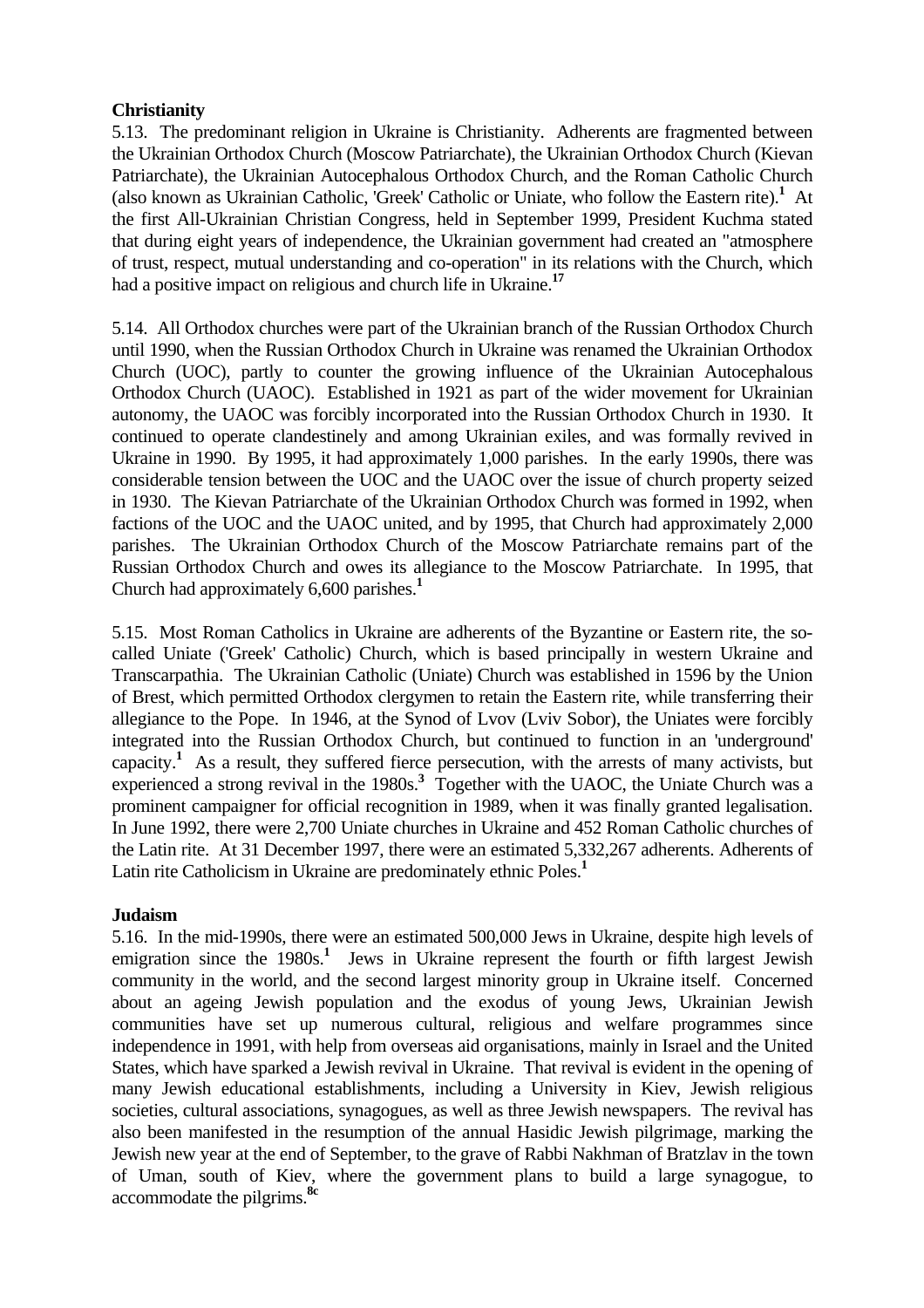**Christianity**

5.13. The predominant religion in Ukraine is Christianity. Adherents are fragmented between the Ukrainian Orthodox Church (Moscow Patriarchate), the Ukrainian Orthodox Church (Kievan Patriarchate), the Ukrainian Autocephalous Orthodox Church, and the Roman Catholic Church (also known as Ukrainian Catholic, 'Greek' Catholic or Uniate, who follow the Eastern rite).[1] At the first All-Ukrainian Christian Congress, held in September 1999, President Kuchma stated that during eight years of independence, the Ukrainian government had created an "atmosphere of trust, respect, mutual understanding and co-operation" in its relations with the Church, which had a positive impact on religious and church life in Ukraine.[17]

5.14. All Orthodox churches were part of the Ukrainian branch of the Russian Orthodox Church until 1990, when the Russian Orthodox Church in Ukraine was renamed the Ukrainian Orthodox Church (UOC), partly to counter the growing influence of the Ukrainian Autocephalous Orthodox Church (UAOC). Established in 1921 as part of the wider movement for Ukrainian autonomy, the UAOC was forcibly incorporated into the Russian Orthodox Church in 1930. It continued to operate clandestinely and among Ukrainian exiles, and was formally revived in Ukraine in 1990. By 1995, it had approximately 1,000 parishes. In the early 1990s, there was considerable tension between the UOC and the UAOC over the issue of church property seized in 1930. The Kievan Patriarchate of the Ukrainian Orthodox Church was formed in 1992, when factions of the UOC and the UAOC united, and by 1995, that Church had approximately 2,000 parishes. The Ukrainian Orthodox Church of the Moscow Patriarchate remains part of the Russian Orthodox Church and owes its allegiance to the Moscow Patriarchate. In 1995, that Church had approximately 6,600 parishes.[1]

5.15. Most Roman Catholics in Ukraine are adherents of the Byzantine or Eastern rite, the so-called Uniate ('Greek' Catholic) Church, which is based principally in western Ukraine and Transcarpathia. The Ukrainian Catholic (Uniate) Church was established in 1596 by the Union of Brest, which permitted Orthodox clergymen to retain the Eastern rite, while transferring their allegiance to the Pope. In 1946, at the Synod of Lvov (Lviv Sobor), the Uniates were forcibly integrated into the Russian Orthodox Church, but continued to function in an 'underground' capacity.[1] As a result, they suffered fierce persecution, with the arrests of many activists, but experienced a strong revival in the 1980s.[3] Together with the UAOC, the Uniate Church was a prominent campaigner for official recognition in 1989, when it was finally granted legalisation. In June 1992, there were 2,700 Uniate churches in Ukraine and 452 Roman Catholic churches of the Latin rite. At 31 December 1997, there were an estimated 5,332,267 adherents. Adherents of Latin rite Catholicism in Ukraine are predominately ethnic Poles.[1]

**Judaism**

5.16. In the mid-1990s, there were an estimated 500,000 Jews in Ukraine, despite high levels of emigration since the 1980s.[1] Jews in Ukraine represent the fourth or fifth largest Jewish community in the world, and the second largest minority group in Ukraine itself. Concerned about an ageing Jewish population and the exodus of young Jews, Ukrainian Jewish communities have set up numerous cultural, religious and welfare programmes since independence in 1991, with help from overseas aid organisations, mainly in Israel and the United States, which have sparked a Jewish revival in Ukraine. That revival is evident in the opening of many Jewish educational establishments, including a University in Kiev, Jewish religious societies, cultural associations, synagogues, as well as three Jewish newspapers. The revival has also been manifested in the resumption of the annual Hasidic Jewish pilgrimage, marking the Jewish new year at the end of September, to the grave of Rabbi Nakhman of Bratzlav in the town of Uman, south of Kiev, where the government plans to build a large synagogue, to accommodate the pilgrims.[8c]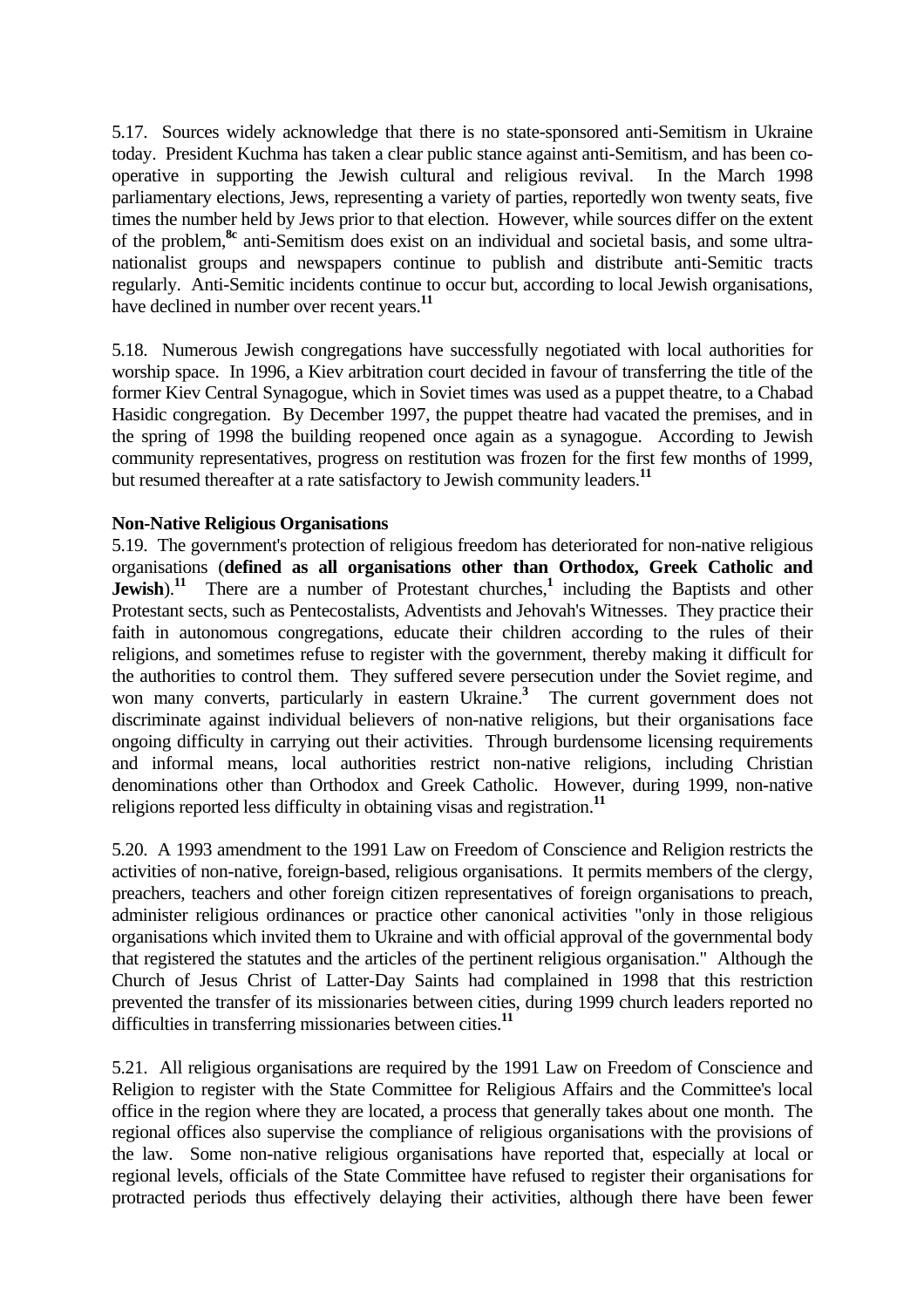5.17. Sources widely acknowledge that there is no state-sponsored anti-Semitism in Ukraine today. President Kuchma has taken a clear public stance against anti-Semitism, and has been co-operative in supporting the Jewish cultural and religious revival. In the March 1998 parliamentary elections, Jews, representing a variety of parties, reportedly won twenty seats, five times the number held by Jews prior to that election. However, while sources differ on the extent of the problem,[8c] anti-Semitism does exist on an individual and societal basis, and some ultra-nationalist groups and newspapers continue to publish and distribute anti-Semitic tracts regularly. Anti-Semitic incidents continue to occur but, according to local Jewish organisations, have declined in number over recent years.[11]

5.18. Numerous Jewish congregations have successfully negotiated with local authorities for worship space. In 1996, a Kiev arbitration court decided in favour of transferring the title of the former Kiev Central Synagogue, which in Soviet times was used as a puppet theatre, to a Chabad Hasidic congregation. By December 1997, the puppet theatre had vacated the premises, and in the spring of 1998 the building reopened once again as a synagogue. According to Jewish community representatives, progress on restitution was frozen for the first few months of 1999, but resumed thereafter at a rate satisfactory to Jewish community leaders.[11]

**Non-Native Religious Organisations**

5.19. The government's protection of religious freedom has deteriorated for non-native religious organisations (**defined as all organisations other than Orthodox, Greek Catholic and Jewish**).[11] There are a number of Protestant churches,[1] including the Baptists and other Protestant sects, such as Pentecostalists, Adventists and Jehovah's Witnesses. They practice their faith in autonomous congregations, educate their children according to the rules of their religions, and sometimes refuse to register with the government, thereby making it difficult for the authorities to control them. They suffered severe persecution under the Soviet regime, and won many converts, particularly in eastern Ukraine.[3] The current government does not discriminate against individual believers of non-native religions, but their organisations face ongoing difficulty in carrying out their activities. Through burdensome licensing requirements and informal means, local authorities restrict non-native religions, including Christian denominations other than Orthodox and Greek Catholic. However, during 1999, non-native religions reported less difficulty in obtaining visas and registration.[11]

5.20. A 1993 amendment to the 1991 Law on Freedom of Conscience and Religion restricts the activities of non-native, foreign-based, religious organisations. It permits members of the clergy, preachers, teachers and other foreign citizen representatives of foreign organisations to preach, administer religious ordinances or practice other canonical activities "only in those religious organisations which invited them to Ukraine and with official approval of the governmental body that registered the statutes and the articles of the pertinent religious organisation." Although the Church of Jesus Christ of Latter-Day Saints had complained in 1998 that this restriction prevented the transfer of its missionaries between cities, during 1999 church leaders reported no difficulties in transferring missionaries between cities.[11]

5.21. All religious organisations are required by the 1991 Law on Freedom of Conscience and Religion to register with the State Committee for Religious Affairs and the Committee's local office in the region where they are located, a process that generally takes about one month. The regional offices also supervise the compliance of religious organisations with the provisions of the law. Some non-native religious organisations have reported that, especially at local or regional levels, officials of the State Committee have refused to register their organisations for protracted periods thus effectively delaying their activities, although there have been fewer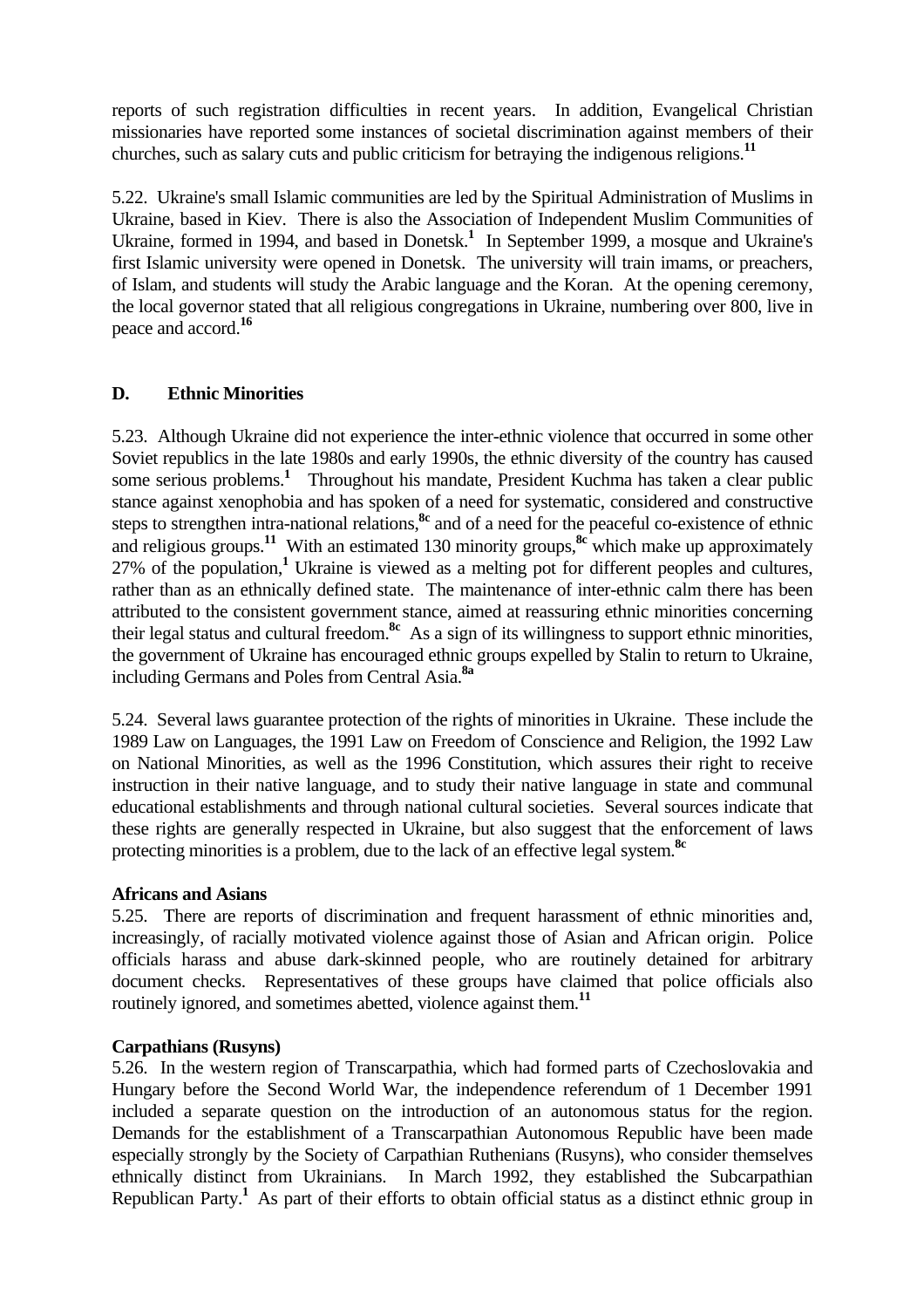reports of such registration difficulties in recent years. In addition, Evangelical Christian missionaries have reported some instances of societal discrimination against members of their churches, such as salary cuts and public criticism for betraying the indigenous religions.[11]

5.22. Ukraine's small Islamic communities are led by the Spiritual Administration of Muslims in Ukraine, based in Kiev. There is also the Association of Independent Muslim Communities of Ukraine, formed in 1994, and based in Donetsk.[1] In September 1999, a mosque and Ukraine's first Islamic university were opened in Donetsk. The university will train imams, or preachers, of Islam, and students will study the Arabic language and the Koran. At the opening ceremony, the local governor stated that all religious congregations in Ukraine, numbering over 800, live in peace and accord.[16]

## D. Ethnic Minorities

5.23. Although Ukraine did not experience the inter-ethnic violence that occurred in some other Soviet republics in the late 1980s and early 1990s, the ethnic diversity of the country has caused some serious problems.[1] Throughout his mandate, President Kuchma has taken a clear public stance against xenophobia and has spoken of a need for systematic, considered and constructive steps to strengthen intra-national relations,[8c] and of a need for the peaceful co-existence of ethnic and religious groups.[11] With an estimated 130 minority groups,[8c] which make up approximately 27% of the population,[1] Ukraine is viewed as a melting pot for different peoples and cultures, rather than as an ethnically defined state. The maintenance of inter-ethnic calm there has been attributed to the consistent government stance, aimed at reassuring ethnic minorities concerning their legal status and cultural freedom.[8c] As a sign of its willingness to support ethnic minorities, the government of Ukraine has encouraged ethnic groups expelled by Stalin to return to Ukraine, including Germans and Poles from Central Asia.[8a]

5.24. Several laws guarantee protection of the rights of minorities in Ukraine. These include the 1989 Law on Languages, the 1991 Law on Freedom of Conscience and Religion, the 1992 Law on National Minorities, as well as the 1996 Constitution, which assures their right to receive instruction in their native language, and to study their native language in state and communal educational establishments and through national cultural societies. Several sources indicate that these rights are generally respected in Ukraine, but also suggest that the enforcement of laws protecting minorities is a problem, due to the lack of an effective legal system.[8c]

**Africans and Asians**

5.25. There are reports of discrimination and frequent harassment of ethnic minorities and, increasingly, of racially motivated violence against those of Asian and African origin. Police officials harass and abuse dark-skinned people, who are routinely detained for arbitrary document checks. Representatives of these groups have claimed that police officials also routinely ignored, and sometimes abetted, violence against them.[11]

**Carpathians (Rusyns)**

5.26. In the western region of Transcarpathia, which had formed parts of Czechoslovakia and Hungary before the Second World War, the independence referendum of 1 December 1991 included a separate question on the introduction of an autonomous status for the region. Demands for the establishment of a Transcarpathian Autonomous Republic have been made especially strongly by the Society of Carpathian Ruthenians (Rusyns), who consider themselves ethnically distinct from Ukrainians. In March 1992, they established the Subcarpathian Republican Party.[1] As part of their efforts to obtain official status as a distinct ethnic group in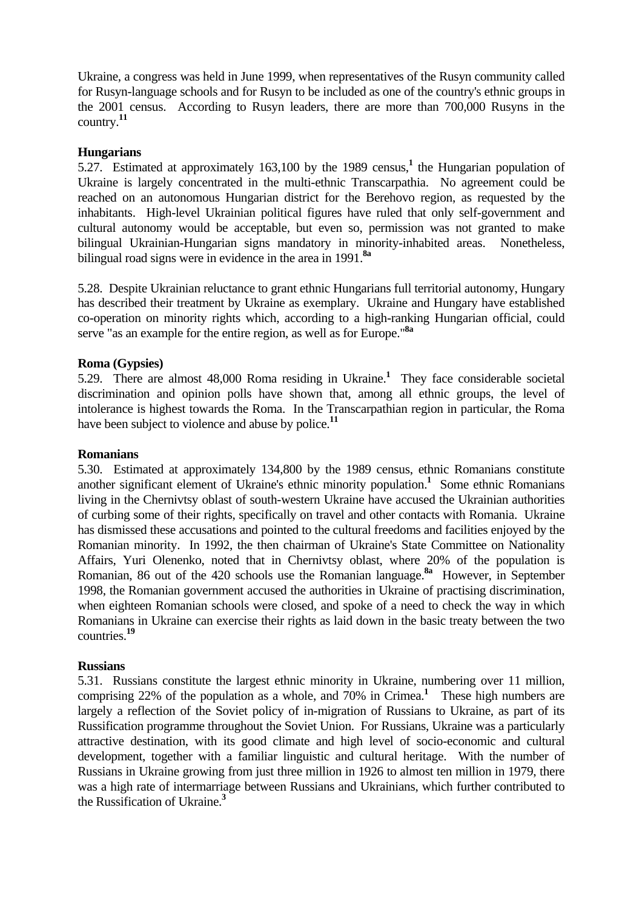Ukraine, a congress was held in June 1999, when representatives of the Rusyn community called for Rusyn-language schools and for Rusyn to be included as one of the country's ethnic groups in the 2001 census. According to Rusyn leaders, there are more than 700,000 Rusyns in the country.[11]

**Hungarians**

5.27. Estimated at approximately 163,100 by the 1989 census,[1] the Hungarian population of Ukraine is largely concentrated in the multi-ethnic Transcarpathia. No agreement could be reached on an autonomous Hungarian district for the Berehovo region, as requested by the inhabitants. High-level Ukrainian political figures have ruled that only self-government and cultural autonomy would be acceptable, but even so, permission was not granted to make bilingual Ukrainian-Hungarian signs mandatory in minority-inhabited areas. Nonetheless, bilingual road signs were in evidence in the area in 1991.[8a]

5.28. Despite Ukrainian reluctance to grant ethnic Hungarians full territorial autonomy, Hungary has described their treatment by Ukraine as exemplary. Ukraine and Hungary have established co-operation on minority rights which, according to a high-ranking Hungarian official, could serve "as an example for the entire region, as well as for Europe."[8a]

**Roma (Gypsies)**

5.29. There are almost 48,000 Roma residing in Ukraine.[1] They face considerable societal discrimination and opinion polls have shown that, among all ethnic groups, the level of intolerance is highest towards the Roma. In the Transcarpathian region in particular, the Roma have been subject to violence and abuse by police.[11]

**Romanians**

5.30. Estimated at approximately 134,800 by the 1989 census, ethnic Romanians constitute another significant element of Ukraine's ethnic minority population.[1] Some ethnic Romanians living in the Chernivtsy oblast of south-western Ukraine have accused the Ukrainian authorities of curbing some of their rights, specifically on travel and other contacts with Romania. Ukraine has dismissed these accusations and pointed to the cultural freedoms and facilities enjoyed by the Romanian minority. In 1992, the then chairman of Ukraine's State Committee on Nationality Affairs, Yuri Olenenko, noted that in Chernivtsy oblast, where 20% of the population is Romanian, 86 out of the 420 schools use the Romanian language.[8a] However, in September 1998, the Romanian government accused the authorities in Ukraine of practising discrimination, when eighteen Romanian schools were closed, and spoke of a need to check the way in which Romanians in Ukraine can exercise their rights as laid down in the basic treaty between the two countries.[19]

**Russians**

5.31. Russians constitute the largest ethnic minority in Ukraine, numbering over 11 million, comprising 22% of the population as a whole, and 70% in Crimea.[1] These high numbers are largely a reflection of the Soviet policy of in-migration of Russians to Ukraine, as part of its Russification programme throughout the Soviet Union. For Russians, Ukraine was a particularly attractive destination, with its good climate and high level of socio-economic and cultural development, together with a familiar linguistic and cultural heritage. With the number of Russians in Ukraine growing from just three million in 1926 to almost ten million in 1979, there was a high rate of intermarriage between Russians and Ukrainians, which further contributed to the Russification of Ukraine.[3]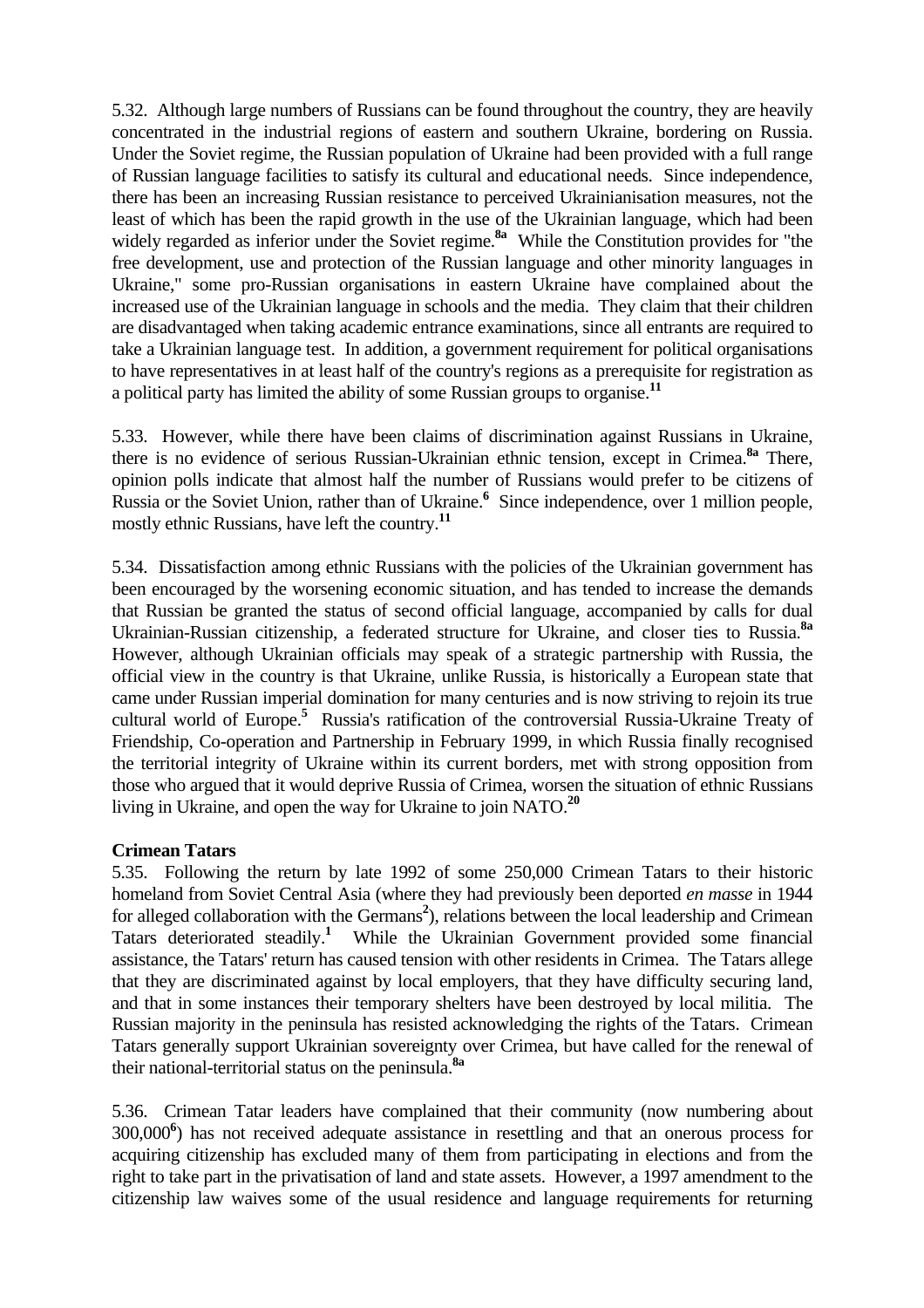5.32. Although large numbers of Russians can be found throughout the country, they are heavily concentrated in the industrial regions of eastern and southern Ukraine, bordering on Russia. Under the Soviet regime, the Russian population of Ukraine had been provided with a full range of Russian language facilities to satisfy its cultural and educational needs. Since independence, there has been an increasing Russian resistance to perceived Ukrainianisation measures, not the least of which has been the rapid growth in the use of the Ukrainian language, which had been widely regarded as inferior under the Soviet regime.[8a] While the Constitution provides for "the free development, use and protection of the Russian language and other minority languages in Ukraine," some pro-Russian organisations in eastern Ukraine have complained about the increased use of the Ukrainian language in schools and the media. They claim that their children are disadvantaged when taking academic entrance examinations, since all entrants are required to take a Ukrainian language test. In addition, a government requirement for political organisations to have representatives in at least half of the country's regions as a prerequisite for registration as a political party has limited the ability of some Russian groups to organise.[11]

5.33. However, while there have been claims of discrimination against Russians in Ukraine, there is no evidence of serious Russian-Ukrainian ethnic tension, except in Crimea.[8a] There, opinion polls indicate that almost half the number of Russians would prefer to be citizens of Russia or the Soviet Union, rather than of Ukraine.[6] Since independence, over 1 million people, mostly ethnic Russians, have left the country.[11]

5.34. Dissatisfaction among ethnic Russians with the policies of the Ukrainian government has been encouraged by the worsening economic situation, and has tended to increase the demands that Russian be granted the status of second official language, accompanied by calls for dual Ukrainian-Russian citizenship, a federated structure for Ukraine, and closer ties to Russia.[8a] However, although Ukrainian officials may speak of a strategic partnership with Russia, the official view in the country is that Ukraine, unlike Russia, is historically a European state that came under Russian imperial domination for many centuries and is now striving to rejoin its true cultural world of Europe.[5] Russia's ratification of the controversial Russia-Ukraine Treaty of Friendship, Co-operation and Partnership in February 1999, in which Russia finally recognised the territorial integrity of Ukraine within its current borders, met with strong opposition from those who argued that it would deprive Russia of Crimea, worsen the situation of ethnic Russians living in Ukraine, and open the way for Ukraine to join NATO.[20]

**Crimean Tatars**

5.35. Following the return by late 1992 of some 250,000 Crimean Tatars to their historic homeland from Soviet Central Asia (where they had previously been deported *en masse* in 1944 for alleged collaboration with the Germans[2]), relations between the local leadership and Crimean Tatars deteriorated steadily.[1] While the Ukrainian Government provided some financial assistance, the Tatars' return has caused tension with other residents in Crimea. The Tatars allege that they are discriminated against by local employers, that they have difficulty securing land, and that in some instances their temporary shelters have been destroyed by local militia. The Russian majority in the peninsula has resisted acknowledging the rights of the Tatars. Crimean Tatars generally support Ukrainian sovereignty over Crimea, but have called for the renewal of their national-territorial status on the peninsula.[8a]

5.36. Crimean Tatar leaders have complained that their community (now numbering about 300,000[6]) has not received adequate assistance in resettling and that an onerous process for acquiring citizenship has excluded many of them from participating in elections and from the right to take part in the privatisation of land and state assets. However, a 1997 amendment to the citizenship law waives some of the usual residence and language requirements for returning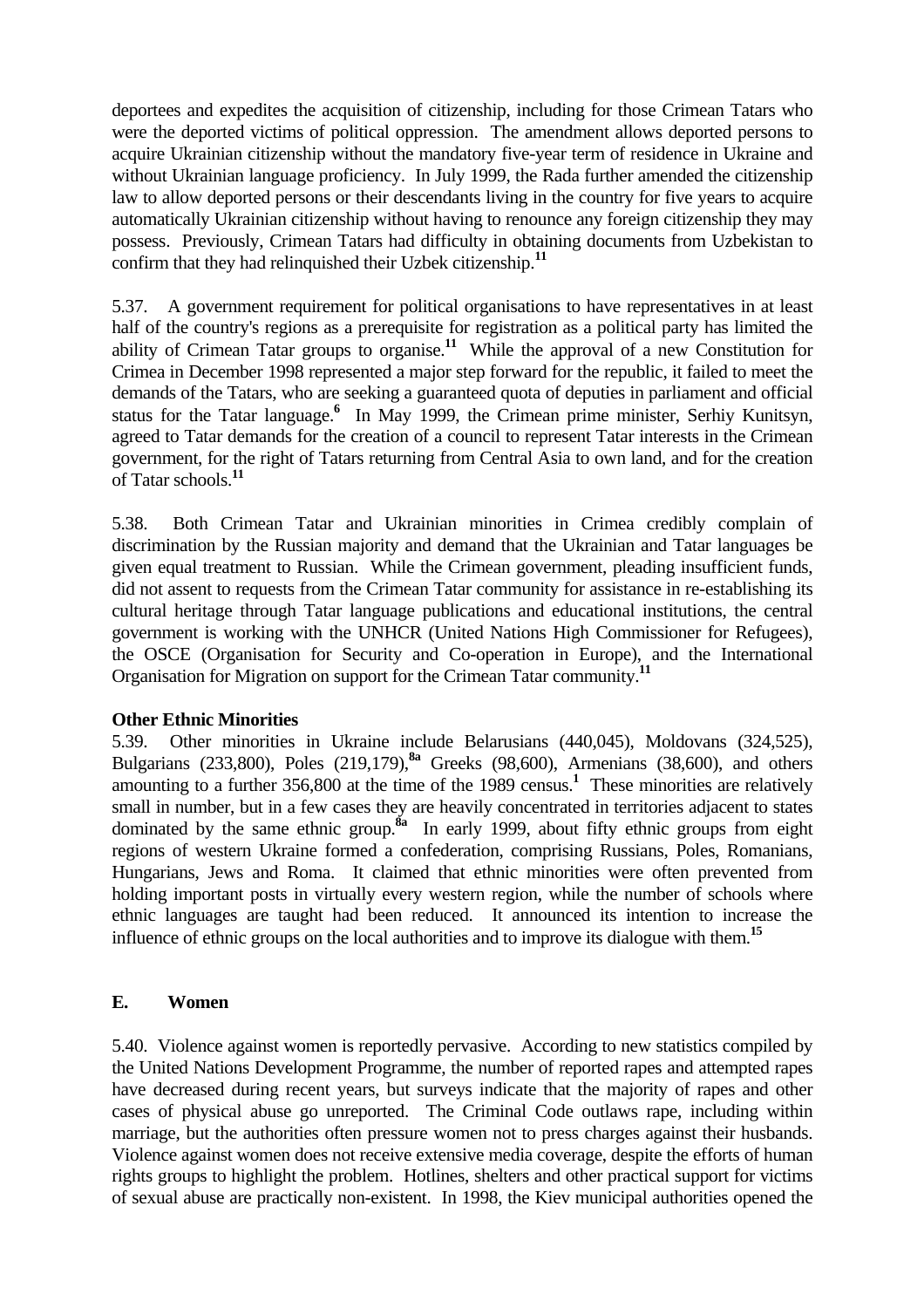deportees and expedites the acquisition of citizenship, including for those Crimean Tatars who were the deported victims of political oppression. The amendment allows deported persons to acquire Ukrainian citizenship without the mandatory five-year term of residence in Ukraine and without Ukrainian language proficiency. In July 1999, the Rada further amended the citizenship law to allow deported persons or their descendants living in the country for five years to acquire automatically Ukrainian citizenship without having to renounce any foreign citizenship they may possess. Previously, Crimean Tatars had difficulty in obtaining documents from Uzbekistan to confirm that they had relinquished their Uzbek citizenship.[11]

5.37. A government requirement for political organisations to have representatives in at least half of the country's regions as a prerequisite for registration as a political party has limited the ability of Crimean Tatar groups to organise.[11] While the approval of a new Constitution for Crimea in December 1998 represented a major step forward for the republic, it failed to meet the demands of the Tatars, who are seeking a guaranteed quota of deputies in parliament and official status for the Tatar language.[6] In May 1999, the Crimean prime minister, Serhiy Kunitsyn, agreed to Tatar demands for the creation of a council to represent Tatar interests in the Crimean government, for the right of Tatars returning from Central Asia to own land, and for the creation of Tatar schools.[11]

5.38. Both Crimean Tatar and Ukrainian minorities in Crimea credibly complain of discrimination by the Russian majority and demand that the Ukrainian and Tatar languages be given equal treatment to Russian. While the Crimean government, pleading insufficient funds, did not assent to requests from the Crimean Tatar community for assistance in re-establishing its cultural heritage through Tatar language publications and educational institutions, the central government is working with the UNHCR (United Nations High Commissioner for Refugees), the OSCE (Organisation for Security and Co-operation in Europe), and the International Organisation for Migration on support for the Crimean Tatar community.[11]

**Other Ethnic Minorities**

5.39. Other minorities in Ukraine include Belarusians (440,045), Moldovans (324,525), Bulgarians (233,800), Poles (219,179),[8a] Greeks (98,600), Armenians (38,600), and others amounting to a further 356,800 at the time of the 1989 census.[1] These minorities are relatively small in number, but in a few cases they are heavily concentrated in territories adjacent to states dominated by the same ethnic group.[8a] In early 1999, about fifty ethnic groups from eight regions of western Ukraine formed a confederation, comprising Russians, Poles, Romanians, Hungarians, Jews and Roma. It claimed that ethnic minorities were often prevented from holding important posts in virtually every western region, while the number of schools where ethnic languages are taught had been reduced. It announced its intention to increase the influence of ethnic groups on the local authorities and to improve its dialogue with them.[15]

## E. Women

5.40. Violence against women is reportedly pervasive. According to new statistics compiled by the United Nations Development Programme, the number of reported rapes and attempted rapes have decreased during recent years, but surveys indicate that the majority of rapes and other cases of physical abuse go unreported. The Criminal Code outlaws rape, including within marriage, but the authorities often pressure women not to press charges against their husbands. Violence against women does not receive extensive media coverage, despite the efforts of human rights groups to highlight the problem. Hotlines, shelters and other practical support for victims of sexual abuse are practically non-existent. In 1998, the Kiev municipal authorities opened the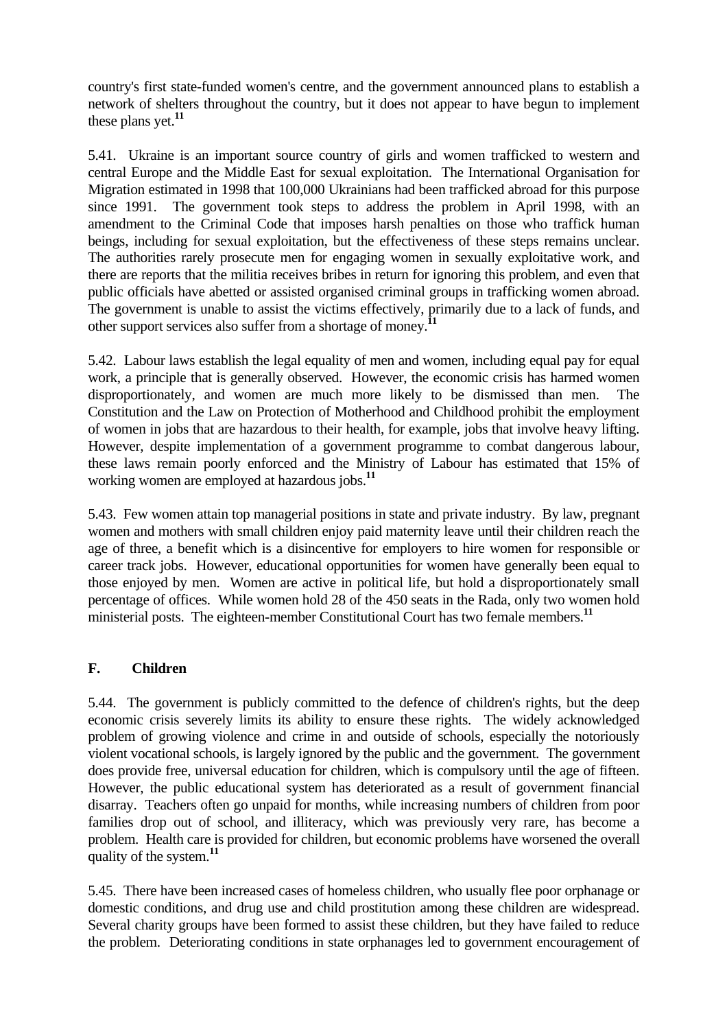country's first state-funded women's centre, and the government announced plans to establish a network of shelters throughout the country, but it does not appear to have begun to implement these plans yet.[11]

5.41. Ukraine is an important source country of girls and women trafficked to western and central Europe and the Middle East for sexual exploitation. The International Organisation for Migration estimated in 1998 that 100,000 Ukrainians had been trafficked abroad for this purpose since 1991. The government took steps to address the problem in April 1998, with an amendment to the Criminal Code that imposes harsh penalties on those who traffick human beings, including for sexual exploitation, but the effectiveness of these steps remains unclear. The authorities rarely prosecute men for engaging women in sexually exploitative work, and there are reports that the militia receives bribes in return for ignoring this problem, and even that public officials have abetted or assisted organised criminal groups in trafficking women abroad. The government is unable to assist the victims effectively, primarily due to a lack of funds, and other support services also suffer from a shortage of money.[11]

5.42. Labour laws establish the legal equality of men and women, including equal pay for equal work, a principle that is generally observed. However, the economic crisis has harmed women disproportionately, and women are much more likely to be dismissed than men. The Constitution and the Law on Protection of Motherhood and Childhood prohibit the employment of women in jobs that are hazardous to their health, for example, jobs that involve heavy lifting. However, despite implementation of a government programme to combat dangerous labour, these laws remain poorly enforced and the Ministry of Labour has estimated that 15% of working women are employed at hazardous jobs.[11]

5.43. Few women attain top managerial positions in state and private industry. By law, pregnant women and mothers with small children enjoy paid maternity leave until their children reach the age of three, a benefit which is a disincentive for employers to hire women for responsible or career track jobs. However, educational opportunities for women have generally been equal to those enjoyed by men. Women are active in political life, but hold a disproportionately small percentage of offices. While women hold 28 of the 450 seats in the Rada, only two women hold ministerial posts. The eighteen-member Constitutional Court has two female members.[11]

### F. Children

5.44. The government is publicly committed to the defence of children's rights, but the deep economic crisis severely limits its ability to ensure these rights. The widely acknowledged problem of growing violence and crime in and outside of schools, especially the notoriously violent vocational schools, is largely ignored by the public and the government. The government does provide free, universal education for children, which is compulsory until the age of fifteen. However, the public educational system has deteriorated as a result of government financial disarray. Teachers often go unpaid for months, while increasing numbers of children from poor families drop out of school, and illiteracy, which was previously very rare, has become a problem. Health care is provided for children, but economic problems have worsened the overall quality of the system.[11]

5.45. There have been increased cases of homeless children, who usually flee poor orphanage or domestic conditions, and drug use and child prostitution among these children are widespread. Several charity groups have been formed to assist these children, but they have failed to reduce the problem. Deteriorating conditions in state orphanages led to government encouragement of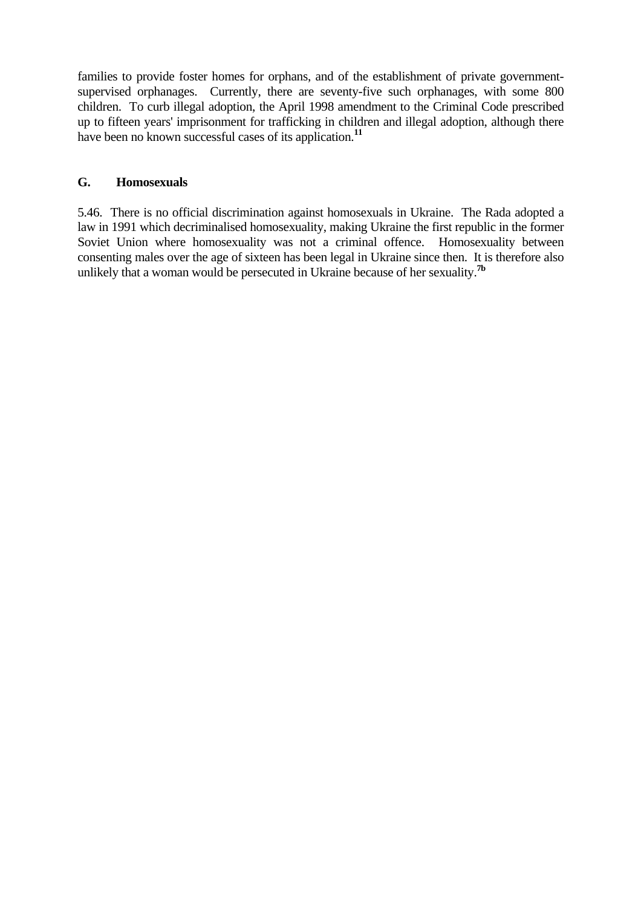families to provide foster homes for orphans, and of the establishment of private government-supervised orphanages. Currently, there are seventy-five such orphanages, with some 800 children. To curb illegal adoption, the April 1998 amendment to the Criminal Code prescribed up to fifteen years' imprisonment for trafficking in children and illegal adoption, although there have been no known successful cases of its application.[11]

### G. Homosexuals

5.46. There is no official discrimination against homosexuals in Ukraine. The Rada adopted a law in 1991 which decriminalised homosexuality, making Ukraine the first republic in the former Soviet Union where homosexuality was not a criminal offence. Homosexuality between consenting males over the age of sixteen has been legal in Ukraine since then. It is therefore also unlikely that a woman would be persecuted in Ukraine because of her sexuality.[7b]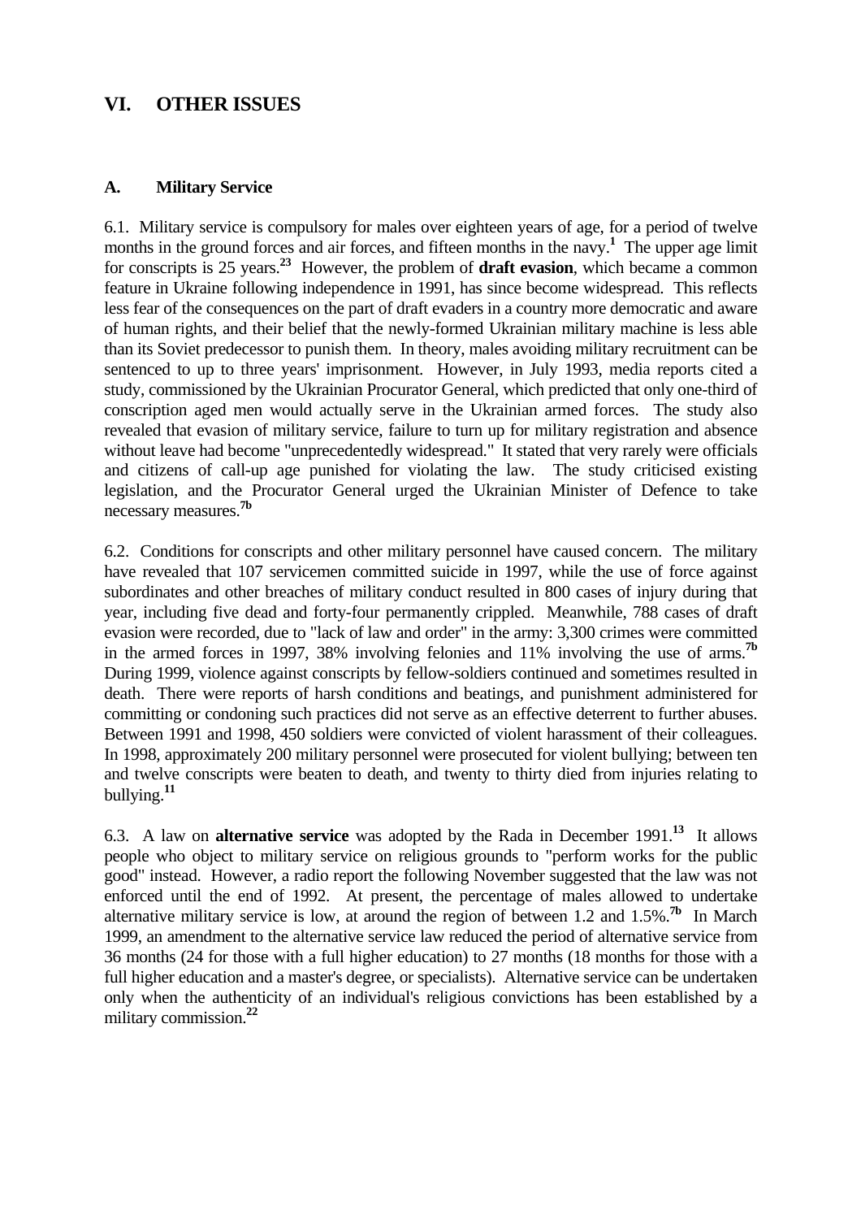## VI. OTHER ISSUES

### A. Military Service

6.1. Military service is compulsory for males over eighteen years of age, for a period of twelve months in the ground forces and air forces, and fifteen months in the navy.[1] The upper age limit for conscripts is 25 years.[23] However, the problem of **draft evasion**, which became a common feature in Ukraine following independence in 1991, has since become widespread. This reflects less fear of the consequences on the part of draft evaders in a country more democratic and aware of human rights, and their belief that the newly-formed Ukrainian military machine is less able than its Soviet predecessor to punish them. In theory, males avoiding military recruitment can be sentenced to up to three years' imprisonment. However, in July 1993, media reports cited a study, commissioned by the Ukrainian Procurator General, which predicted that only one-third of conscription aged men would actually serve in the Ukrainian armed forces. The study also revealed that evasion of military service, failure to turn up for military registration and absence without leave had become "unprecedentedly widespread." It stated that very rarely were officials and citizens of call-up age punished for violating the law. The study criticised existing legislation, and the Procurator General urged the Ukrainian Minister of Defence to take necessary measures.[7b]

6.2. Conditions for conscripts and other military personnel have caused concern. The military have revealed that 107 servicemen committed suicide in 1997, while the use of force against subordinates and other breaches of military conduct resulted in 800 cases of injury during that year, including five dead and forty-four permanently crippled. Meanwhile, 788 cases of draft evasion were recorded, due to "lack of law and order" in the army: 3,300 crimes were committed in the armed forces in 1997, 38% involving felonies and 11% involving the use of arms.[7b] During 1999, violence against conscripts by fellow-soldiers continued and sometimes resulted in death. There were reports of harsh conditions and beatings, and punishment administered for committing or condoning such practices did not serve as an effective deterrent to further abuses. Between 1991 and 1998, 450 soldiers were convicted of violent harassment of their colleagues. In 1998, approximately 200 military personnel were prosecuted for violent bullying; between ten and twelve conscripts were beaten to death, and twenty to thirty died from injuries relating to bullying.[11]

6.3. A law on **alternative service** was adopted by the Rada in December 1991.[13] It allows people who object to military service on religious grounds to "perform works for the public good" instead. However, a radio report the following November suggested that the law was not enforced until the end of 1992. At present, the percentage of males allowed to undertake alternative military service is low, at around the region of between 1.2 and 1.5%.[7b] In March 1999, an amendment to the alternative service law reduced the period of alternative service from 36 months (24 for those with a full higher education) to 27 months (18 months for those with a full higher education and a master's degree, or specialists). Alternative service can be undertaken only when the authenticity of an individual's religious convictions has been established by a military commission.[22]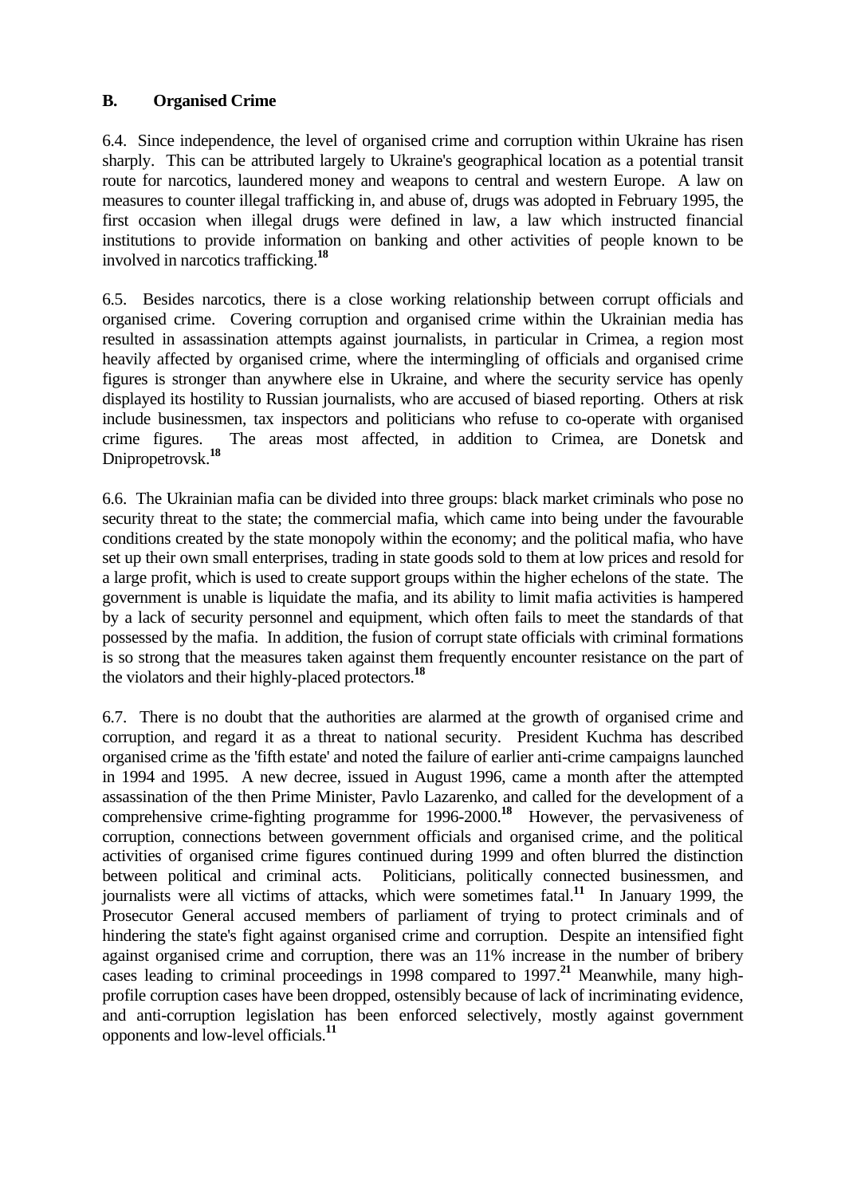### B. Organised Crime

6.4. Since independence, the level of organised crime and corruption within Ukraine has risen sharply. This can be attributed largely to Ukraine's geographical location as a potential transit route for narcotics, laundered money and weapons to central and western Europe. A law on measures to counter illegal trafficking in, and abuse of, drugs was adopted in February 1995, the first occasion when illegal drugs were defined in law, a law which instructed financial institutions to provide information on banking and other activities of people known to be involved in narcotics trafficking.[18]

6.5. Besides narcotics, there is a close working relationship between corrupt officials and organised crime. Covering corruption and organised crime within the Ukrainian media has resulted in assassination attempts against journalists, in particular in Crimea, a region most heavily affected by organised crime, where the intermingling of officials and organised crime figures is stronger than anywhere else in Ukraine, and where the security service has openly displayed its hostility to Russian journalists, who are accused of biased reporting. Others at risk include businessmen, tax inspectors and politicians who refuse to co-operate with organised crime figures. The areas most affected, in addition to Crimea, are Donetsk and Dnipropetrovsk.[18]

6.6. The Ukrainian mafia can be divided into three groups: black market criminals who pose no security threat to the state; the commercial mafia, which came into being under the favourable conditions created by the state monopoly within the economy; and the political mafia, who have set up their own small enterprises, trading in state goods sold to them at low prices and resold for a large profit, which is used to create support groups within the higher echelons of the state. The government is unable is liquidate the mafia, and its ability to limit mafia activities is hampered by a lack of security personnel and equipment, which often fails to meet the standards of that possessed by the mafia. In addition, the fusion of corrupt state officials with criminal formations is so strong that the measures taken against them frequently encounter resistance on the part of the violators and their highly-placed protectors.[18]

6.7. There is no doubt that the authorities are alarmed at the growth of organised crime and corruption, and regard it as a threat to national security. President Kuchma has described organised crime as the 'fifth estate' and noted the failure of earlier anti-crime campaigns launched in 1994 and 1995. A new decree, issued in August 1996, came a month after the attempted assassination of the then Prime Minister, Pavlo Lazarenko, and called for the development of a comprehensive crime-fighting programme for 1996-2000.[18] However, the pervasiveness of corruption, connections between government officials and organised crime, and the political activities of organised crime figures continued during 1999 and often blurred the distinction between political and criminal acts. Politicians, politically connected businessmen, and journalists were all victims of attacks, which were sometimes fatal.[11] In January 1999, the Prosecutor General accused members of parliament of trying to protect criminals and of hindering the state's fight against organised crime and corruption. Despite an intensified fight against organised crime and corruption, there was an 11% increase in the number of bribery cases leading to criminal proceedings in 1998 compared to 1997.[21] Meanwhile, many high-profile corruption cases have been dropped, ostensibly because of lack of incriminating evidence, and anti-corruption legislation has been enforced selectively, mostly against government opponents and low-level officials.[11]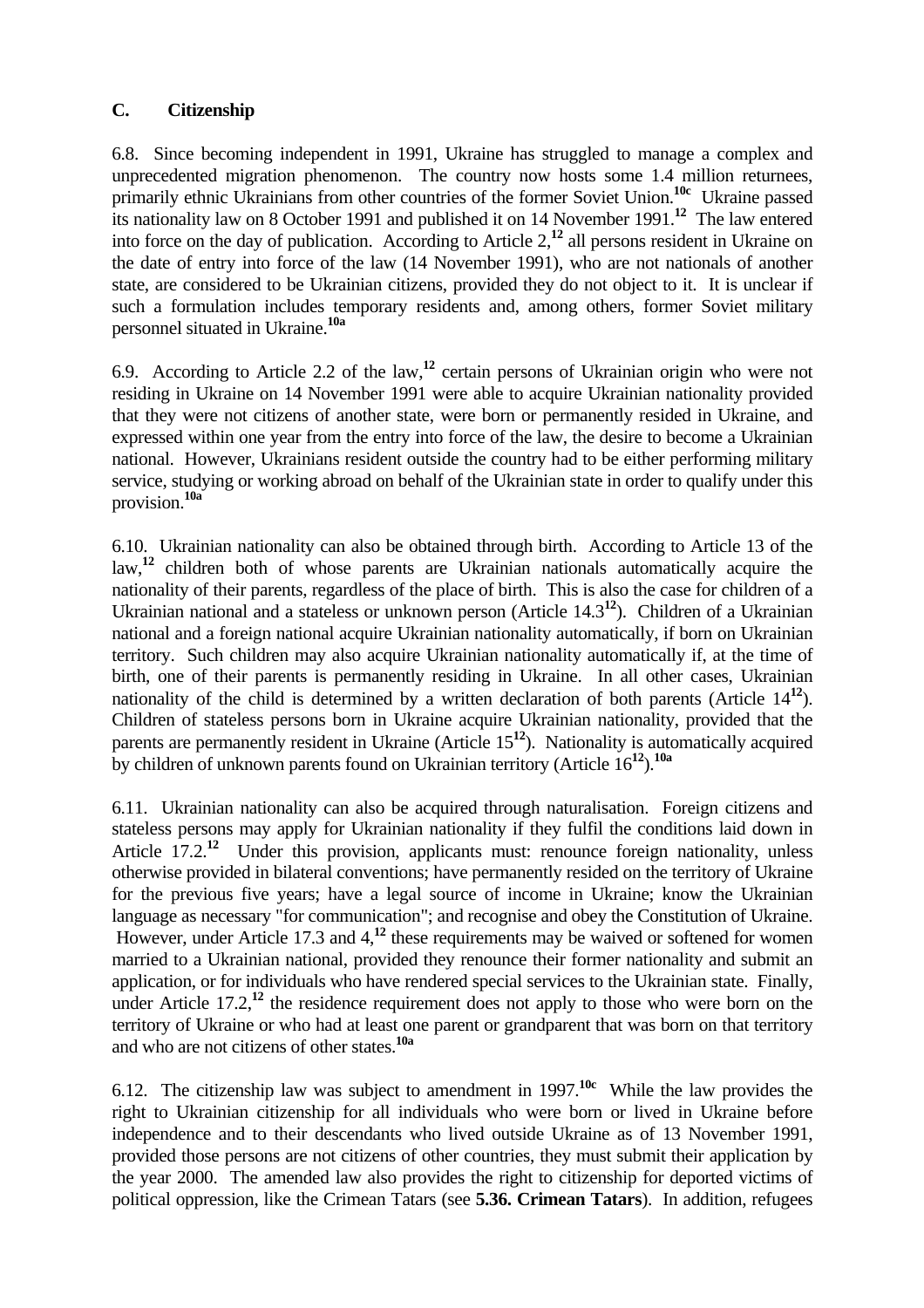## C. Citizenship

6.8. Since becoming independent in 1991, Ukraine has struggled to manage a complex and unprecedented migration phenomenon. The country now hosts some 1.4 million returnees, primarily ethnic Ukrainians from other countries of the former Soviet Union.[10c] Ukraine passed its nationality law on 8 October 1991 and published it on 14 November 1991.[12] The law entered into force on the day of publication. According to Article 2,[12] all persons resident in Ukraine on the date of entry into force of the law (14 November 1991), who are not nationals of another state, are considered to be Ukrainian citizens, provided they do not object to it. It is unclear if such a formulation includes temporary residents and, among others, former Soviet military personnel situated in Ukraine.[10a]

6.9. According to Article 2.2 of the law,[12] certain persons of Ukrainian origin who were not residing in Ukraine on 14 November 1991 were able to acquire Ukrainian nationality provided that they were not citizens of another state, were born or permanently resided in Ukraine, and expressed within one year from the entry into force of the law, the desire to become a Ukrainian national. However, Ukrainians resident outside the country had to be either performing military service, studying or working abroad on behalf of the Ukrainian state in order to qualify under this provision.[10a]

6.10. Ukrainian nationality can also be obtained through birth. According to Article 13 of the law,[12] children both of whose parents are Ukrainian nationals automatically acquire the nationality of their parents, regardless of the place of birth. This is also the case for children of a Ukrainian national and a stateless or unknown person (Article 14.3[12]). Children of a Ukrainian national and a foreign national acquire Ukrainian nationality automatically, if born on Ukrainian territory. Such children may also acquire Ukrainian nationality automatically if, at the time of birth, one of their parents is permanently residing in Ukraine. In all other cases, Ukrainian nationality of the child is determined by a written declaration of both parents (Article 14[12]). Children of stateless persons born in Ukraine acquire Ukrainian nationality, provided that the parents are permanently resident in Ukraine (Article 15[12]). Nationality is automatically acquired by children of unknown parents found on Ukrainian territory (Article 16[12]).[10a]

6.11. Ukrainian nationality can also be acquired through naturalisation. Foreign citizens and stateless persons may apply for Ukrainian nationality if they fulfil the conditions laid down in Article 17.2.[12] Under this provision, applicants must: renounce foreign nationality, unless otherwise provided in bilateral conventions; have permanently resided on the territory of Ukraine for the previous five years; have a legal source of income in Ukraine; know the Ukrainian language as necessary "for communication"; and recognise and obey the Constitution of Ukraine. However, under Article 17.3 and 4,[12] these requirements may be waived or softened for women married to a Ukrainian national, provided they renounce their former nationality and submit an application, or for individuals who have rendered special services to the Ukrainian state. Finally, under Article 17.2,[12] the residence requirement does not apply to those who were born on the territory of Ukraine or who had at least one parent or grandparent that was born on that territory and who are not citizens of other states.[10a]

6.12. The citizenship law was subject to amendment in 1997.[10c] While the law provides the right to Ukrainian citizenship for all individuals who were born or lived in Ukraine before independence and to their descendants who lived outside Ukraine as of 13 November 1991, provided those persons are not citizens of other countries, they must submit their application by the year 2000. The amended law also provides the right to citizenship for deported victims of political oppression, like the Crimean Tatars (see **5.36. Crimean Tatars**). In addition, refugees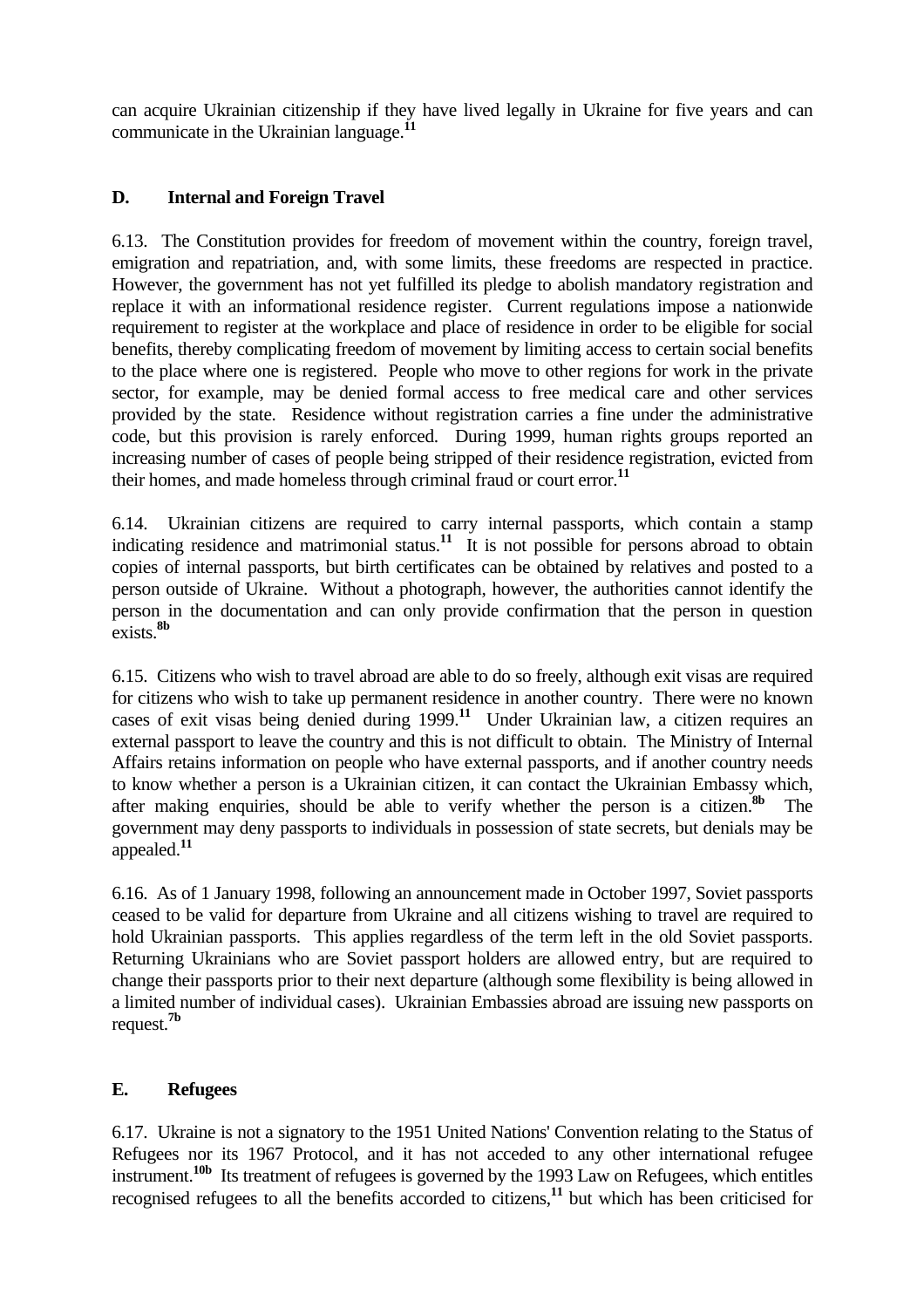can acquire Ukrainian citizenship if they have lived legally in Ukraine for five years and can communicate in the Ukrainian language.[11]

### D. Internal and Foreign Travel

6.13. The Constitution provides for freedom of movement within the country, foreign travel, emigration and repatriation, and, with some limits, these freedoms are respected in practice. However, the government has not yet fulfilled its pledge to abolish mandatory registration and replace it with an informational residence register. Current regulations impose a nationwide requirement to register at the workplace and place of residence in order to be eligible for social benefits, thereby complicating freedom of movement by limiting access to certain social benefits to the place where one is registered. People who move to other regions for work in the private sector, for example, may be denied formal access to free medical care and other services provided by the state. Residence without registration carries a fine under the administrative code, but this provision is rarely enforced. During 1999, human rights groups reported an increasing number of cases of people being stripped of their residence registration, evicted from their homes, and made homeless through criminal fraud or court error.[11]

6.14. Ukrainian citizens are required to carry internal passports, which contain a stamp indicating residence and matrimonial status.[11] It is not possible for persons abroad to obtain copies of internal passports, but birth certificates can be obtained by relatives and posted to a person outside of Ukraine. Without a photograph, however, the authorities cannot identify the person in the documentation and can only provide confirmation that the person in question exists.[8b]

6.15. Citizens who wish to travel abroad are able to do so freely, although exit visas are required for citizens who wish to take up permanent residence in another country. There were no known cases of exit visas being denied during 1999.[11] Under Ukrainian law, a citizen requires an external passport to leave the country and this is not difficult to obtain. The Ministry of Internal Affairs retains information on people who have external passports, and if another country needs to know whether a person is a Ukrainian citizen, it can contact the Ukrainian Embassy which, after making enquiries, should be able to verify whether the person is a citizen.[8b] The government may deny passports to individuals in possession of state secrets, but denials may be appealed.[11]

6.16. As of 1 January 1998, following an announcement made in October 1997, Soviet passports ceased to be valid for departure from Ukraine and all citizens wishing to travel are required to hold Ukrainian passports. This applies regardless of the term left in the old Soviet passports. Returning Ukrainians who are Soviet passport holders are allowed entry, but are required to change their passports prior to their next departure (although some flexibility is being allowed in a limited number of individual cases). Ukrainian Embassies abroad are issuing new passports on request.[7b]

### E. Refugees

6.17. Ukraine is not a signatory to the 1951 United Nations' Convention relating to the Status of Refugees nor its 1967 Protocol, and it has not acceded to any other international refugee instrument.[10b] Its treatment of refugees is governed by the 1993 Law on Refugees, which entitles recognised refugees to all the benefits accorded to citizens,[11] but which has been criticised for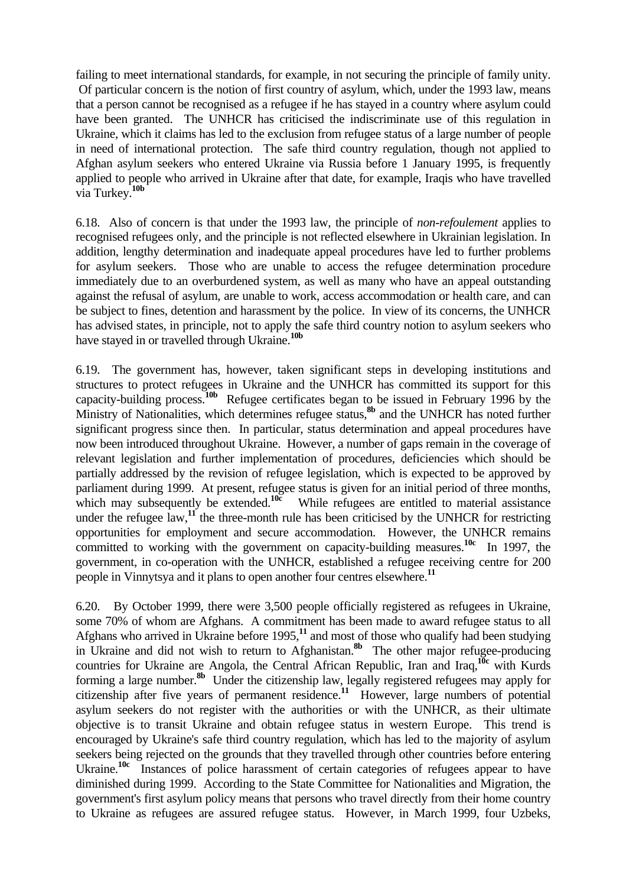failing to meet international standards, for example, in not securing the principle of family unity. Of particular concern is the notion of first country of asylum, which, under the 1993 law, means that a person cannot be recognised as a refugee if he has stayed in a country where asylum could have been granted. The UNHCR has criticised the indiscriminate use of this regulation in Ukraine, which it claims has led to the exclusion from refugee status of a large number of people in need of international protection. The safe third country regulation, though not applied to Afghan asylum seekers who entered Ukraine via Russia before 1 January 1995, is frequently applied to people who arrived in Ukraine after that date, for example, Iraqis who have travelled via Turkey.[10b]

6.18. Also of concern is that under the 1993 law, the principle of *non-refoulement* applies to recognised refugees only, and the principle is not reflected elsewhere in Ukrainian legislation. In addition, lengthy determination and inadequate appeal procedures have led to further problems for asylum seekers. Those who are unable to access the refugee determination procedure immediately due to an overburdened system, as well as many who have an appeal outstanding against the refusal of asylum, are unable to work, access accommodation or health care, and can be subject to fines, detention and harassment by the police. In view of its concerns, the UNHCR has advised states, in principle, not to apply the safe third country notion to asylum seekers who have stayed in or travelled through Ukraine.[10b]

6.19. The government has, however, taken significant steps in developing institutions and structures to protect refugees in Ukraine and the UNHCR has committed its support for this capacity-building process.[10b] Refugee certificates began to be issued in February 1996 by the Ministry of Nationalities, which determines refugee status,[8b] and the UNHCR has noted further significant progress since then. In particular, status determination and appeal procedures have now been introduced throughout Ukraine. However, a number of gaps remain in the coverage of relevant legislation and further implementation of procedures, deficiencies which should be partially addressed by the revision of refugee legislation, which is expected to be approved by parliament during 1999. At present, refugee status is given for an initial period of three months, which may subsequently be extended.[10c] While refugees are entitled to material assistance under the refugee law,[11] the three-month rule has been criticised by the UNHCR for restricting opportunities for employment and secure accommodation. However, the UNHCR remains committed to working with the government on capacity-building measures.[10c] In 1997, the government, in co-operation with the UNHCR, established a refugee receiving centre for 200 people in Vinnytsya and it plans to open another four centres elsewhere.[11]

6.20. By October 1999, there were 3,500 people officially registered as refugees in Ukraine, some 70% of whom are Afghans. A commitment has been made to award refugee status to all Afghans who arrived in Ukraine before 1995,[11] and most of those who qualify had been studying in Ukraine and did not wish to return to Afghanistan.[8b] The other major refugee-producing countries for Ukraine are Angola, the Central African Republic, Iran and Iraq,[10c] with Kurds forming a large number.[8b] Under the citizenship law, legally registered refugees may apply for citizenship after five years of permanent residence.[11] However, large numbers of potential asylum seekers do not register with the authorities or with the UNHCR, as their ultimate objective is to transit Ukraine and obtain refugee status in western Europe. This trend is encouraged by Ukraine's safe third country regulation, which has led to the majority of asylum seekers being rejected on the grounds that they travelled through other countries before entering Ukraine.[10c] Instances of police harassment of certain categories of refugees appear to have diminished during 1999. According to the State Committee for Nationalities and Migration, the government's first asylum policy means that persons who travel directly from their home country to Ukraine as refugees are assured refugee status. However, in March 1999, four Uzbeks,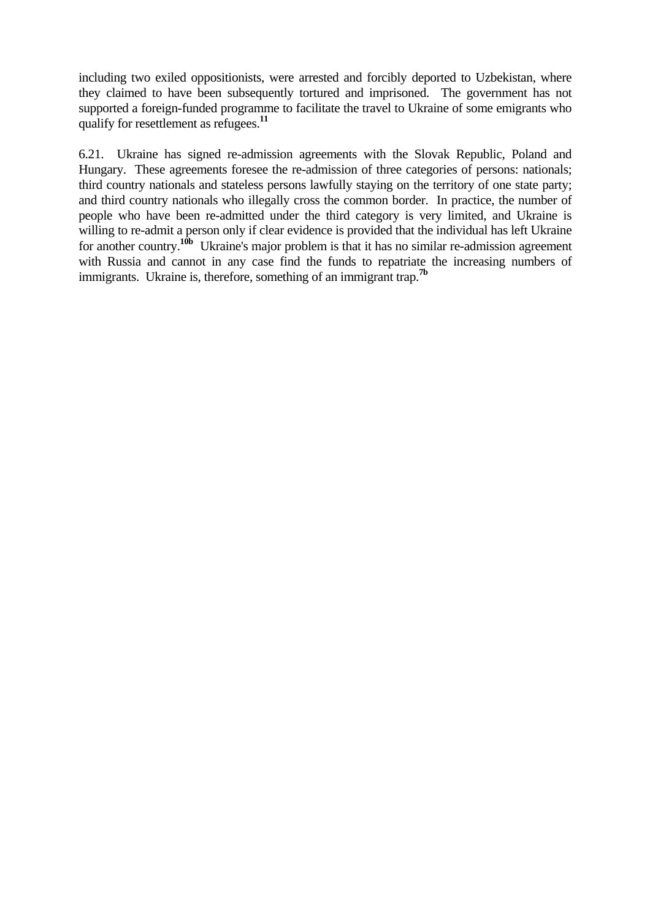including two exiled oppositionists, were arrested and forcibly deported to Uzbekistan, where they claimed to have been subsequently tortured and imprisoned. The government has not supported a foreign-funded programme to facilitate the travel to Ukraine of some emigrants who qualify for resettlement as refugees.[11]

6.21. Ukraine has signed re-admission agreements with the Slovak Republic, Poland and Hungary. These agreements foresee the re-admission of three categories of persons: nationals; third country nationals and stateless persons lawfully staying on the territory of one state party; and third country nationals who illegally cross the common border. In practice, the number of people who have been re-admitted under the third category is very limited, and Ukraine is willing to re-admit a person only if clear evidence is provided that the individual has left Ukraine for another country.[10b] Ukraine's major problem is that it has no similar re-admission agreement with Russia and cannot in any case find the funds to repatriate the increasing numbers of immigrants. Ukraine is, therefore, something of an immigrant trap.[7b]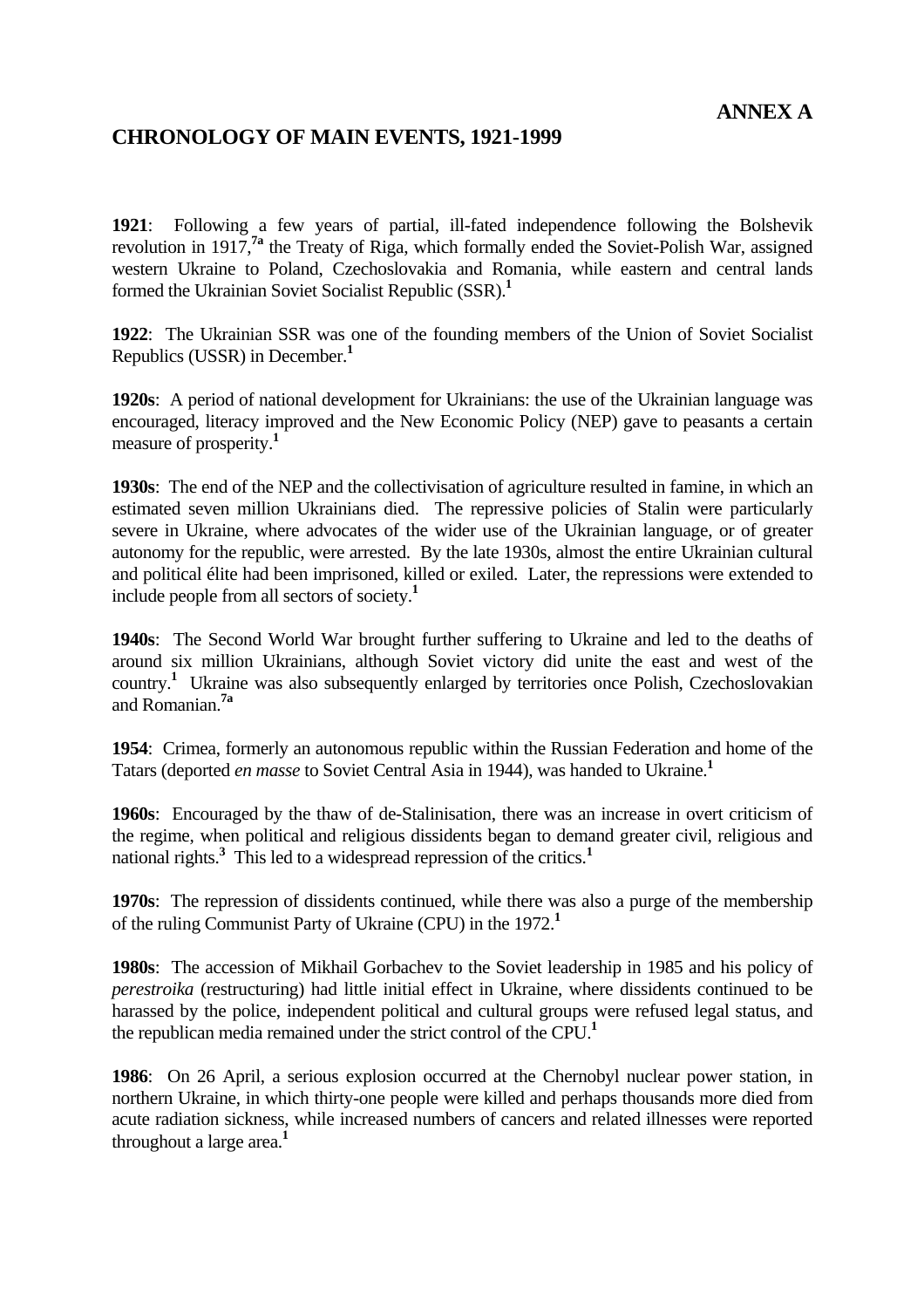**ANNEX A**

# CHRONOLOGY OF MAIN EVENTS, 1921-1999

**1921**: Following a few years of partial, ill-fated independence following the Bolshevik revolution in 1917,[7a] the Treaty of Riga, which formally ended the Soviet-Polish War, assigned western Ukraine to Poland, Czechoslovakia and Romania, while eastern and central lands formed the Ukrainian Soviet Socialist Republic (SSR).[1]

**1922**: The Ukrainian SSR was one of the founding members of the Union of Soviet Socialist Republics (USSR) in December.[1]

**1920s**: A period of national development for Ukrainians: the use of the Ukrainian language was encouraged, literacy improved and the New Economic Policy (NEP) gave to peasants a certain measure of prosperity.[1]

**1930s**: The end of the NEP and the collectivisation of agriculture resulted in famine, in which an estimated seven million Ukrainians died. The repressive policies of Stalin were particularly severe in Ukraine, where advocates of the wider use of the Ukrainian language, or of greater autonomy for the republic, were arrested. By the late 1930s, almost the entire Ukrainian cultural and political élite had been imprisoned, killed or exiled. Later, the repressions were extended to include people from all sectors of society.[1]

**1940s**: The Second World War brought further suffering to Ukraine and led to the deaths of around six million Ukrainians, although Soviet victory did unite the east and west of the country.[1] Ukraine was also subsequently enlarged by territories once Polish, Czechoslovakian and Romanian.[7a]

**1954**: Crimea, formerly an autonomous republic within the Russian Federation and home of the Tatars (deported *en masse* to Soviet Central Asia in 1944), was handed to Ukraine.[1]

**1960s**: Encouraged by the thaw of de-Stalinisation, there was an increase in overt criticism of the regime, when political and religious dissidents began to demand greater civil, religious and national rights.[3] This led to a widespread repression of the critics.[1]

**1970s**: The repression of dissidents continued, while there was also a purge of the membership of the ruling Communist Party of Ukraine (CPU) in the 1972.[1]

**1980s**: The accession of Mikhail Gorbachev to the Soviet leadership in 1985 and his policy of *perestroika* (restructuring) had little initial effect in Ukraine, where dissidents continued to be harassed by the police, independent political and cultural groups were refused legal status, and the republican media remained under the strict control of the CPU.[1]

**1986**: On 26 April, a serious explosion occurred at the Chernobyl nuclear power station, in northern Ukraine, in which thirty-one people were killed and perhaps thousands more died from acute radiation sickness, while increased numbers of cancers and related illnesses were reported throughout a large area.[1]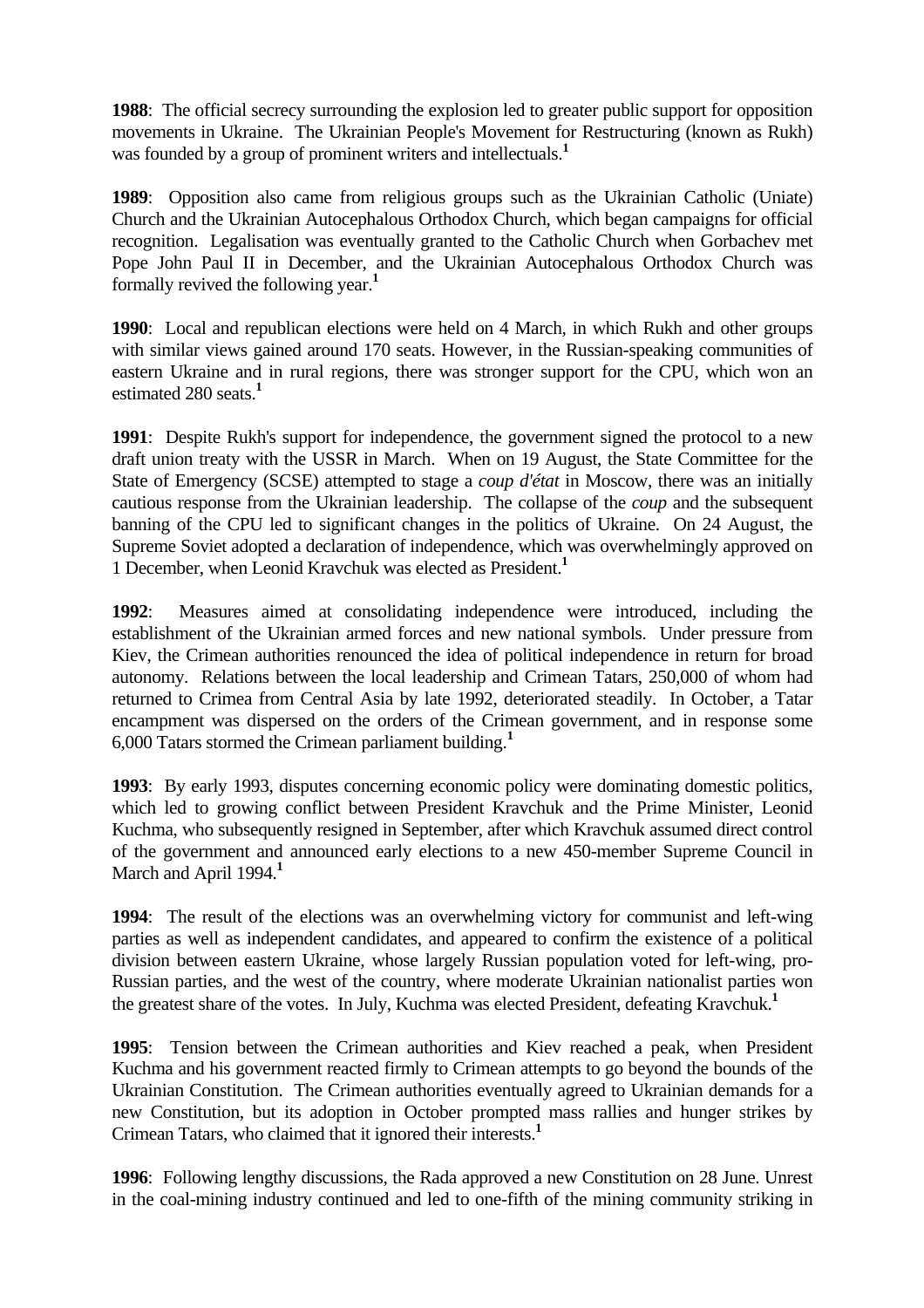**1988**: The official secrecy surrounding the explosion led to greater public support for opposition movements in Ukraine. The Ukrainian People's Movement for Restructuring (known as Rukh) was founded by a group of prominent writers and intellectuals.[1]

**1989**: Opposition also came from religious groups such as the Ukrainian Catholic (Uniate) Church and the Ukrainian Autocephalous Orthodox Church, which began campaigns for official recognition. Legalisation was eventually granted to the Catholic Church when Gorbachev met Pope John Paul II in December, and the Ukrainian Autocephalous Orthodox Church was formally revived the following year.[1]

**1990**: Local and republican elections were held on 4 March, in which Rukh and other groups with similar views gained around 170 seats. However, in the Russian-speaking communities of eastern Ukraine and in rural regions, there was stronger support for the CPU, which won an estimated 280 seats.[1]

**1991**: Despite Rukh's support for independence, the government signed the protocol to a new draft union treaty with the USSR in March. When on 19 August, the State Committee for the State of Emergency (SCSE) attempted to stage a *coup d'état* in Moscow, there was an initially cautious response from the Ukrainian leadership. The collapse of the *coup* and the subsequent banning of the CPU led to significant changes in the politics of Ukraine. On 24 August, the Supreme Soviet adopted a declaration of independence, which was overwhelmingly approved on 1 December, when Leonid Kravchuk was elected as President.[1]

**1992**: Measures aimed at consolidating independence were introduced, including the establishment of the Ukrainian armed forces and new national symbols. Under pressure from Kiev, the Crimean authorities renounced the idea of political independence in return for broad autonomy. Relations between the local leadership and Crimean Tatars, 250,000 of whom had returned to Crimea from Central Asia by late 1992, deteriorated steadily. In October, a Tatar encampment was dispersed on the orders of the Crimean government, and in response some 6,000 Tatars stormed the Crimean parliament building.[1]

**1993**: By early 1993, disputes concerning economic policy were dominating domestic politics, which led to growing conflict between President Kravchuk and the Prime Minister, Leonid Kuchma, who subsequently resigned in September, after which Kravchuk assumed direct control of the government and announced early elections to a new 450-member Supreme Council in March and April 1994.[1]

**1994**: The result of the elections was an overwhelming victory for communist and left-wing parties as well as independent candidates, and appeared to confirm the existence of a political division between eastern Ukraine, whose largely Russian population voted for left-wing, pro-Russian parties, and the west of the country, where moderate Ukrainian nationalist parties won the greatest share of the votes. In July, Kuchma was elected President, defeating Kravchuk.[1]

**1995**: Tension between the Crimean authorities and Kiev reached a peak, when President Kuchma and his government reacted firmly to Crimean attempts to go beyond the bounds of the Ukrainian Constitution. The Crimean authorities eventually agreed to Ukrainian demands for a new Constitution, but its adoption in October prompted mass rallies and hunger strikes by Crimean Tatars, who claimed that it ignored their interests.[1]

**1996**: Following lengthy discussions, the Rada approved a new Constitution on 28 June. Unrest in the coal-mining industry continued and led to one-fifth of the mining community striking in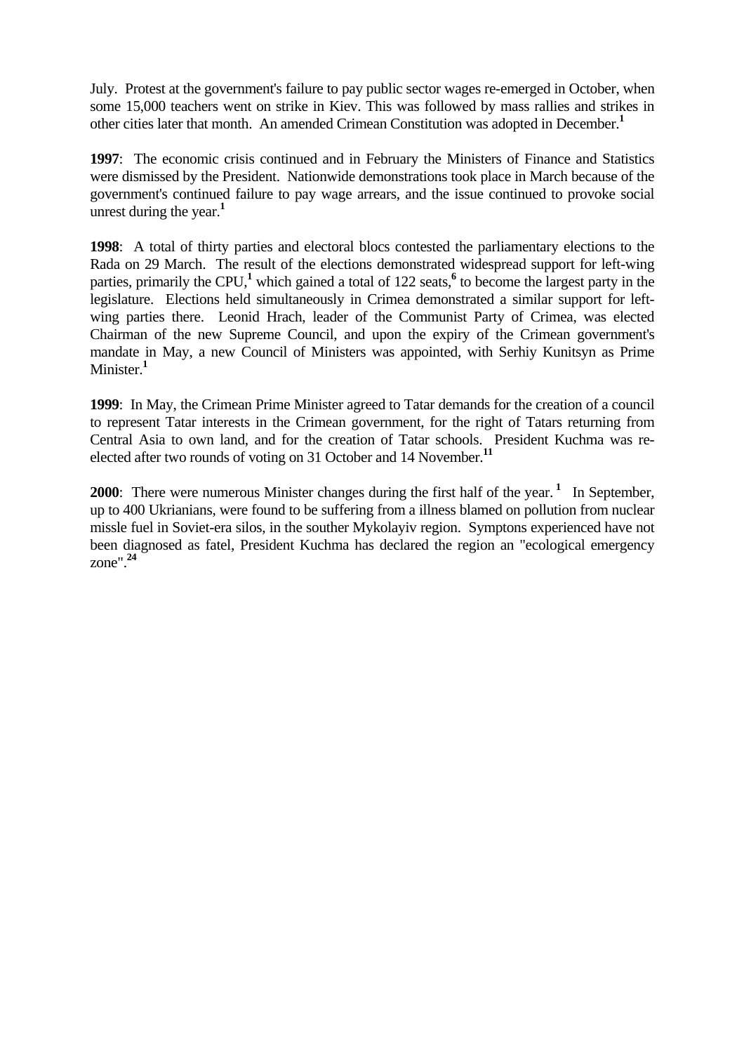July. Protest at the government's failure to pay public sector wages re-emerged in October, when some 15,000 teachers went on strike in Kiev. This was followed by mass rallies and strikes in other cities later that month. An amended Crimean Constitution was adopted in December.[1]

**1997**: The economic crisis continued and in February the Ministers of Finance and Statistics were dismissed by the President. Nationwide demonstrations took place in March because of the government's continued failure to pay wage arrears, and the issue continued to provoke social unrest during the year.[1]

**1998**: A total of thirty parties and electoral blocs contested the parliamentary elections to the Rada on 29 March. The result of the elections demonstrated widespread support for left-wing parties, primarily the CPU,[1] which gained a total of 122 seats,[6] to become the largest party in the legislature. Elections held simultaneously in Crimea demonstrated a similar support for left-wing parties there. Leonid Hrach, leader of the Communist Party of Crimea, was elected Chairman of the new Supreme Council, and upon the expiry of the Crimean government's mandate in May, a new Council of Ministers was appointed, with Serhiy Kunitsyn as Prime Minister.[1]

**1999**: In May, the Crimean Prime Minister agreed to Tatar demands for the creation of a council to represent Tatar interests in the Crimean government, for the right of Tatars returning from Central Asia to own land, and for the creation of Tatar schools. President Kuchma was re-elected after two rounds of voting on 31 October and 14 November.[11]

**2000**: There were numerous Minister changes during the first half of the year.[1] In September, up to 400 Ukrianians, were found to be suffering from a illness blamed on pollution from nuclear missle fuel in Soviet-era silos, in the souther Mykolayiv region. Symptons experienced have not been diagnosed as fatel, President Kuchma has declared the region an "ecological emergency zone".[24]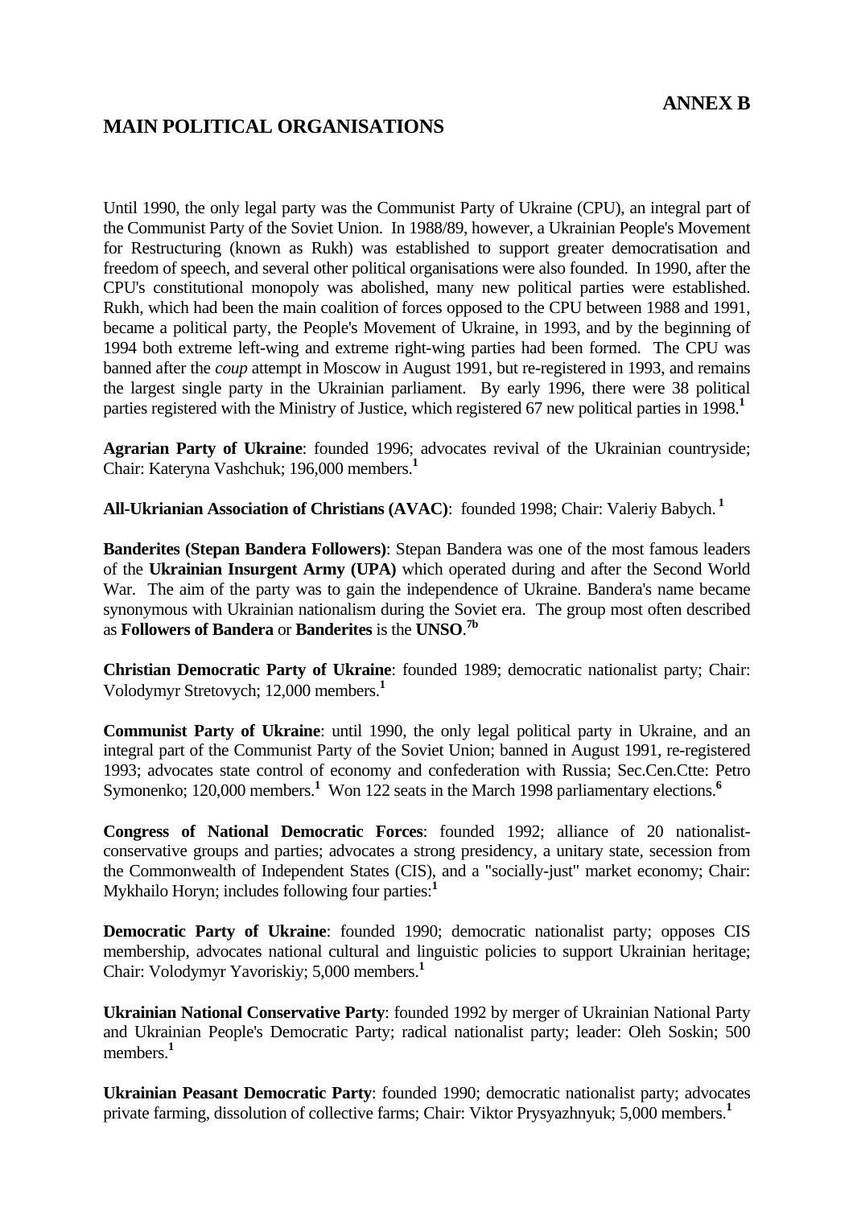## ANNEX B

## MAIN POLITICAL ORGANISATIONS

Until 1990, the only legal party was the Communist Party of Ukraine (CPU), an integral part of the Communist Party of the Soviet Union. In 1988/89, however, a Ukrainian People's Movement for Restructuring (known as Rukh) was established to support greater democratisation and freedom of speech, and several other political organisations were also founded. In 1990, after the CPU's constitutional monopoly was abolished, many new political parties were established. Rukh, which had been the main coalition of forces opposed to the CPU between 1988 and 1991, became a political party, the People's Movement of Ukraine, in 1993, and by the beginning of 1994 both extreme left-wing and extreme right-wing parties had been formed. The CPU was banned after the *coup* attempt in Moscow in August 1991, but re-registered in 1993, and remains the largest single party in the Ukrainian parliament. By early 1996, there were 38 political parties registered with the Ministry of Justice, which registered 67 new political parties in 1998.[1]

**Agrarian Party of Ukraine**: founded 1996; advocates revival of the Ukrainian countryside; Chair: Kateryna Vashchuk; 196,000 members.[1]

**All-Ukrianian Association of Christians (AVAC)**: founded 1998; Chair: Valeriy Babych.[1]

**Banderites (Stepan Bandera Followers)**: Stepan Bandera was one of the most famous leaders of the **Ukrainian Insurgent Army (UPA)** which operated during and after the Second World War. The aim of the party was to gain the independence of Ukraine. Bandera's name became synonymous with Ukrainian nationalism during the Soviet era. The group most often described as **Followers of Bandera** or **Banderites** is the **UNSO**.[7b]

**Christian Democratic Party of Ukraine**: founded 1989; democratic nationalist party; Chair: Volodymyr Stretovych; 12,000 members.[1]

**Communist Party of Ukraine**: until 1990, the only legal political party in Ukraine, and an integral part of the Communist Party of the Soviet Union; banned in August 1991, re-registered 1993; advocates state control of economy and confederation with Russia; Sec.Cen.Ctte: Petro Symonenko; 120,000 members.[1] Won 122 seats in the March 1998 parliamentary elections.[6]

**Congress of National Democratic Forces**: founded 1992; alliance of 20 nationalist-conservative groups and parties; advocates a strong presidency, a unitary state, secession from the Commonwealth of Independent States (CIS), and a "socially-just" market economy; Chair: Mykhailo Horyn; includes following four parties:[1]

**Democratic Party of Ukraine**: founded 1990; democratic nationalist party; opposes CIS membership, advocates national cultural and linguistic policies to support Ukrainian heritage; Chair: Volodymyr Yavoriskiy; 5,000 members.[1]

**Ukrainian National Conservative Party**: founded 1992 by merger of Ukrainian National Party and Ukrainian People's Democratic Party; radical nationalist party; leader: Oleh Soskin; 500 members.[1]

**Ukrainian Peasant Democratic Party**: founded 1990; democratic nationalist party; advocates private farming, dissolution of collective farms; Chair: Viktor Prysyazhnyuk; 5,000 members.[1]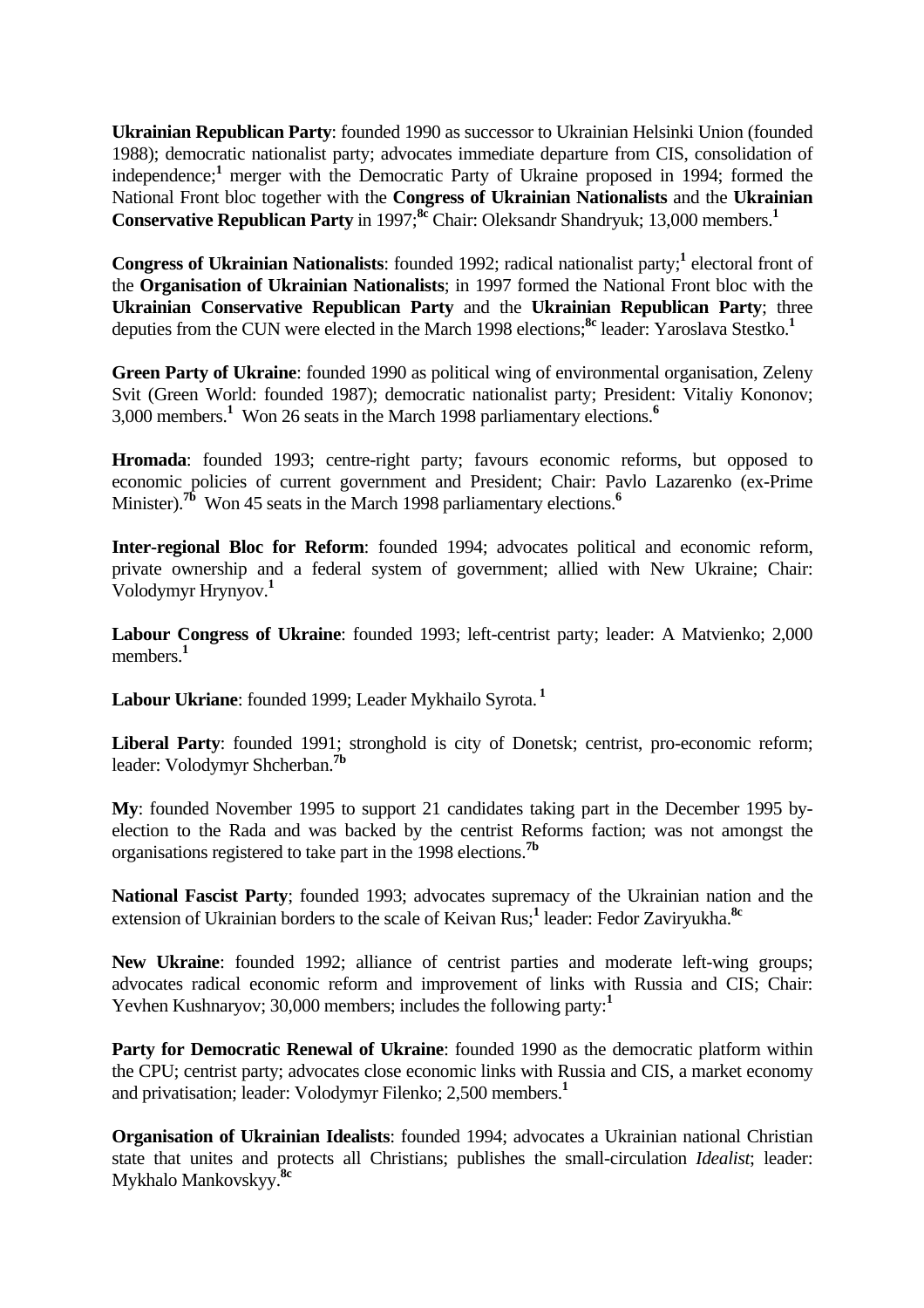**Ukrainian Republican Party**: founded 1990 as successor to Ukrainian Helsinki Union (founded 1988); democratic nationalist party; advocates immediate departure from CIS, consolidation of independence;[1] merger with the Democratic Party of Ukraine proposed in 1994; formed the National Front bloc together with the **Congress of Ukrainian Nationalists** and the **Ukrainian Conservative Republican Party** in 1997;[8c] Chair: Oleksandr Shandryuk; 13,000 members.[1]

**Congress of Ukrainian Nationalists**: founded 1992; radical nationalist party;[1] electoral front of the **Organisation of Ukrainian Nationalists**; in 1997 formed the National Front bloc with the **Ukrainian Conservative Republican Party** and the **Ukrainian Republican Party**; three deputies from the CUN were elected in the March 1998 elections;[8c] leader: Yaroslava Stestko.[1]

**Green Party of Ukraine**: founded 1990 as political wing of environmental organisation, Zeleny Svit (Green World: founded 1987); democratic nationalist party; President: Vitaliy Kononov; 3,000 members.[1] Won 26 seats in the March 1998 parliamentary elections.[6]

**Hromada**: founded 1993; centre-right party; favours economic reforms, but opposed to economic policies of current government and President; Chair: Pavlo Lazarenko (ex-Prime Minister).[7b] Won 45 seats in the March 1998 parliamentary elections.[6]

**Inter-regional Bloc for Reform**: founded 1994; advocates political and economic reform, private ownership and a federal system of government; allied with New Ukraine; Chair: Volodymyr Hrynyov.[1]

**Labour Congress of Ukraine**: founded 1993; left-centrist party; leader: A Matvienko; 2,000 members.[1]

**Labour Ukriane**: founded 1999; Leader Mykhailo Syrota.[1]

**Liberal Party**: founded 1991; stronghold is city of Donetsk; centrist, pro-economic reform; leader: Volodymyr Shcherban.[7b]

**My**: founded November 1995 to support 21 candidates taking part in the December 1995 by-election to the Rada and was backed by the centrist Reforms faction; was not amongst the organisations registered to take part in the 1998 elections.[7b]

**National Fascist Party**; founded 1993; advocates supremacy of the Ukrainian nation and the extension of Ukrainian borders to the scale of Keivan Rus;[1] leader: Fedor Zaviryukha.[8c]

**New Ukraine**: founded 1992; alliance of centrist parties and moderate left-wing groups; advocates radical economic reform and improvement of links with Russia and CIS; Chair: Yevhen Kushnaryov; 30,000 members; includes the following party:[1]

**Party for Democratic Renewal of Ukraine**: founded 1990 as the democratic platform within the CPU; centrist party; advocates close economic links with Russia and CIS, a market economy and privatisation; leader: Volodymyr Filenko; 2,500 members.[1]

**Organisation of Ukrainian Idealists**: founded 1994; advocates a Ukrainian national Christian state that unites and protects all Christians; publishes the small-circulation *Idealist*; leader: Mykhalo Mankovskyy.[8c]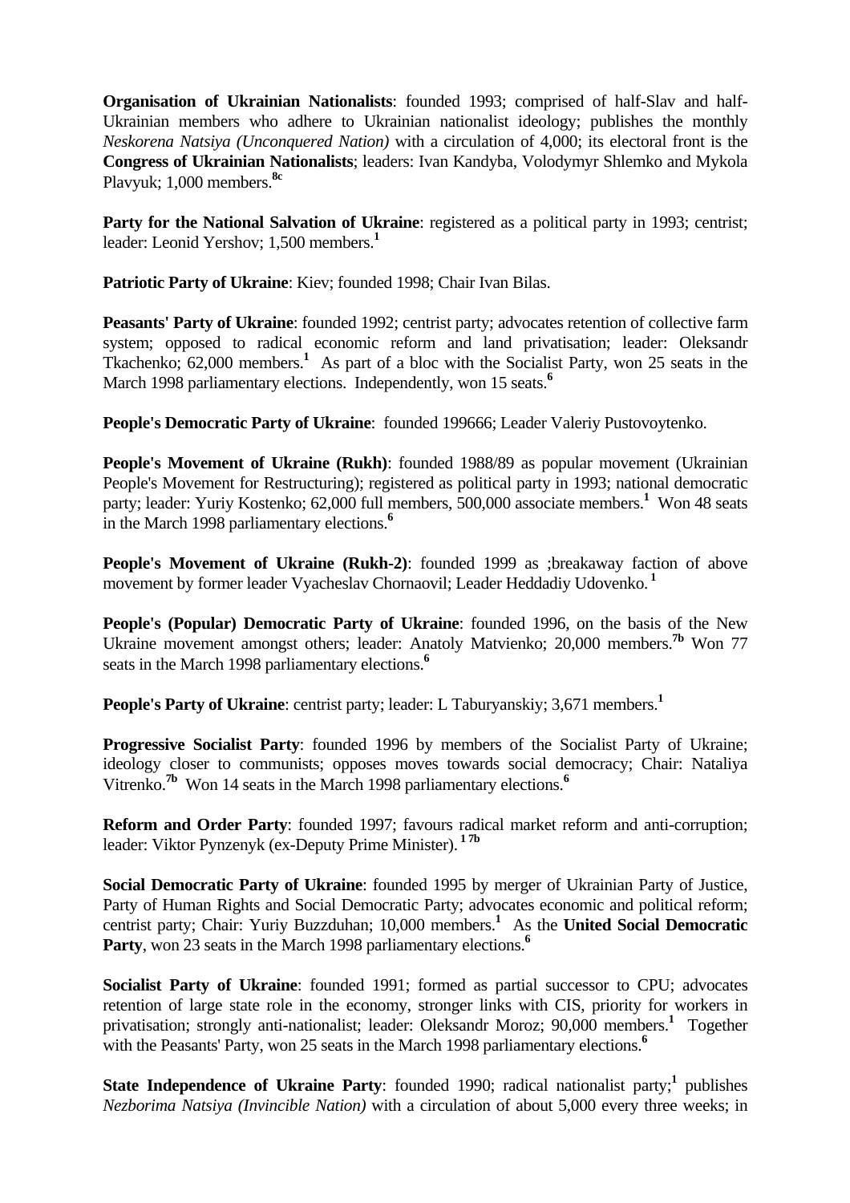**Organisation of Ukrainian Nationalists**: founded 1993; comprised of half-Slav and half-Ukrainian members who adhere to Ukrainian nationalist ideology; publishes the monthly *Neskorena Natsiya (Unconquered Nation)* with a circulation of 4,000; its electoral front is the **Congress of Ukrainian Nationalists**; leaders: Ivan Kandyba, Volodymyr Shlemko and Mykola Plavyuk; 1,000 members.[8c]

**Party for the National Salvation of Ukraine**: registered as a political party in 1993; centrist; leader: Leonid Yershov; 1,500 members.[1]

**Patriotic Party of Ukraine**: Kiev; founded 1998; Chair Ivan Bilas.

**Peasants' Party of Ukraine**: founded 1992; centrist party; advocates retention of collective farm system; opposed to radical economic reform and land privatisation; leader: Oleksandr Tkachenko; 62,000 members.[1] As part of a bloc with the Socialist Party, won 25 seats in the March 1998 parliamentary elections. Independently, won 15 seats.[6]

**People's Democratic Party of Ukraine**: founded 199666; Leader Valeriy Pustovoytenko.

**People's Movement of Ukraine (Rukh)**: founded 1988/89 as popular movement (Ukrainian People's Movement for Restructuring); registered as political party in 1993; national democratic party; leader: Yuriy Kostenko; 62,000 full members, 500,000 associate members.[1] Won 48 seats in the March 1998 parliamentary elections.[6]

**People's Movement of Ukraine (Rukh-2)**: founded 1999 as ;breakaway faction of above movement by former leader Vyacheslav Chornaovil; Leader Heddadiy Udovenko.[1]

**People's (Popular) Democratic Party of Ukraine**: founded 1996, on the basis of the New Ukraine movement amongst others; leader: Anatoly Matvienko; 20,000 members.[7b] Won 77 seats in the March 1998 parliamentary elections.[6]

**People's Party of Ukraine**: centrist party; leader: L Taburyanskiy; 3,671 members.[1]

**Progressive Socialist Party**: founded 1996 by members of the Socialist Party of Ukraine; ideology closer to communists; opposes moves towards social democracy; Chair: Nataliya Vitrenko.[7b] Won 14 seats in the March 1998 parliamentary elections.[6]

**Reform and Order Party**: founded 1997; favours radical market reform and anti-corruption; leader: Viktor Pynzenyk (ex-Deputy Prime Minister).[1 7b]

**Social Democratic Party of Ukraine**: founded 1995 by merger of Ukrainian Party of Justice, Party of Human Rights and Social Democratic Party; advocates economic and political reform; centrist party; Chair: Yuriy Buzzduhan; 10,000 members.[1] As the **United Social Democratic Party**, won 23 seats in the March 1998 parliamentary elections.[6]

**Socialist Party of Ukraine**: founded 1991; formed as partial successor to CPU; advocates retention of large state role in the economy, stronger links with CIS, priority for workers in privatisation; strongly anti-nationalist; leader: Oleksandr Moroz; 90,000 members.[1] Together with the Peasants' Party, won 25 seats in the March 1998 parliamentary elections.[6]

**State Independence of Ukraine Party**: founded 1990; radical nationalist party;[1] publishes *Nezborima Natsiya (Invincible Nation)* with a circulation of about 5,000 every three weeks; in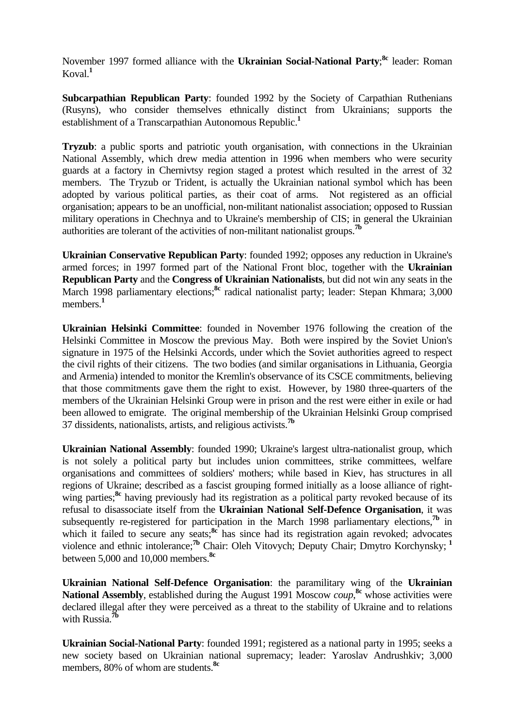November 1997 formed alliance with the **Ukrainian Social-National Party**;[8c] leader: Roman Koval.[1]

**Subcarpathian Republican Party**: founded 1992 by the Society of Carpathian Ruthenians (Rusyns), who consider themselves ethnically distinct from Ukrainians; supports the establishment of a Transcarpathian Autonomous Republic.[1]

**Tryzub**: a public sports and patriotic youth organisation, with connections in the Ukrainian National Assembly, which drew media attention in 1996 when members who were security guards at a factory in Chernivtsy region staged a protest which resulted in the arrest of 32 members. The Tryzub or Trident, is actually the Ukrainian national symbol which has been adopted by various political parties, as their coat of arms. Not registered as an official organisation; appears to be an unofficial, non-militant nationalist association; opposed to Russian military operations in Chechnya and to Ukraine's membership of CIS; in general the Ukrainian authorities are tolerant of the activities of non-militant nationalist groups.[7b]

**Ukrainian Conservative Republican Party**: founded 1992; opposes any reduction in Ukraine's armed forces; in 1997 formed part of the National Front bloc, together with the **Ukrainian Republican Party** and the **Congress of Ukrainian Nationalists**, but did not win any seats in the March 1998 parliamentary elections;[8c] radical nationalist party; leader: Stepan Khmara; 3,000 members.[1]

**Ukrainian Helsinki Committee**: founded in November 1976 following the creation of the Helsinki Committee in Moscow the previous May. Both were inspired by the Soviet Union's signature in 1975 of the Helsinki Accords, under which the Soviet authorities agreed to respect the civil rights of their citizens. The two bodies (and similar organisations in Lithuania, Georgia and Armenia) intended to monitor the Kremlin's observance of its CSCE commitments, believing that those commitments gave them the right to exist. However, by 1980 three-quarters of the members of the Ukrainian Helsinki Group were in prison and the rest were either in exile or had been allowed to emigrate. The original membership of the Ukrainian Helsinki Group comprised 37 dissidents, nationalists, artists, and religious activists.[7b]

**Ukrainian National Assembly**: founded 1990; Ukraine's largest ultra-nationalist group, which is not solely a political party but includes union committees, strike committees, welfare organisations and committees of soldiers' mothers; while based in Kiev, has structures in all regions of Ukraine; described as a fascist grouping formed initially as a loose alliance of right-wing parties;[8c] having previously had its registration as a political party revoked because of its refusal to disassociate itself from the **Ukrainian National Self-Defence Organisation**, it was subsequently re-registered for participation in the March 1998 parliamentary elections,[7b] in which it failed to secure any seats;[8c] has since had its registration again revoked; advocates violence and ethnic intolerance;[7b] Chair: Oleh Vitovych; Deputy Chair; Dmytro Korchynsky; [1] between 5,000 and 10,000 members.[8c]

**Ukrainian National Self-Defence Organisation**: the paramilitary wing of the **Ukrainian National Assembly**, established during the August 1991 Moscow *coup*,[8c] whose activities were declared illegal after they were perceived as a threat to the stability of Ukraine and to relations with Russia.[7b]

**Ukrainian Social-National Party**: founded 1991; registered as a national party in 1995; seeks a new society based on Ukrainian national supremacy; leader: Yaroslav Andrushkiv; 3,000 members, 80% of whom are students.[8c]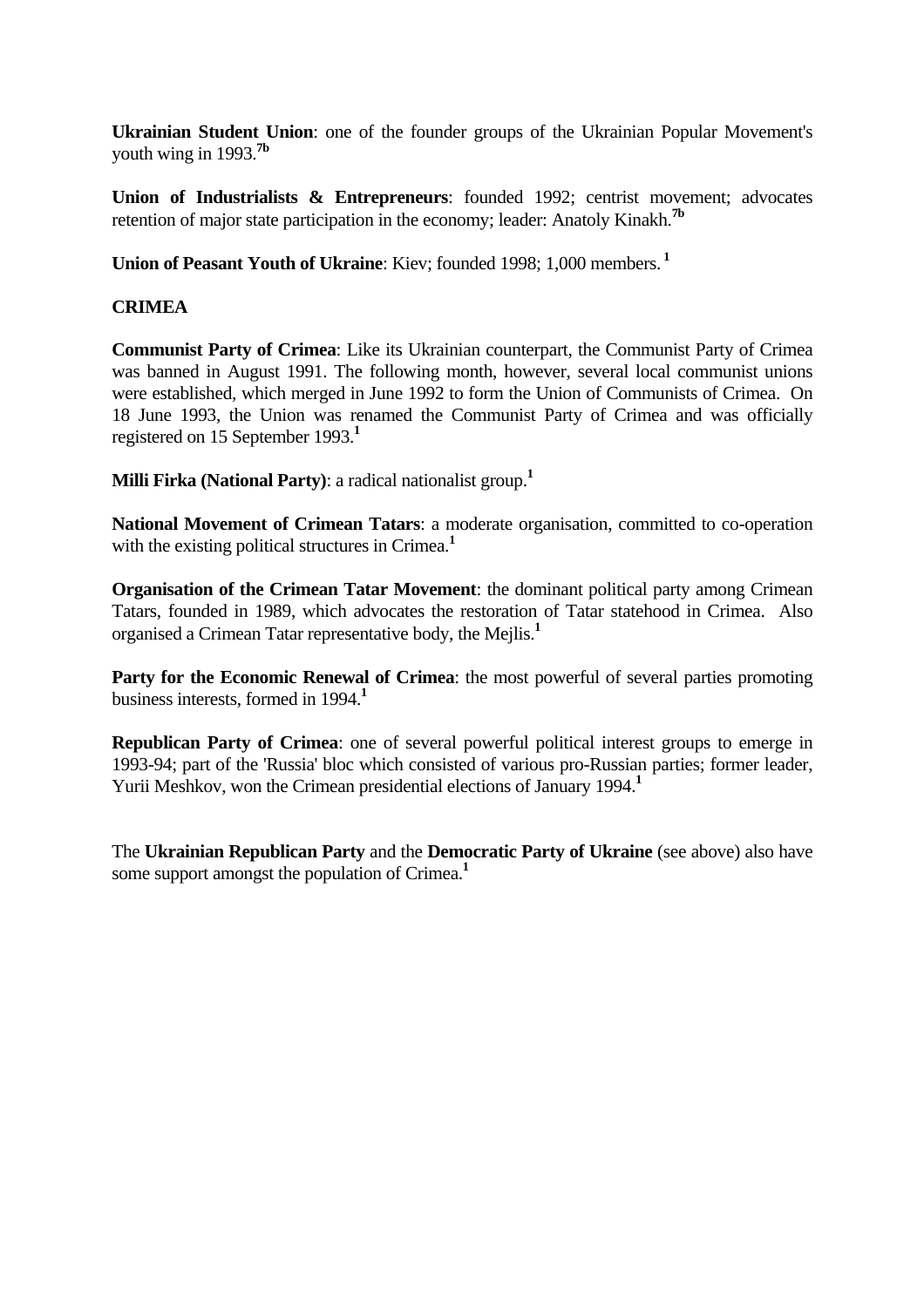**Ukrainian Student Union**: one of the founder groups of the Ukrainian Popular Movement's youth wing in 1993.[7b]

**Union of Industrialists & Entrepreneurs**: founded 1992; centrist movement; advocates retention of major state participation in the economy; leader: Anatoly Kinakh.[7b]

**Union of Peasant Youth of Ukraine**: Kiev; founded 1998; 1,000 members.[1]

**CRIMEA**

**Communist Party of Crimea**: Like its Ukrainian counterpart, the Communist Party of Crimea was banned in August 1991. The following month, however, several local communist unions were established, which merged in June 1992 to form the Union of Communists of Crimea. On 18 June 1993, the Union was renamed the Communist Party of Crimea and was officially registered on 15 September 1993.[1]

**Milli Firka (National Party)**: a radical nationalist group.[1]

**National Movement of Crimean Tatars**: a moderate organisation, committed to co-operation with the existing political structures in Crimea.[1]

**Organisation of the Crimean Tatar Movement**: the dominant political party among Crimean Tatars, founded in 1989, which advocates the restoration of Tatar statehood in Crimea. Also organised a Crimean Tatar representative body, the Mejlis.[1]

**Party for the Economic Renewal of Crimea**: the most powerful of several parties promoting business interests, formed in 1994.[1]

**Republican Party of Crimea**: one of several powerful political interest groups to emerge in 1993-94; part of the 'Russia' bloc which consisted of various pro-Russian parties; former leader, Yurii Meshkov, won the Crimean presidential elections of January 1994.[1]

The **Ukrainian Republican Party** and the **Democratic Party of Ukraine** (see above) also have some support amongst the population of Crimea.[1]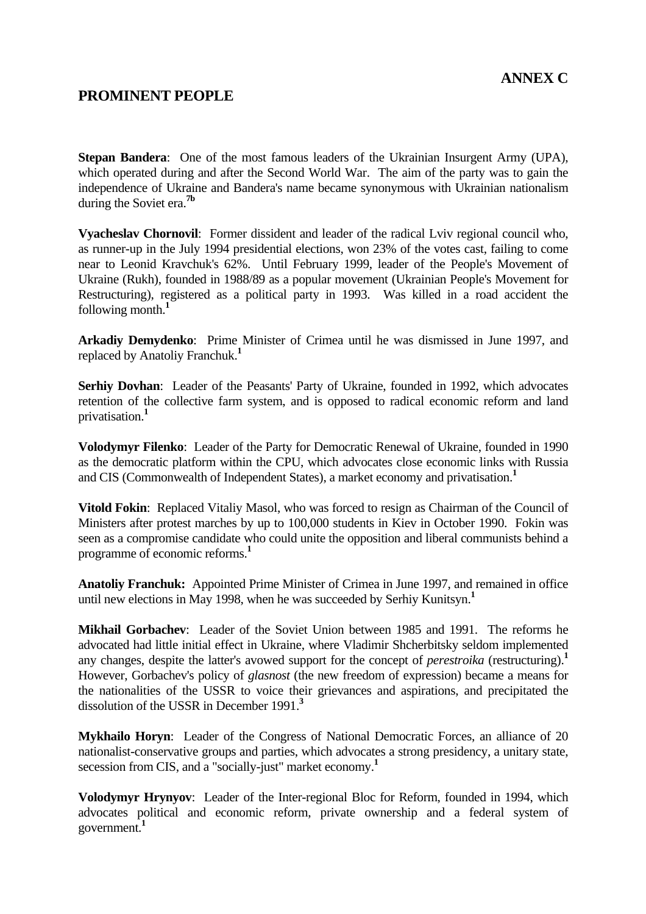## ANNEX C

## PROMINENT PEOPLE

**Stepan Bandera**: One of the most famous leaders of the Ukrainian Insurgent Army (UPA), which operated during and after the Second World War. The aim of the party was to gain the independence of Ukraine and Bandera's name became synonymous with Ukrainian nationalism during the Soviet era.[7b]

**Vyacheslav Chornovil**: Former dissident and leader of the radical Lviv regional council who, as runner-up in the July 1994 presidential elections, won 23% of the votes cast, failing to come near to Leonid Kravchuk's 62%. Until February 1999, leader of the People's Movement of Ukraine (Rukh), founded in 1988/89 as a popular movement (Ukrainian People's Movement for Restructuring), registered as a political party in 1993. Was killed in a road accident the following month.[1]

**Arkadiy Demydenko**: Prime Minister of Crimea until he was dismissed in June 1997, and replaced by Anatoliy Franchuk.[1]

**Serhiy Dovhan**: Leader of the Peasants' Party of Ukraine, founded in 1992, which advocates retention of the collective farm system, and is opposed to radical economic reform and land privatisation.[1]

**Volodymyr Filenko**: Leader of the Party for Democratic Renewal of Ukraine, founded in 1990 as the democratic platform within the CPU, which advocates close economic links with Russia and CIS (Commonwealth of Independent States), a market economy and privatisation.[1]

**Vitold Fokin**: Replaced Vitaliy Masol, who was forced to resign as Chairman of the Council of Ministers after protest marches by up to 100,000 students in Kiev in October 1990. Fokin was seen as a compromise candidate who could unite the opposition and liberal communists behind a programme of economic reforms.[1]

**Anatoliy Franchuk:** Appointed Prime Minister of Crimea in June 1997, and remained in office until new elections in May 1998, when he was succeeded by Serhiy Kunitsyn.[1]

**Mikhail Gorbachev**: Leader of the Soviet Union between 1985 and 1991. The reforms he advocated had little initial effect in Ukraine, where Vladimir Shcherbitsky seldom implemented any changes, despite the latter's avowed support for the concept of *perestroika* (restructuring).[1] However, Gorbachev's policy of *glasnost* (the new freedom of expression) became a means for the nationalities of the USSR to voice their grievances and aspirations, and precipitated the dissolution of the USSR in December 1991.[3]

**Mykhailo Horyn**: Leader of the Congress of National Democratic Forces, an alliance of 20 nationalist-conservative groups and parties, which advocates a strong presidency, a unitary state, secession from CIS, and a "socially-just" market economy.[1]

**Volodymyr Hrynyov**: Leader of the Inter-regional Bloc for Reform, founded in 1994, which advocates political and economic reform, private ownership and a federal system of government.[1]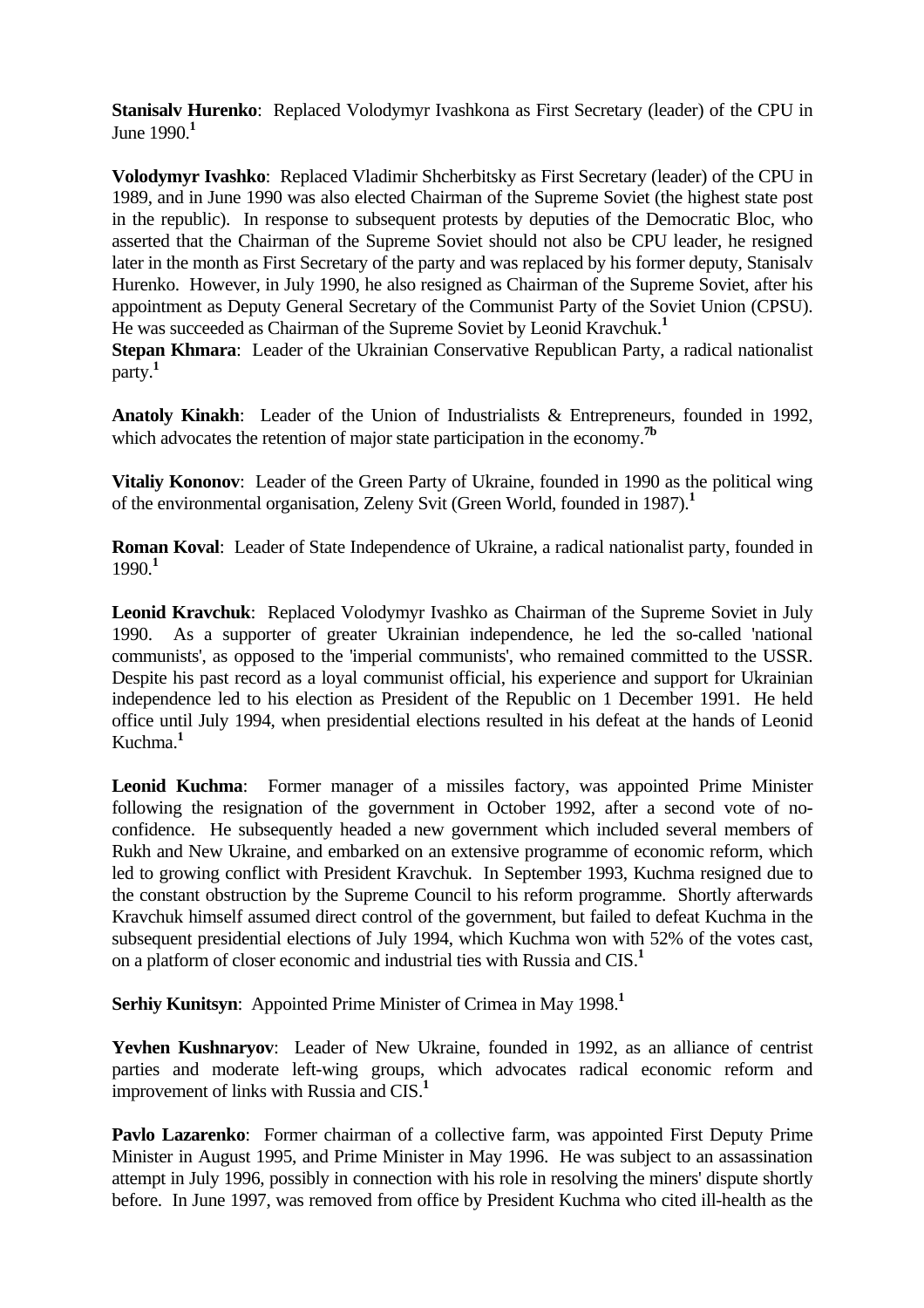**Stanisalv Hurenko**: Replaced Volodymyr Ivashkona as First Secretary (leader) of the CPU in June 1990.[1]

**Volodymyr Ivashko**: Replaced Vladimir Shcherbitsky as First Secretary (leader) of the CPU in 1989, and in June 1990 was also elected Chairman of the Supreme Soviet (the highest state post in the republic). In response to subsequent protests by deputies of the Democratic Bloc, who asserted that the Chairman of the Supreme Soviet should not also be CPU leader, he resigned later in the month as First Secretary of the party and was replaced by his former deputy, Stanisalv Hurenko. However, in July 1990, he also resigned as Chairman of the Supreme Soviet, after his appointment as Deputy General Secretary of the Communist Party of the Soviet Union (CPSU). He was succeeded as Chairman of the Supreme Soviet by Leonid Kravchuk.[1]

**Stepan Khmara**: Leader of the Ukrainian Conservative Republican Party, a radical nationalist party.[1]

**Anatoly Kinakh**: Leader of the Union of Industrialists & Entrepreneurs, founded in 1992, which advocates the retention of major state participation in the economy.[7b]

**Vitaliy Kononov**: Leader of the Green Party of Ukraine, founded in 1990 as the political wing of the environmental organisation, Zeleny Svit (Green World, founded in 1987).[1]

**Roman Koval**: Leader of State Independence of Ukraine, a radical nationalist party, founded in 1990.[1]

**Leonid Kravchuk**: Replaced Volodymyr Ivashko as Chairman of the Supreme Soviet in July 1990. As a supporter of greater Ukrainian independence, he led the so-called 'national communists', as opposed to the 'imperial communists', who remained committed to the USSR. Despite his past record as a loyal communist official, his experience and support for Ukrainian independence led to his election as President of the Republic on 1 December 1991. He held office until July 1994, when presidential elections resulted in his defeat at the hands of Leonid Kuchma.[1]

**Leonid Kuchma**: Former manager of a missiles factory, was appointed Prime Minister following the resignation of the government in October 1992, after a second vote of no-confidence. He subsequently headed a new government which included several members of Rukh and New Ukraine, and embarked on an extensive programme of economic reform, which led to growing conflict with President Kravchuk. In September 1993, Kuchma resigned due to the constant obstruction by the Supreme Council to his reform programme. Shortly afterwards Kravchuk himself assumed direct control of the government, but failed to defeat Kuchma in the subsequent presidential elections of July 1994, which Kuchma won with 52% of the votes cast, on a platform of closer economic and industrial ties with Russia and CIS.[1]

**Serhiy Kunitsyn**: Appointed Prime Minister of Crimea in May 1998.[1]

**Yevhen Kushnaryov**: Leader of New Ukraine, founded in 1992, as an alliance of centrist parties and moderate left-wing groups, which advocates radical economic reform and improvement of links with Russia and CIS.[1]

**Pavlo Lazarenko**: Former chairman of a collective farm, was appointed First Deputy Prime Minister in August 1995, and Prime Minister in May 1996. He was subject to an assassination attempt in July 1996, possibly in connection with his role in resolving the miners' dispute shortly before. In June 1997, was removed from office by President Kuchma who cited ill-health as the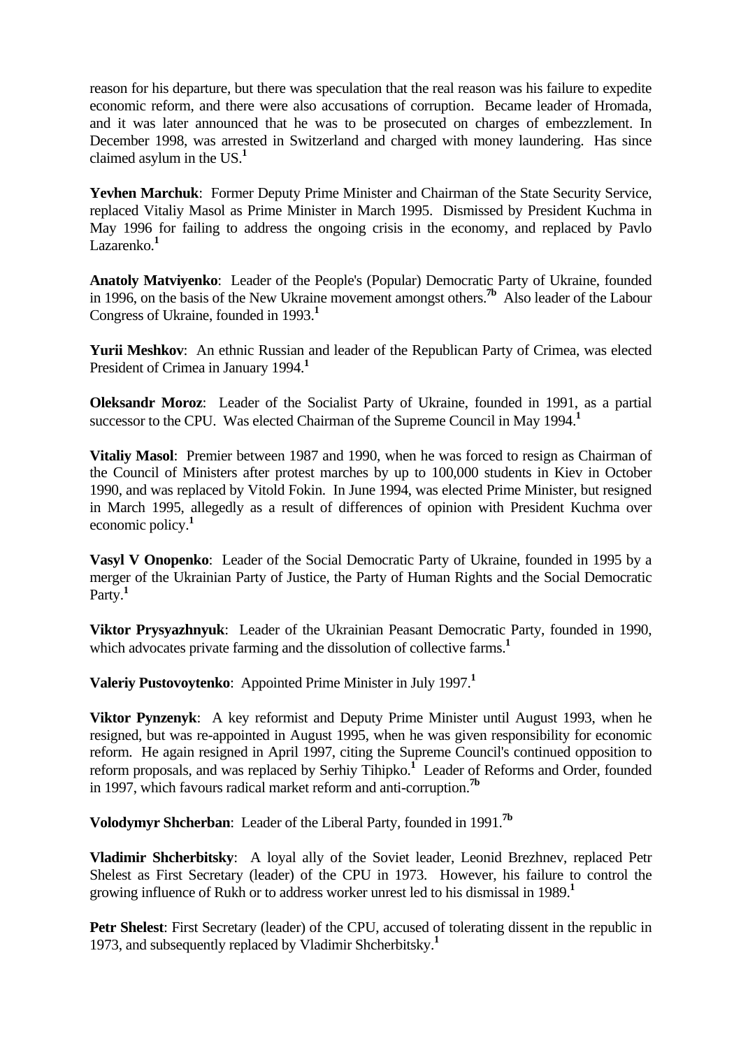reason for his departure, but there was speculation that the real reason was his failure to expedite economic reform, and there were also accusations of corruption. Became leader of Hromada, and it was later announced that he was to be prosecuted on charges of embezzlement. In December 1998, was arrested in Switzerland and charged with money laundering. Has since claimed asylum in the US.[1]

**Yevhen Marchuk**: Former Deputy Prime Minister and Chairman of the State Security Service, replaced Vitaliy Masol as Prime Minister in March 1995. Dismissed by President Kuchma in May 1996 for failing to address the ongoing crisis in the economy, and replaced by Pavlo Lazarenko.[1]

**Anatoly Matviyenko**: Leader of the People's (Popular) Democratic Party of Ukraine, founded in 1996, on the basis of the New Ukraine movement amongst others.[7b] Also leader of the Labour Congress of Ukraine, founded in 1993.[1]

**Yurii Meshkov**: An ethnic Russian and leader of the Republican Party of Crimea, was elected President of Crimea in January 1994.[1]

**Oleksandr Moroz**: Leader of the Socialist Party of Ukraine, founded in 1991, as a partial successor to the CPU. Was elected Chairman of the Supreme Council in May 1994.[1]

**Vitaliy Masol**: Premier between 1987 and 1990, when he was forced to resign as Chairman of the Council of Ministers after protest marches by up to 100,000 students in Kiev in October 1990, and was replaced by Vitold Fokin. In June 1994, was elected Prime Minister, but resigned in March 1995, allegedly as a result of differences of opinion with President Kuchma over economic policy.[1]

**Vasyl V Onopenko**: Leader of the Social Democratic Party of Ukraine, founded in 1995 by a merger of the Ukrainian Party of Justice, the Party of Human Rights and the Social Democratic Party.[1]

**Viktor Prysyazhnyuk**: Leader of the Ukrainian Peasant Democratic Party, founded in 1990, which advocates private farming and the dissolution of collective farms.[1]

**Valeriy Pustovoytenko**: Appointed Prime Minister in July 1997.[1]

**Viktor Pynzenyk**: A key reformist and Deputy Prime Minister until August 1993, when he resigned, but was re-appointed in August 1995, when he was given responsibility for economic reform. He again resigned in April 1997, citing the Supreme Council's continued opposition to reform proposals, and was replaced by Serhiy Tihipko.[1] Leader of Reforms and Order, founded in 1997, which favours radical market reform and anti-corruption.[7b]

**Volodymyr Shcherban**: Leader of the Liberal Party, founded in 1991.[7b]

**Vladimir Shcherbitsky**: A loyal ally of the Soviet leader, Leonid Brezhnev, replaced Petr Shelest as First Secretary (leader) of the CPU in 1973. However, his failure to control the growing influence of Rukh or to address worker unrest led to his dismissal in 1989.[1]

**Petr Shelest**: First Secretary (leader) of the CPU, accused of tolerating dissent in the republic in 1973, and subsequently replaced by Vladimir Shcherbitsky.[1]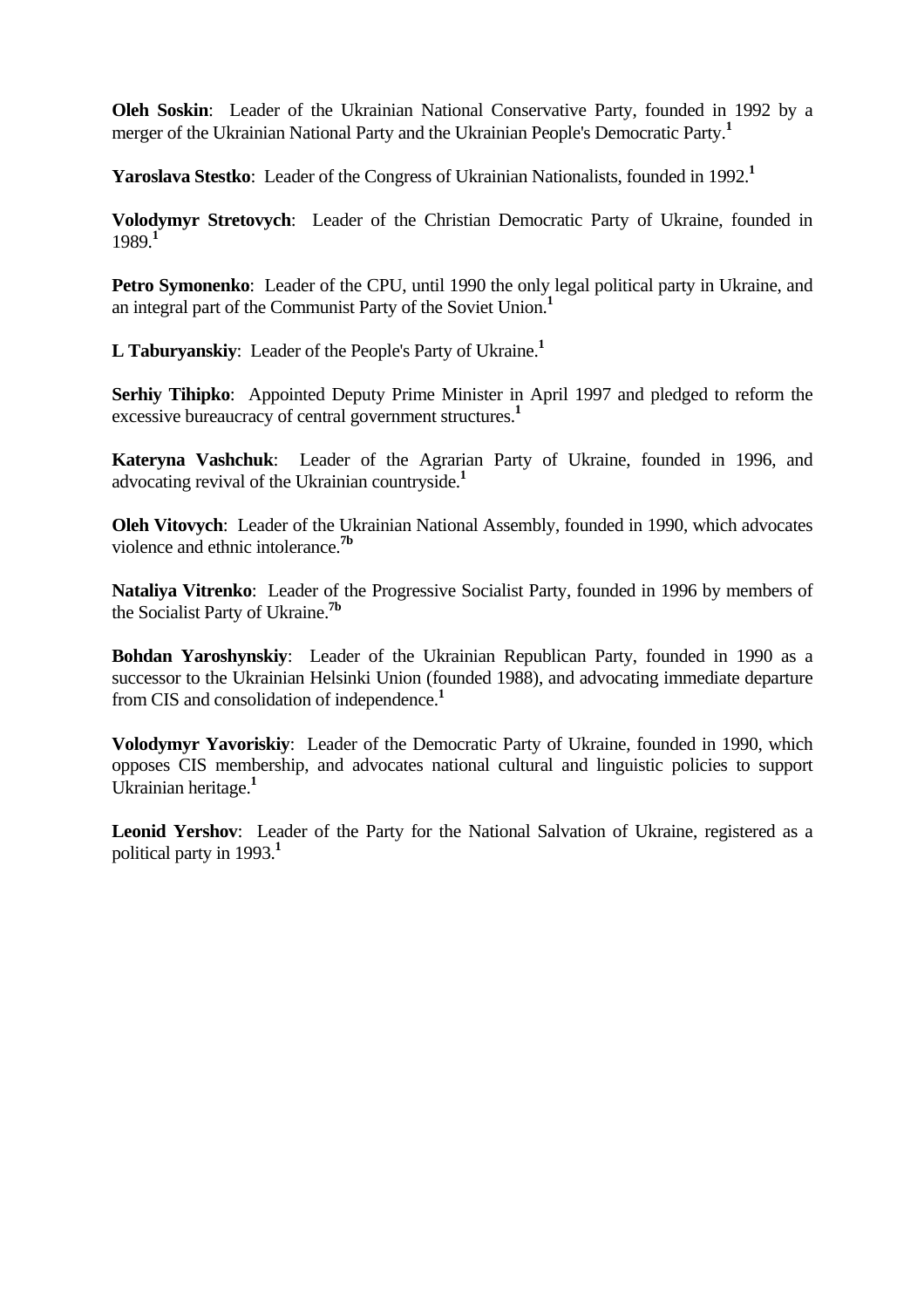**Oleh Soskin**: Leader of the Ukrainian National Conservative Party, founded in 1992 by a merger of the Ukrainian National Party and the Ukrainian People's Democratic Party.[1]

**Yaroslava Stestko**: Leader of the Congress of Ukrainian Nationalists, founded in 1992.[1]

**Volodymyr Stretovych**: Leader of the Christian Democratic Party of Ukraine, founded in 1989.[1]

**Petro Symonenko**: Leader of the CPU, until 1990 the only legal political party in Ukraine, and an integral part of the Communist Party of the Soviet Union.[1]

**L Taburyanskiy**: Leader of the People's Party of Ukraine.[1]

**Serhiy Tihipko**: Appointed Deputy Prime Minister in April 1997 and pledged to reform the excessive bureaucracy of central government structures.[1]

**Kateryna Vashchuk**: Leader of the Agrarian Party of Ukraine, founded in 1996, and advocating revival of the Ukrainian countryside.[1]

**Oleh Vitovych**: Leader of the Ukrainian National Assembly, founded in 1990, which advocates violence and ethnic intolerance.[7b]

**Nataliya Vitrenko**: Leader of the Progressive Socialist Party, founded in 1996 by members of the Socialist Party of Ukraine.[7b]

**Bohdan Yaroshynskiy**: Leader of the Ukrainian Republican Party, founded in 1990 as a successor to the Ukrainian Helsinki Union (founded 1988), and advocating immediate departure from CIS and consolidation of independence.[1]

**Volodymyr Yavoriskiy**: Leader of the Democratic Party of Ukraine, founded in 1990, which opposes CIS membership, and advocates national cultural and linguistic policies to support Ukrainian heritage.[1]

**Leonid Yershov**: Leader of the Party for the National Salvation of Ukraine, registered as a political party in 1993.[1]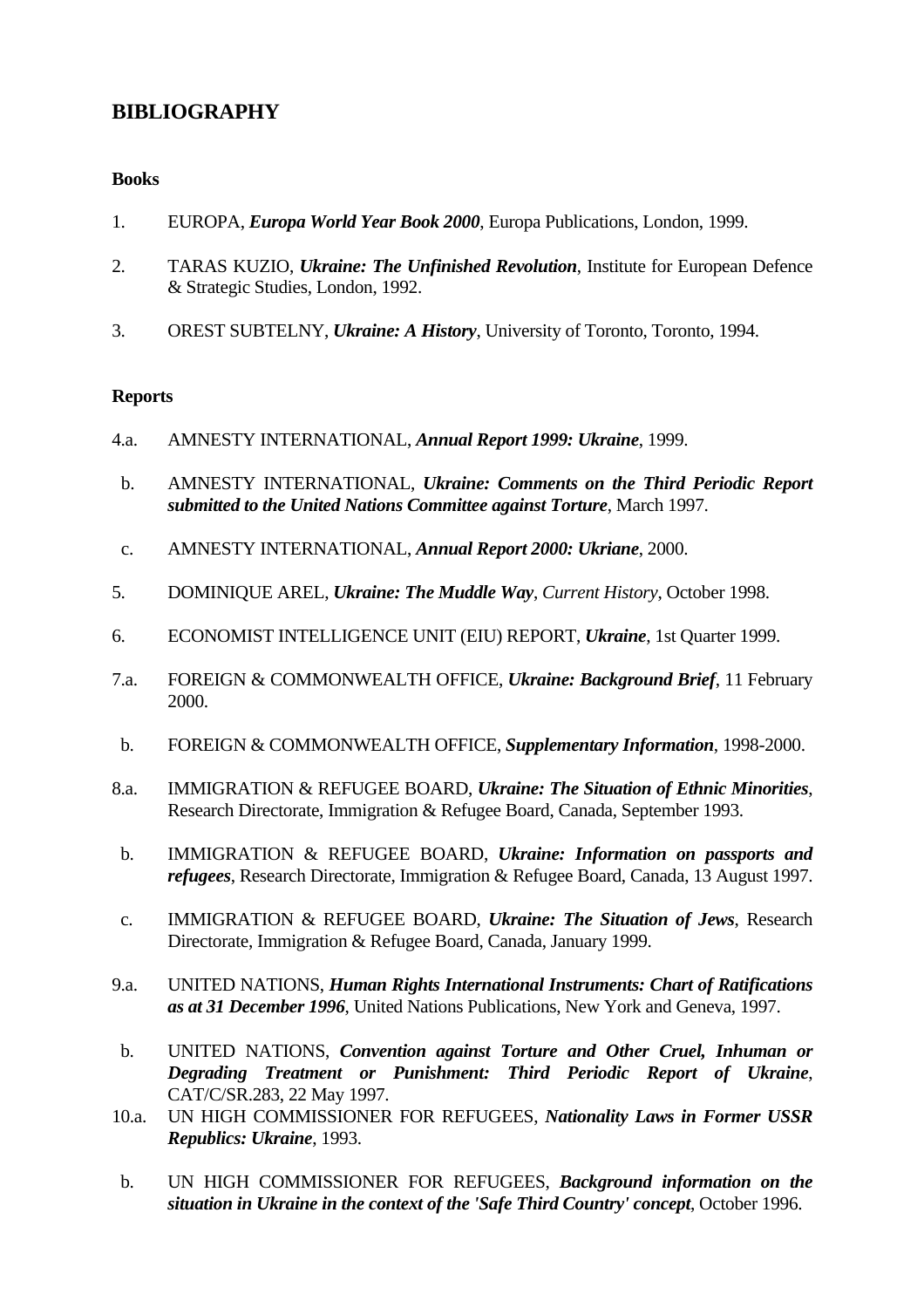## BIBLIOGRAPHY

### Books

1. EUROPA, ***Europa World Year Book 2000***, Europa Publications, London, 1999.

2. TARAS KUZIO, ***Ukraine: The Unfinished Revolution***, Institute for European Defence & Strategic Studies, London, 1992.

3. OREST SUBTELNY, ***Ukraine: A History***, University of Toronto, Toronto, 1994.

### Reports

4.a. AMNESTY INTERNATIONAL, ***Annual Report 1999: Ukraine***, 1999.

b. AMNESTY INTERNATIONAL, ***Ukraine: Comments on the Third Periodic Report submitted to the United Nations Committee against Torture***, March 1997.

c. AMNESTY INTERNATIONAL, ***Annual Report 2000: Ukriane***, 2000.

5. DOMINIQUE AREL, ***Ukraine: The Muddle Way***, *Current History*, October 1998.

6. ECONOMIST INTELLIGENCE UNIT (EIU) REPORT, ***Ukraine***, 1st Quarter 1999.

7.a. FOREIGN & COMMONWEALTH OFFICE, ***Ukraine: Background Brief***, 11 February 2000.

b. FOREIGN & COMMONWEALTH OFFICE, ***Supplementary Information***, 1998-2000.

8.a. IMMIGRATION & REFUGEE BOARD, ***Ukraine: The Situation of Ethnic Minorities***, Research Directorate, Immigration & Refugee Board, Canada, September 1993.

b. IMMIGRATION & REFUGEE BOARD, ***Ukraine: Information on passports and refugees***, Research Directorate, Immigration & Refugee Board, Canada, 13 August 1997.

c. IMMIGRATION & REFUGEE BOARD, ***Ukraine: The Situation of Jews***, Research Directorate, Immigration & Refugee Board, Canada, January 1999.

9.a. UNITED NATIONS, ***Human Rights International Instruments: Chart of Ratifications as at 31 December 1996***, United Nations Publications, New York and Geneva, 1997.

b. UNITED NATIONS, ***Convention against Torture and Other Cruel, Inhuman or Degrading Treatment or Punishment: Third Periodic Report of Ukraine***, CAT/C/SR.283, 22 May 1997.

10.a. UN HIGH COMMISSIONER FOR REFUGEES, ***Nationality Laws in Former USSR Republics: Ukraine***, 1993.

b. UN HIGH COMMISSIONER FOR REFUGEES, ***Background information on the situation in Ukraine in the context of the 'Safe Third Country' concept***, October 1996.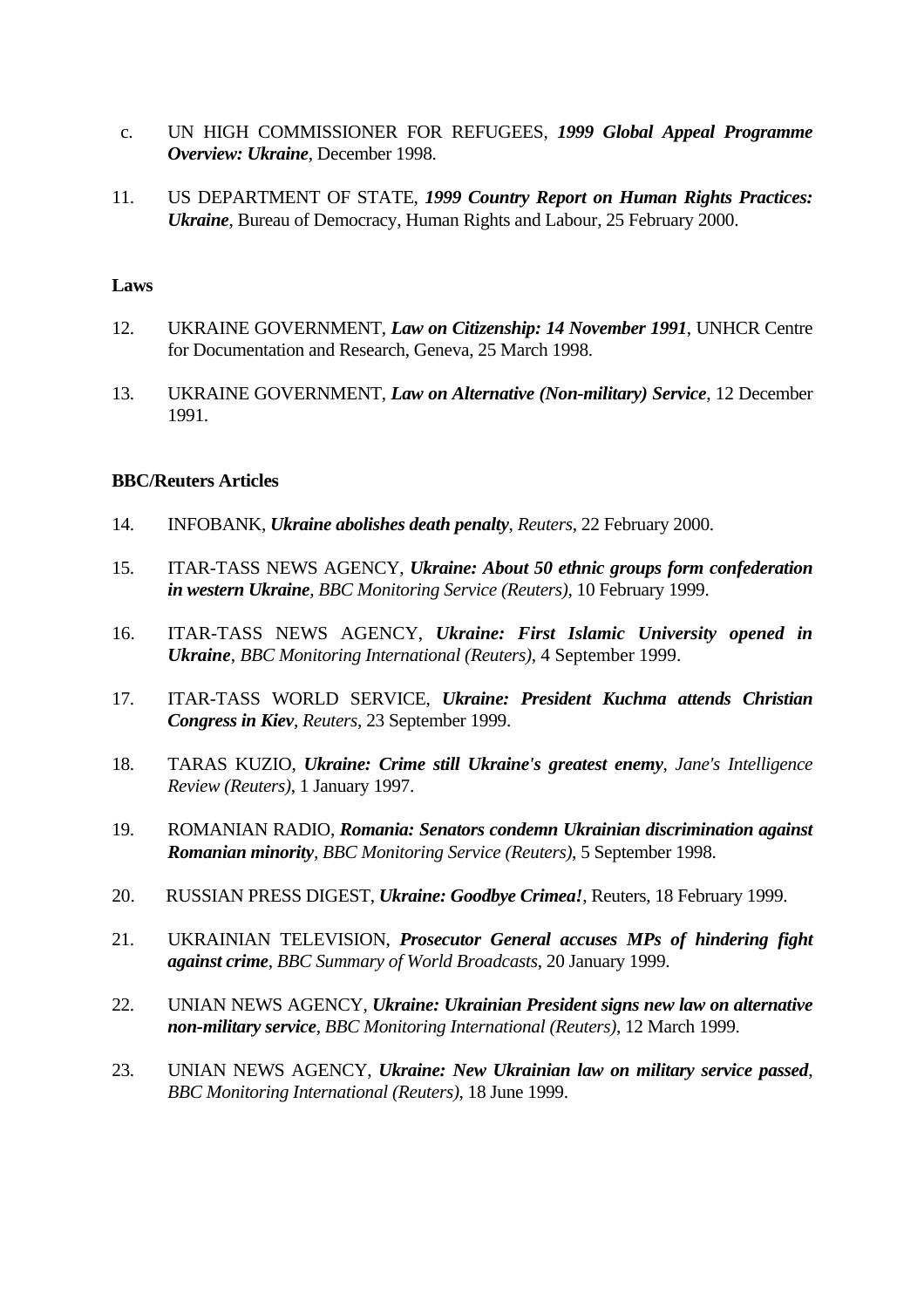c. UN HIGH COMMISSIONER FOR REFUGEES, ***1999 Global Appeal Programme Overview: Ukraine***, December 1998.

11. US DEPARTMENT OF STATE, ***1999 Country Report on Human Rights Practices: Ukraine***, Bureau of Democracy, Human Rights and Labour, 25 February 2000.

**Laws**

12. UKRAINE GOVERNMENT, ***Law on Citizenship: 14 November 1991***, UNHCR Centre for Documentation and Research, Geneva, 25 March 1998.

13. UKRAINE GOVERNMENT, ***Law on Alternative (Non-military) Service***, 12 December 1991.

**BBC/Reuters Articles**

14. INFOBANK, ***Ukraine abolishes death penalty***, *Reuters*, 22 February 2000.

15. ITAR-TASS NEWS AGENCY, ***Ukraine: About 50 ethnic groups form confederation in western Ukraine***, *BBC Monitoring Service (Reuters)*, 10 February 1999.

16. ITAR-TASS NEWS AGENCY, ***Ukraine: First Islamic University opened in Ukraine***, *BBC Monitoring International (Reuters)*, 4 September 1999.

17. ITAR-TASS WORLD SERVICE, ***Ukraine: President Kuchma attends Christian Congress in Kiev***, *Reuters*, 23 September 1999.

18. TARAS KUZIO, ***Ukraine: Crime still Ukraine's greatest enemy***, *Jane's Intelligence Review (Reuters)*, 1 January 1997.

19. ROMANIAN RADIO, ***Romania: Senators condemn Ukrainian discrimination against Romanian minority***, *BBC Monitoring Service (Reuters)*, 5 September 1998.

20. RUSSIAN PRESS DIGEST, ***Ukraine: Goodbye Crimea!***, Reuters, 18 February 1999.

21. UKRAINIAN TELEVISION, ***Prosecutor General accuses MPs of hindering fight against crime***, *BBC Summary of World Broadcasts*, 20 January 1999.

22. UNIAN NEWS AGENCY, ***Ukraine: Ukrainian President signs new law on alternative non-military service***, *BBC Monitoring International (Reuters)*, 12 March 1999.

23. UNIAN NEWS AGENCY, ***Ukraine: New Ukrainian law on military service passed***, *BBC Monitoring International (Reuters)*, 18 June 1999.